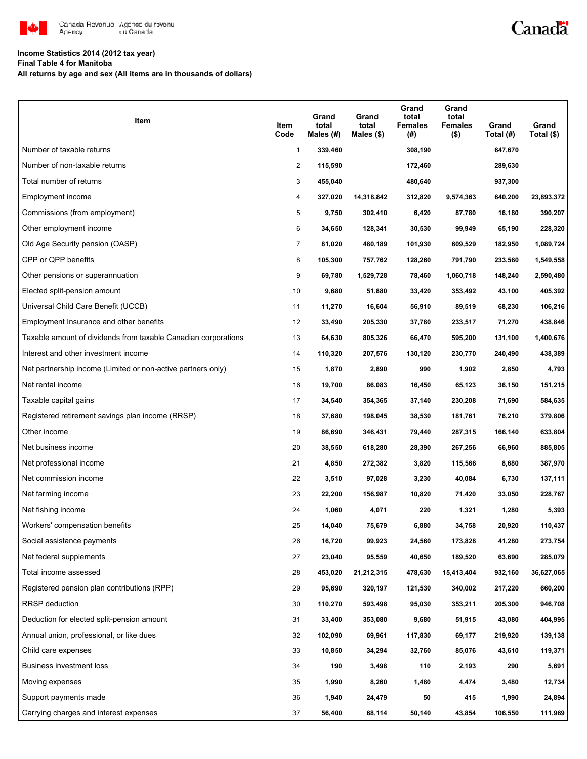Canada Revenue Agency / Agence du revenu du Canada

**Income Statistics 2014 (2012 tax year)**
**Final Table 4 for Manitoba**
**All returns by age and sex (All items are in thousands of dollars)**

| Item | Item Code | Grand total Males (#) | Grand total Males ($) | Grand total Females (#) | Grand total Females ($) | Grand Total (#) | Grand Total ($) |
|---|---|---|---|---|---|---|---|
| Number of taxable returns | 1 | 339,460 | | 308,190 | | 647,670 | |
| Number of non-taxable returns | 2 | 115,590 | | 172,460 | | 289,630 | |
| Total number of returns | 3 | 455,040 | | 480,640 | | 937,300 | |
| Employment income | 4 | 327,020 | 14,318,842 | 312,820 | 9,574,363 | 640,200 | 23,893,372 |
| Commissions (from employment) | 5 | 9,750 | 302,410 | 6,420 | 87,780 | 16,180 | 390,207 |
| Other employment income | 6 | 34,650 | 128,341 | 30,530 | 99,949 | 65,190 | 228,320 |
| Old Age Security pension (OASP) | 7 | 81,020 | 480,189 | 101,930 | 609,529 | 182,950 | 1,089,724 |
| CPP or QPP benefits | 8 | 105,300 | 757,762 | 128,260 | 791,790 | 233,560 | 1,549,558 |
| Other pensions or superannuation | 9 | 69,780 | 1,529,728 | 78,460 | 1,060,718 | 148,240 | 2,590,480 |
| Elected split-pension amount | 10 | 9,680 | 51,880 | 33,420 | 353,492 | 43,100 | 405,392 |
| Universal Child Care Benefit (UCCB) | 11 | 11,270 | 16,604 | 56,910 | 89,519 | 68,230 | 106,216 |
| Employment Insurance and other benefits | 12 | 33,490 | 205,330 | 37,780 | 233,517 | 71,270 | 438,846 |
| Taxable amount of dividends from taxable Canadian corporations | 13 | 64,630 | 805,326 | 66,470 | 595,200 | 131,100 | 1,400,676 |
| Interest and other investment income | 14 | 110,320 | 207,576 | 130,120 | 230,770 | 240,490 | 438,389 |
| Net partnership income (Limited or non-active partners only) | 15 | 1,870 | 2,890 | 990 | 1,902 | 2,850 | 4,793 |
| Net rental income | 16 | 19,700 | 86,083 | 16,450 | 65,123 | 36,150 | 151,215 |
| Taxable capital gains | 17 | 34,540 | 354,365 | 37,140 | 230,208 | 71,690 | 584,635 |
| Registered retirement savings plan income (RRSP) | 18 | 37,680 | 198,045 | 38,530 | 181,761 | 76,210 | 379,806 |
| Other income | 19 | 86,690 | 346,431 | 79,440 | 287,315 | 166,140 | 633,804 |
| Net business income | 20 | 38,550 | 618,280 | 28,390 | 267,256 | 66,960 | 885,805 |
| Net professional income | 21 | 4,850 | 272,382 | 3,820 | 115,566 | 8,680 | 387,970 |
| Net commission income | 22 | 3,510 | 97,028 | 3,230 | 40,084 | 6,730 | 137,111 |
| Net farming income | 23 | 22,200 | 156,987 | 10,820 | 71,420 | 33,050 | 228,767 |
| Net fishing income | 24 | 1,060 | 4,071 | 220 | 1,321 | 1,280 | 5,393 |
| Workers' compensation benefits | 25 | 14,040 | 75,679 | 6,880 | 34,758 | 20,920 | 110,437 |
| Social assistance payments | 26 | 16,720 | 99,923 | 24,560 | 173,828 | 41,280 | 273,754 |
| Net federal supplements | 27 | 23,040 | 95,559 | 40,650 | 189,520 | 63,690 | 285,079 |
| Total income assessed | 28 | 453,020 | 21,212,315 | 478,630 | 15,413,404 | 932,160 | 36,627,065 |
| Registered pension plan contributions (RPP) | 29 | 95,690 | 320,197 | 121,530 | 340,002 | 217,220 | 660,200 |
| RRSP deduction | 30 | 110,270 | 593,498 | 95,030 | 353,211 | 205,300 | 946,708 |
| Deduction for elected split-pension amount | 31 | 33,400 | 353,080 | 9,680 | 51,915 | 43,080 | 404,995 |
| Annual union, professional, or like dues | 32 | 102,090 | 69,961 | 117,830 | 69,177 | 219,920 | 139,138 |
| Child care expenses | 33 | 10,850 | 34,294 | 32,760 | 85,076 | 43,610 | 119,371 |
| Business investment loss | 34 | 190 | 3,498 | 110 | 2,193 | 290 | 5,691 |
| Moving expenses | 35 | 1,990 | 8,260 | 1,480 | 4,474 | 3,480 | 12,734 |
| Support payments made | 36 | 1,940 | 24,479 | 50 | 415 | 1,990 | 24,894 |
| Carrying charges and interest expenses | 37 | 56,400 | 68,114 | 50,140 | 43,854 | 106,550 | 111,969 |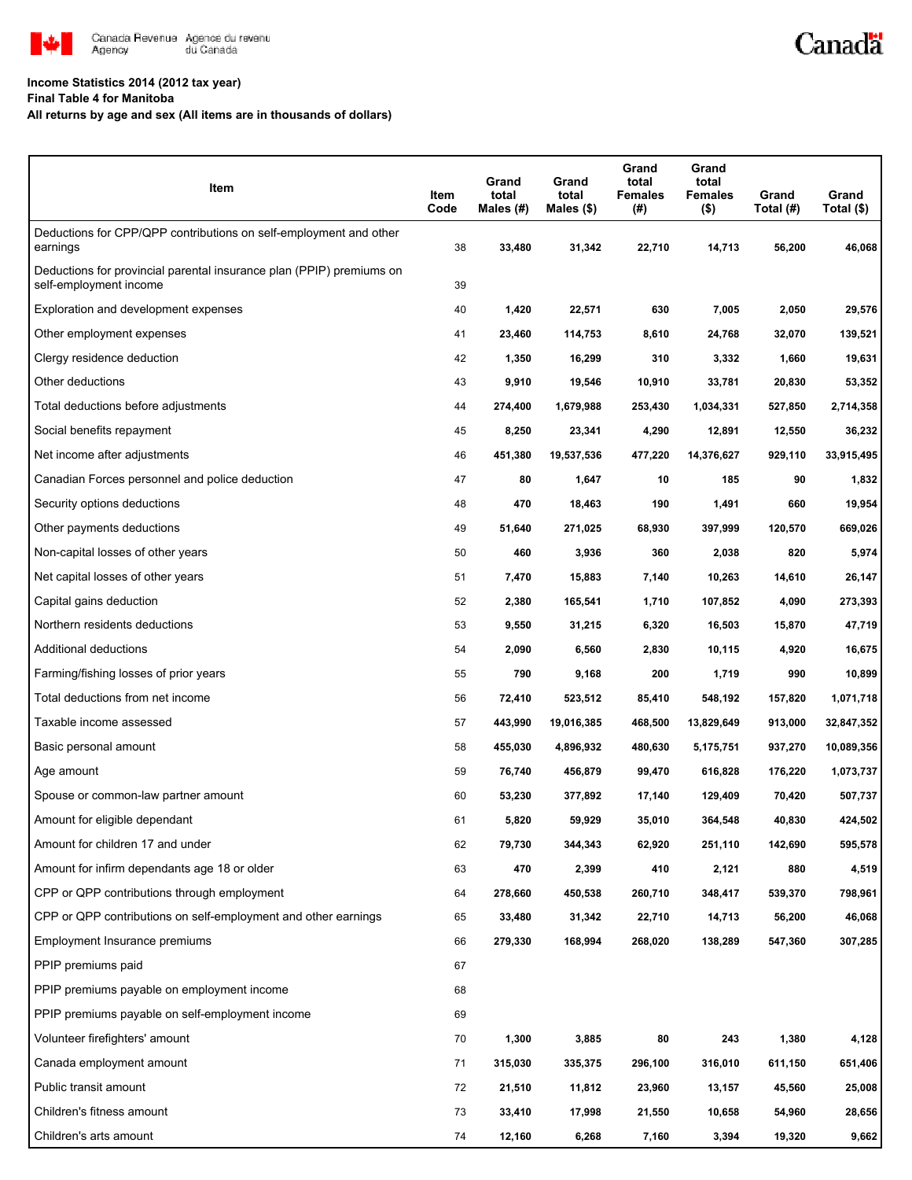**Income Statistics 2014 (2012 tax year)**
**Final Table 4 for Manitoba**
**All returns by age and sex (All items are in thousands of dollars)**

| Item | Item Code | Grand total Males (#) | Grand total Males ($) | Grand total Females (#) | Grand total Females ($) | Grand Total (#) | Grand Total ($) |
|---|---|---|---|---|---|---|---|
| Deductions for CPP/QPP contributions on self-employment and other earnings | 38 | 33,480 | 31,342 | 22,710 | 14,713 | 56,200 | 46,068 |
| Deductions for provincial parental insurance plan (PPIP) premiums on self-employment income | 39 | | | | | | |
| Exploration and development expenses | 40 | 1,420 | 22,571 | 630 | 7,005 | 2,050 | 29,576 |
| Other employment expenses | 41 | 23,460 | 114,753 | 8,610 | 24,768 | 32,070 | 139,521 |
| Clergy residence deduction | 42 | 1,350 | 16,299 | 310 | 3,332 | 1,660 | 19,631 |
| Other deductions | 43 | 9,910 | 19,546 | 10,910 | 33,781 | 20,830 | 53,352 |
| Total deductions before adjustments | 44 | 274,400 | 1,679,988 | 253,430 | 1,034,331 | 527,850 | 2,714,358 |
| Social benefits repayment | 45 | 8,250 | 23,341 | 4,290 | 12,891 | 12,550 | 36,232 |
| Net income after adjustments | 46 | 451,380 | 19,537,536 | 477,220 | 14,376,627 | 929,110 | 33,915,495 |
| Canadian Forces personnel and police deduction | 47 | 80 | 1,647 | 10 | 185 | 90 | 1,832 |
| Security options deductions | 48 | 470 | 18,463 | 190 | 1,491 | 660 | 19,954 |
| Other payments deductions | 49 | 51,640 | 271,025 | 68,930 | 397,999 | 120,570 | 669,026 |
| Non-capital losses of other years | 50 | 460 | 3,936 | 360 | 2,038 | 820 | 5,974 |
| Net capital losses of other years | 51 | 7,470 | 15,883 | 7,140 | 10,263 | 14,610 | 26,147 |
| Capital gains deduction | 52 | 2,380 | 165,541 | 1,710 | 107,852 | 4,090 | 273,393 |
| Northern residents deductions | 53 | 9,550 | 31,215 | 6,320 | 16,503 | 15,870 | 47,719 |
| Additional deductions | 54 | 2,090 | 6,560 | 2,830 | 10,115 | 4,920 | 16,675 |
| Farming/fishing losses of prior years | 55 | 790 | 9,168 | 200 | 1,719 | 990 | 10,899 |
| Total deductions from net income | 56 | 72,410 | 523,512 | 85,410 | 548,192 | 157,820 | 1,071,718 |
| Taxable income assessed | 57 | 443,990 | 19,016,385 | 468,500 | 13,829,649 | 913,000 | 32,847,352 |
| Basic personal amount | 58 | 455,030 | 4,896,932 | 480,630 | 5,175,751 | 937,270 | 10,089,356 |
| Age amount | 59 | 76,740 | 456,879 | 99,470 | 616,828 | 176,220 | 1,073,737 |
| Spouse or common-law partner amount | 60 | 53,230 | 377,892 | 17,140 | 129,409 | 70,420 | 507,737 |
| Amount for eligible dependant | 61 | 5,820 | 59,929 | 35,010 | 364,548 | 40,830 | 424,502 |
| Amount for children 17 and under | 62 | 79,730 | 344,343 | 62,920 | 251,110 | 142,690 | 595,578 |
| Amount for infirm dependants age 18 or older | 63 | 470 | 2,399 | 410 | 2,121 | 880 | 4,519 |
| CPP or QPP contributions through employment | 64 | 278,660 | 450,538 | 260,710 | 348,417 | 539,370 | 798,961 |
| CPP or QPP contributions on self-employment and other earnings | 65 | 33,480 | 31,342 | 22,710 | 14,713 | 56,200 | 46,068 |
| Employment Insurance premiums | 66 | 279,330 | 168,994 | 268,020 | 138,289 | 547,360 | 307,285 |
| PPIP premiums paid | 67 | | | | | | |
| PPIP premiums payable on employment income | 68 | | | | | | |
| PPIP premiums payable on self-employment income | 69 | | | | | | |
| Volunteer firefighters' amount | 70 | 1,300 | 3,885 | 80 | 243 | 1,380 | 4,128 |
| Canada employment amount | 71 | 315,030 | 335,375 | 296,100 | 316,010 | 611,150 | 651,406 |
| Public transit amount | 72 | 21,510 | 11,812 | 23,960 | 13,157 | 45,560 | 25,008 |
| Children's fitness amount | 73 | 33,410 | 17,998 | 21,550 | 10,658 | 54,960 | 28,656 |
| Children's arts amount | 74 | 12,160 | 6,268 | 7,160 | 3,394 | 19,320 | 9,662 |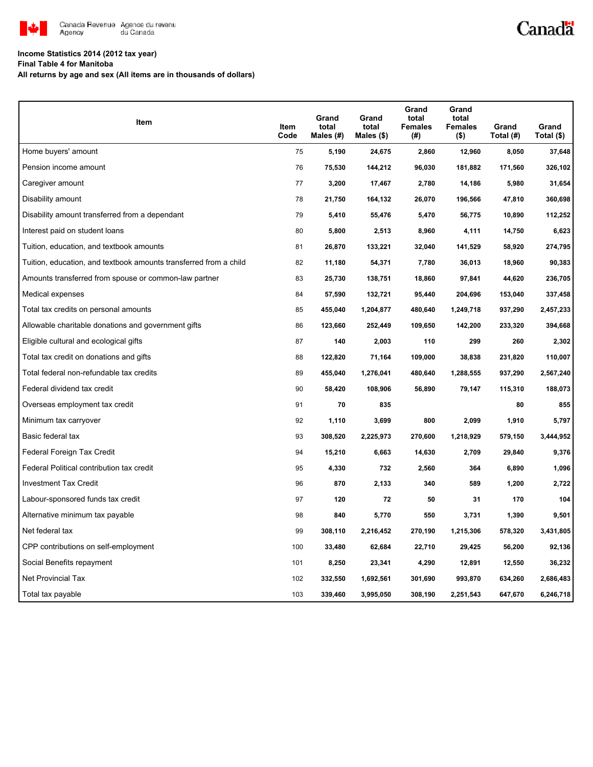**Income Statistics 2014 (2012 tax year)**
**Final Table 4 for Manitoba**
**All returns by age and sex (All items are in thousands of dollars)**

| Item | Item Code | Grand total Males (#) | Grand total Males ($) | Grand total Females (#) | Grand total Females ($) | Grand Total (#) | Grand Total ($) |
|---|---|---|---|---|---|---|---|
| Home buyers' amount | 75 | 5,190 | 24,675 | 2,860 | 12,960 | 8,050 | 37,648 |
| Pension income amount | 76 | 75,530 | 144,212 | 96,030 | 181,882 | 171,560 | 326,102 |
| Caregiver amount | 77 | 3,200 | 17,467 | 2,780 | 14,186 | 5,980 | 31,654 |
| Disability amount | 78 | 21,750 | 164,132 | 26,070 | 196,566 | 47,810 | 360,698 |
| Disability amount transferred from a dependant | 79 | 5,410 | 55,476 | 5,470 | 56,775 | 10,890 | 112,252 |
| Interest paid on student loans | 80 | 5,800 | 2,513 | 8,960 | 4,111 | 14,750 | 6,623 |
| Tuition, education, and textbook amounts | 81 | 26,870 | 133,221 | 32,040 | 141,529 | 58,920 | 274,795 |
| Tuition, education, and textbook amounts transferred from a child | 82 | 11,180 | 54,371 | 7,780 | 36,013 | 18,960 | 90,383 |
| Amounts transferred from spouse or common-law partner | 83 | 25,730 | 138,751 | 18,860 | 97,841 | 44,620 | 236,705 |
| Medical expenses | 84 | 57,590 | 132,721 | 95,440 | 204,696 | 153,040 | 337,458 |
| Total tax credits on personal amounts | 85 | 455,040 | 1,204,877 | 480,640 | 1,249,718 | 937,290 | 2,457,233 |
| Allowable charitable donations and government gifts | 86 | 123,660 | 252,449 | 109,650 | 142,200 | 233,320 | 394,668 |
| Eligible cultural and ecological gifts | 87 | 140 | 2,003 | 110 | 299 | 260 | 2,302 |
| Total tax credit on donations and gifts | 88 | 122,820 | 71,164 | 109,000 | 38,838 | 231,820 | 110,007 |
| Total federal non-refundable tax credits | 89 | 455,040 | 1,276,041 | 480,640 | 1,288,555 | 937,290 | 2,567,240 |
| Federal dividend tax credit | 90 | 58,420 | 108,906 | 56,890 | 79,147 | 115,310 | 188,073 |
| Overseas employment tax credit | 91 | 70 | 835 | | | 80 | 855 |
| Minimum tax carryover | 92 | 1,110 | 3,699 | 800 | 2,099 | 1,910 | 5,797 |
| Basic federal tax | 93 | 308,520 | 2,225,973 | 270,600 | 1,218,929 | 579,150 | 3,444,952 |
| Federal Foreign Tax Credit | 94 | 15,210 | 6,663 | 14,630 | 2,709 | 29,840 | 9,376 |
| Federal Political contribution tax credit | 95 | 4,330 | 732 | 2,560 | 364 | 6,890 | 1,096 |
| Investment Tax Credit | 96 | 870 | 2,133 | 340 | 589 | 1,200 | 2,722 |
| Labour-sponsored funds tax credit | 97 | 120 | 72 | 50 | 31 | 170 | 104 |
| Alternative minimum tax payable | 98 | 840 | 5,770 | 550 | 3,731 | 1,390 | 9,501 |
| Net federal tax | 99 | 308,110 | 2,216,452 | 270,190 | 1,215,306 | 578,320 | 3,431,805 |
| CPP contributions on self-employment | 100 | 33,480 | 62,684 | 22,710 | 29,425 | 56,200 | 92,136 |
| Social Benefits repayment | 101 | 8,250 | 23,341 | 4,290 | 12,891 | 12,550 | 36,232 |
| Net Provincial Tax | 102 | 332,550 | 1,692,561 | 301,690 | 993,870 | 634,260 | 2,686,483 |
| Total tax payable | 103 | 339,460 | 3,995,050 | 308,190 | 2,251,543 | 647,670 | 6,246,718 |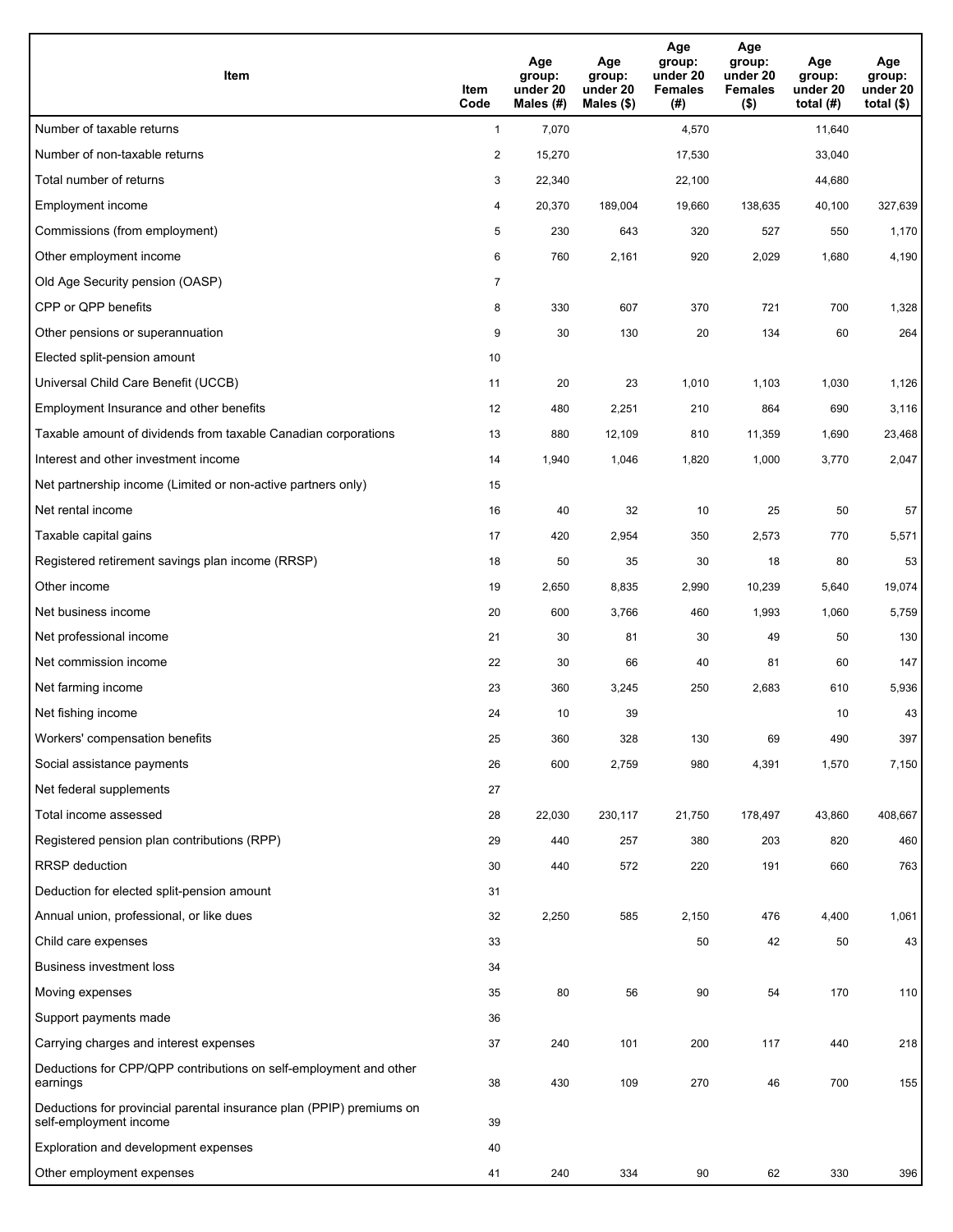| Item | Item Code | Age group: under 20 Males (#) | Age group: under 20 Males ($) | Age group: under 20 Females (#) | Age group: under 20 Females ($) | Age group: under 20 total (#) | Age group: under 20 total ($) |
|---|---|---|---|---|---|---|---|
| Number of taxable returns | 1 | 7,070 | | 4,570 | | 11,640 | |
| Number of non-taxable returns | 2 | 15,270 | | 17,530 | | 33,040 | |
| Total number of returns | 3 | 22,340 | | 22,100 | | 44,680 | |
| Employment income | 4 | 20,370 | 189,004 | 19,660 | 138,635 | 40,100 | 327,639 |
| Commissions (from employment) | 5 | 230 | 643 | 320 | 527 | 550 | 1,170 |
| Other employment income | 6 | 760 | 2,161 | 920 | 2,029 | 1,680 | 4,190 |
| Old Age Security pension (OASP) | 7 | | | | | | |
| CPP or QPP benefits | 8 | 330 | 607 | 370 | 721 | 700 | 1,328 |
| Other pensions or superannuation | 9 | 30 | 130 | 20 | 134 | 60 | 264 |
| Elected split-pension amount | 10 | | | | | | |
| Universal Child Care Benefit (UCCB) | 11 | 20 | 23 | 1,010 | 1,103 | 1,030 | 1,126 |
| Employment Insurance and other benefits | 12 | 480 | 2,251 | 210 | 864 | 690 | 3,116 |
| Taxable amount of dividends from taxable Canadian corporations | 13 | 880 | 12,109 | 810 | 11,359 | 1,690 | 23,468 |
| Interest and other investment income | 14 | 1,940 | 1,046 | 1,820 | 1,000 | 3,770 | 2,047 |
| Net partnership income (Limited or non-active partners only) | 15 | | | | | | |
| Net rental income | 16 | 40 | 32 | 10 | 25 | 50 | 57 |
| Taxable capital gains | 17 | 420 | 2,954 | 350 | 2,573 | 770 | 5,571 |
| Registered retirement savings plan income (RRSP) | 18 | 50 | 35 | 30 | 18 | 80 | 53 |
| Other income | 19 | 2,650 | 8,835 | 2,990 | 10,239 | 5,640 | 19,074 |
| Net business income | 20 | 600 | 3,766 | 460 | 1,993 | 1,060 | 5,759 |
| Net professional income | 21 | 30 | 81 | 30 | 49 | 50 | 130 |
| Net commission income | 22 | 30 | 66 | 40 | 81 | 60 | 147 |
| Net farming income | 23 | 360 | 3,245 | 250 | 2,683 | 610 | 5,936 |
| Net fishing income | 24 | 10 | 39 | | | 10 | 43 |
| Workers' compensation benefits | 25 | 360 | 328 | 130 | 69 | 490 | 397 |
| Social assistance payments | 26 | 600 | 2,759 | 980 | 4,391 | 1,570 | 7,150 |
| Net federal supplements | 27 | | | | | | |
| Total income assessed | 28 | 22,030 | 230,117 | 21,750 | 178,497 | 43,860 | 408,667 |
| Registered pension plan contributions (RPP) | 29 | 440 | 257 | 380 | 203 | 820 | 460 |
| RRSP deduction | 30 | 440 | 572 | 220 | 191 | 660 | 763 |
| Deduction for elected split-pension amount | 31 | | | | | | |
| Annual union, professional, or like dues | 32 | 2,250 | 585 | 2,150 | 476 | 4,400 | 1,061 |
| Child care expenses | 33 | | | 50 | 42 | 50 | 43 |
| Business investment loss | 34 | | | | | | |
| Moving expenses | 35 | 80 | 56 | 90 | 54 | 170 | 110 |
| Support payments made | 36 | | | | | | |
| Carrying charges and interest expenses | 37 | 240 | 101 | 200 | 117 | 440 | 218 |
| Deductions for CPP/QPP contributions on self-employment and other earnings | 38 | 430 | 109 | 270 | 46 | 700 | 155 |
| Deductions for provincial parental insurance plan (PPIP) premiums on self-employment income | 39 | | | | | | |
| Exploration and development expenses | 40 | | | | | | |
| Other employment expenses | 41 | 240 | 334 | 90 | 62 | 330 | 396 |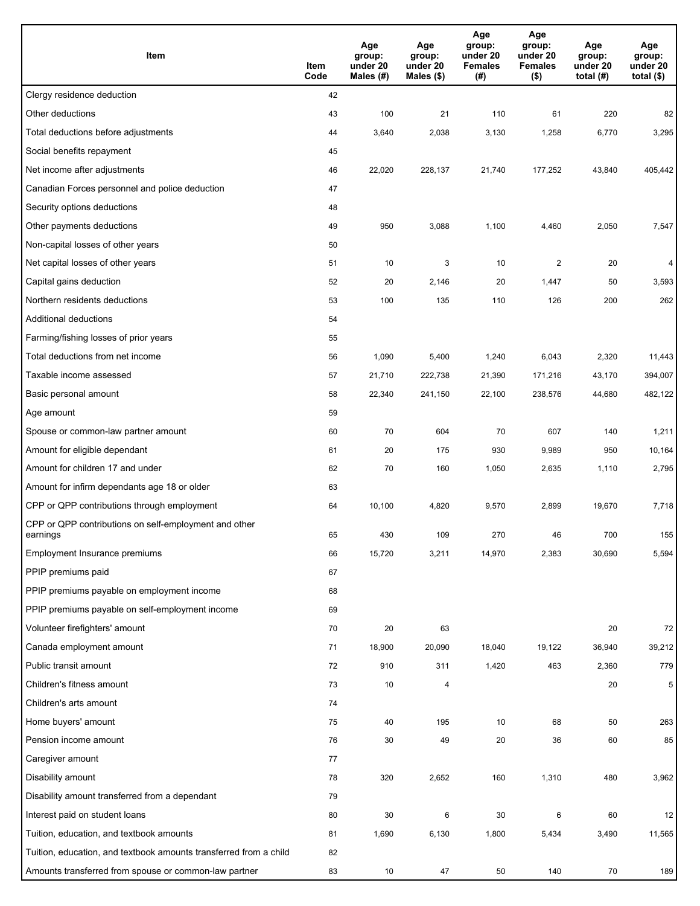| Item | Item Code | Age group: under 20 Males (#) | Age group: under 20 Males ($) | Age group: under 20 Females (#) | Age group: under 20 Females ($) | Age group: under 20 total (#) | Age group: under 20 total ($) |
|---|---|---|---|---|---|---|---|
| Clergy residence deduction | 42 | | | | | | |
| Other deductions | 43 | 100 | 21 | 110 | 61 | 220 | 82 |
| Total deductions before adjustments | 44 | 3,640 | 2,038 | 3,130 | 1,258 | 6,770 | 3,295 |
| Social benefits repayment | 45 | | | | | | |
| Net income after adjustments | 46 | 22,020 | 228,137 | 21,740 | 177,252 | 43,840 | 405,442 |
| Canadian Forces personnel and police deduction | 47 | | | | | | |
| Security options deductions | 48 | | | | | | |
| Other payments deductions | 49 | 950 | 3,088 | 1,100 | 4,460 | 2,050 | 7,547 |
| Non-capital losses of other years | 50 | | | | | | |
| Net capital losses of other years | 51 | 10 | 3 | 10 | 2 | 20 | 4 |
| Capital gains deduction | 52 | 20 | 2,146 | 20 | 1,447 | 50 | 3,593 |
| Northern residents deductions | 53 | 100 | 135 | 110 | 126 | 200 | 262 |
| Additional deductions | 54 | | | | | | |
| Farming/fishing losses of prior years | 55 | | | | | | |
| Total deductions from net income | 56 | 1,090 | 5,400 | 1,240 | 6,043 | 2,320 | 11,443 |
| Taxable income assessed | 57 | 21,710 | 222,738 | 21,390 | 171,216 | 43,170 | 394,007 |
| Basic personal amount | 58 | 22,340 | 241,150 | 22,100 | 238,576 | 44,680 | 482,122 |
| Age amount | 59 | | | | | | |
| Spouse or common-law partner amount | 60 | 70 | 604 | 70 | 607 | 140 | 1,211 |
| Amount for eligible dependant | 61 | 20 | 175 | 930 | 9,989 | 950 | 10,164 |
| Amount for children 17 and under | 62 | 70 | 160 | 1,050 | 2,635 | 1,110 | 2,795 |
| Amount for infirm dependants age 18 or older | 63 | | | | | | |
| CPP or QPP contributions through employment | 64 | 10,100 | 4,820 | 9,570 | 2,899 | 19,670 | 7,718 |
| CPP or QPP contributions on self-employment and other earnings | 65 | 430 | 109 | 270 | 46 | 700 | 155 |
| Employment Insurance premiums | 66 | 15,720 | 3,211 | 14,970 | 2,383 | 30,690 | 5,594 |
| PPIP premiums paid | 67 | | | | | | |
| PPIP premiums payable on employment income | 68 | | | | | | |
| PPIP premiums payable on self-employment income | 69 | | | | | | |
| Volunteer firefighters' amount | 70 | 20 | 63 | | | 20 | 72 |
| Canada employment amount | 71 | 18,900 | 20,090 | 18,040 | 19,122 | 36,940 | 39,212 |
| Public transit amount | 72 | 910 | 311 | 1,420 | 463 | 2,360 | 779 |
| Children's fitness amount | 73 | 10 | 4 | | | 20 | 5 |
| Children's arts amount | 74 | | | | | | |
| Home buyers' amount | 75 | 40 | 195 | 10 | 68 | 50 | 263 |
| Pension income amount | 76 | 30 | 49 | 20 | 36 | 60 | 85 |
| Caregiver amount | 77 | | | | | | |
| Disability amount | 78 | 320 | 2,652 | 160 | 1,310 | 480 | 3,962 |
| Disability amount transferred from a dependant | 79 | | | | | | |
| Interest paid on student loans | 80 | 30 | 6 | 30 | 6 | 60 | 12 |
| Tuition, education, and textbook amounts | 81 | 1,690 | 6,130 | 1,800 | 5,434 | 3,490 | 11,565 |
| Tuition, education, and textbook amounts transferred from a child | 82 | | | | | | |
| Amounts transferred from spouse or common-law partner | 83 | 10 | 47 | 50 | 140 | 70 | 189 |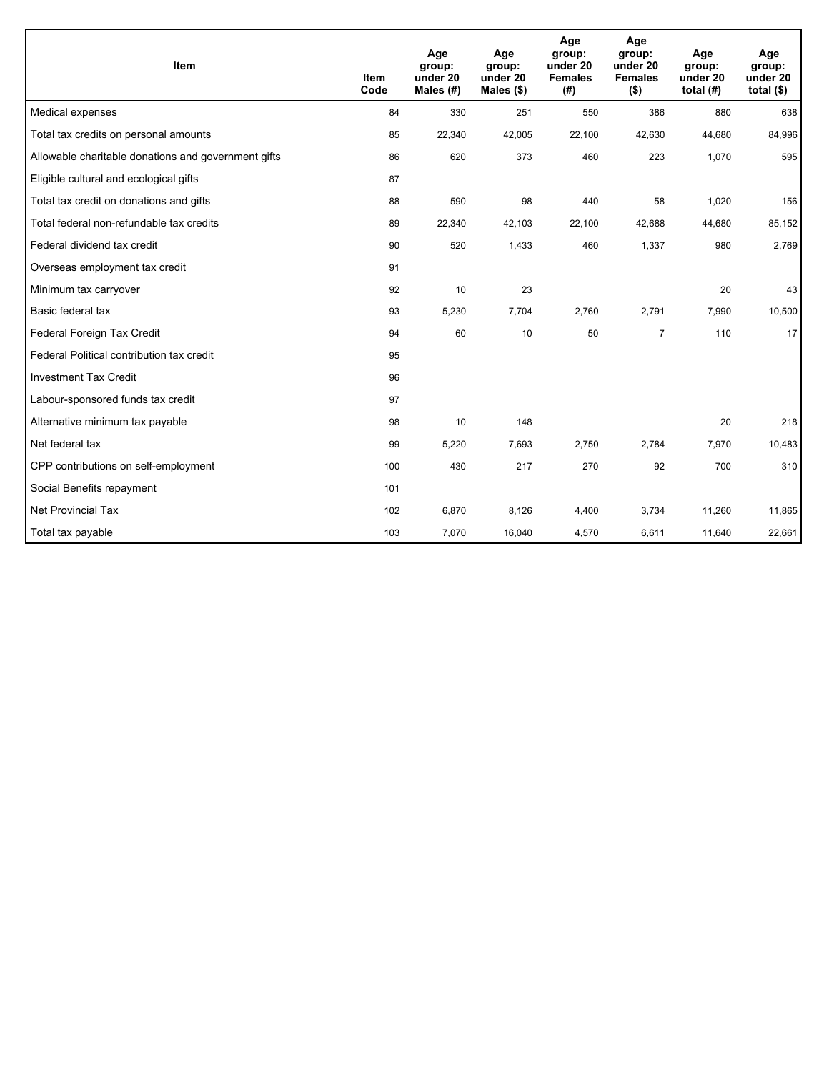| Item | Item Code | Age group: under 20 Males (#) | Age group: under 20 Males ($) | Age group: under 20 Females (#) | Age group: under 20 Females ($) | Age group: under 20 total (#) | Age group: under 20 total ($) |
|---|---|---|---|---|---|---|---|
| Medical expenses | 84 | 330 | 251 | 550 | 386 | 880 | 638 |
| Total tax credits on personal amounts | 85 | 22,340 | 42,005 | 22,100 | 42,630 | 44,680 | 84,996 |
| Allowable charitable donations and government gifts | 86 | 620 | 373 | 460 | 223 | 1,070 | 595 |
| Eligible cultural and ecological gifts | 87 | | | | | | |
| Total tax credit on donations and gifts | 88 | 590 | 98 | 440 | 58 | 1,020 | 156 |
| Total federal non-refundable tax credits | 89 | 22,340 | 42,103 | 22,100 | 42,688 | 44,680 | 85,152 |
| Federal dividend tax credit | 90 | 520 | 1,433 | 460 | 1,337 | 980 | 2,769 |
| Overseas employment tax credit | 91 | | | | | | |
| Minimum tax carryover | 92 | 10 | 23 | | | 20 | 43 |
| Basic federal tax | 93 | 5,230 | 7,704 | 2,760 | 2,791 | 7,990 | 10,500 |
| Federal Foreign Tax Credit | 94 | 60 | 10 | 50 | 7 | 110 | 17 |
| Federal Political contribution tax credit | 95 | | | | | | |
| Investment Tax Credit | 96 | | | | | | |
| Labour-sponsored funds tax credit | 97 | | | | | | |
| Alternative minimum tax payable | 98 | 10 | 148 | | | 20 | 218 |
| Net federal tax | 99 | 5,220 | 7,693 | 2,750 | 2,784 | 7,970 | 10,483 |
| CPP contributions on self-employment | 100 | 430 | 217 | 270 | 92 | 700 | 310 |
| Social Benefits repayment | 101 | | | | | | |
| Net Provincial Tax | 102 | 6,870 | 8,126 | 4,400 | 3,734 | 11,260 | 11,865 |
| Total tax payable | 103 | 7,070 | 16,040 | 4,570 | 6,611 | 11,640 | 22,661 |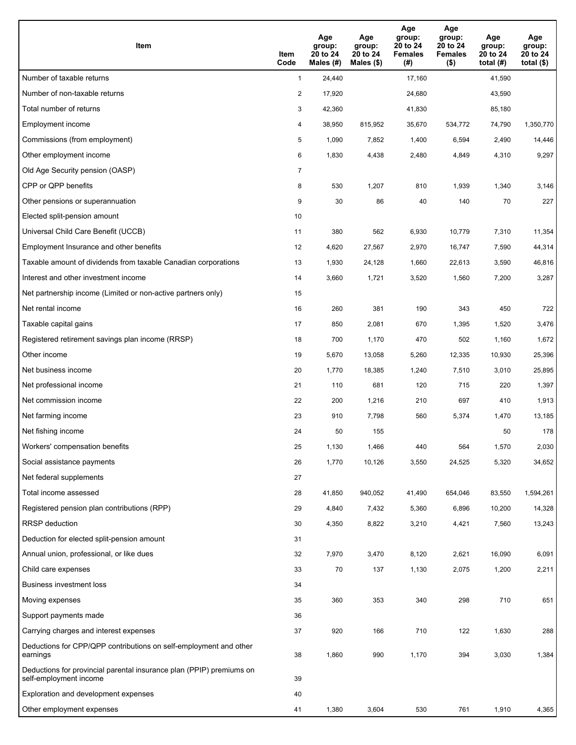| Item | Item Code | Age group: 20 to 24 Males (#) | Age group: 20 to 24 Males ($) | Age group: 20 to 24 Females (#) | Age group: 20 to 24 Females ($) | Age group: 20 to 24 total (#) | Age group: 20 to 24 total ($) |
|---|---|---|---|---|---|---|---|
| Number of taxable returns | 1 | 24,440 | | 17,160 | | 41,590 | |
| Number of non-taxable returns | 2 | 17,920 | | 24,680 | | 43,590 | |
| Total number of returns | 3 | 42,360 | | 41,830 | | 85,180 | |
| Employment income | 4 | 38,950 | 815,952 | 35,670 | 534,772 | 74,790 | 1,350,770 |
| Commissions (from employment) | 5 | 1,090 | 7,852 | 1,400 | 6,594 | 2,490 | 14,446 |
| Other employment income | 6 | 1,830 | 4,438 | 2,480 | 4,849 | 4,310 | 9,297 |
| Old Age Security pension (OASP) | 7 | | | | | | |
| CPP or QPP benefits | 8 | 530 | 1,207 | 810 | 1,939 | 1,340 | 3,146 |
| Other pensions or superannuation | 9 | 30 | 86 | 40 | 140 | 70 | 227 |
| Elected split-pension amount | 10 | | | | | | |
| Universal Child Care Benefit (UCCB) | 11 | 380 | 562 | 6,930 | 10,779 | 7,310 | 11,354 |
| Employment Insurance and other benefits | 12 | 4,620 | 27,567 | 2,970 | 16,747 | 7,590 | 44,314 |
| Taxable amount of dividends from taxable Canadian corporations | 13 | 1,930 | 24,128 | 1,660 | 22,613 | 3,590 | 46,816 |
| Interest and other investment income | 14 | 3,660 | 1,721 | 3,520 | 1,560 | 7,200 | 3,287 |
| Net partnership income (Limited or non-active partners only) | 15 | | | | | | |
| Net rental income | 16 | 260 | 381 | 190 | 343 | 450 | 722 |
| Taxable capital gains | 17 | 850 | 2,081 | 670 | 1,395 | 1,520 | 3,476 |
| Registered retirement savings plan income (RRSP) | 18 | 700 | 1,170 | 470 | 502 | 1,160 | 1,672 |
| Other income | 19 | 5,670 | 13,058 | 5,260 | 12,335 | 10,930 | 25,396 |
| Net business income | 20 | 1,770 | 18,385 | 1,240 | 7,510 | 3,010 | 25,895 |
| Net professional income | 21 | 110 | 681 | 120 | 715 | 220 | 1,397 |
| Net commission income | 22 | 200 | 1,216 | 210 | 697 | 410 | 1,913 |
| Net farming income | 23 | 910 | 7,798 | 560 | 5,374 | 1,470 | 13,185 |
| Net fishing income | 24 | 50 | 155 | | | 50 | 178 |
| Workers' compensation benefits | 25 | 1,130 | 1,466 | 440 | 564 | 1,570 | 2,030 |
| Social assistance payments | 26 | 1,770 | 10,126 | 3,550 | 24,525 | 5,320 | 34,652 |
| Net federal supplements | 27 | | | | | | |
| Total income assessed | 28 | 41,850 | 940,052 | 41,490 | 654,046 | 83,550 | 1,594,261 |
| Registered pension plan contributions (RPP) | 29 | 4,840 | 7,432 | 5,360 | 6,896 | 10,200 | 14,328 |
| RRSP deduction | 30 | 4,350 | 8,822 | 3,210 | 4,421 | 7,560 | 13,243 |
| Deduction for elected split-pension amount | 31 | | | | | | |
| Annual union, professional, or like dues | 32 | 7,970 | 3,470 | 8,120 | 2,621 | 16,090 | 6,091 |
| Child care expenses | 33 | 70 | 137 | 1,130 | 2,075 | 1,200 | 2,211 |
| Business investment loss | 34 | | | | | | |
| Moving expenses | 35 | 360 | 353 | 340 | 298 | 710 | 651 |
| Support payments made | 36 | | | | | | |
| Carrying charges and interest expenses | 37 | 920 | 166 | 710 | 122 | 1,630 | 288 |
| Deductions for CPP/QPP contributions on self-employment and other earnings | 38 | 1,860 | 990 | 1,170 | 394 | 3,030 | 1,384 |
| Deductions for provincial parental insurance plan (PPIP) premiums on self-employment income | 39 | | | | | | |
| Exploration and development expenses | 40 | | | | | | |
| Other employment expenses | 41 | 1,380 | 3,604 | 530 | 761 | 1,910 | 4,365 |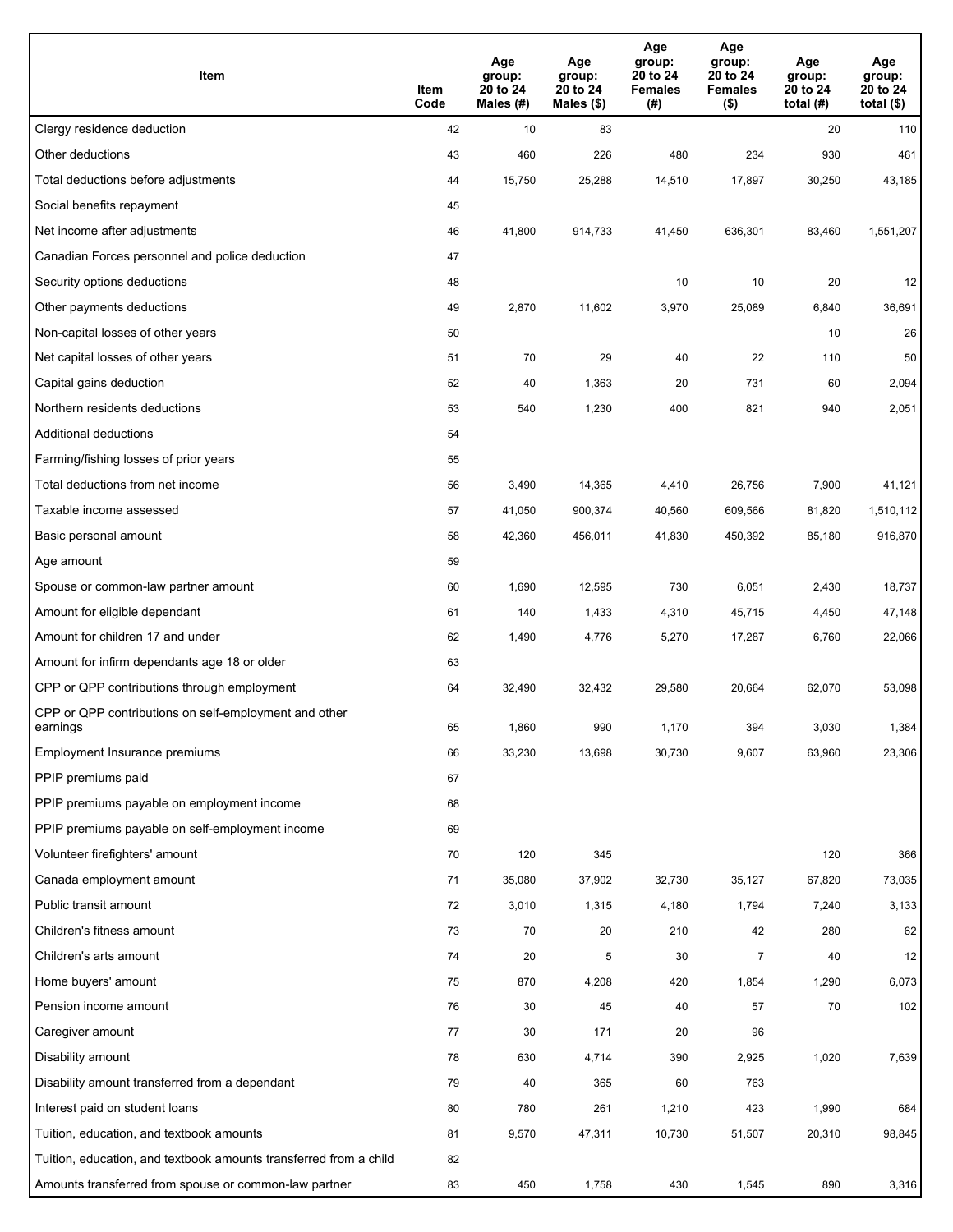| Item | Item Code | Age group: 20 to 24 Males (#) | Age group: 20 to 24 Males ($) | Age group: 20 to 24 Females (#) | Age group: 20 to 24 Females ($) | Age group: 20 to 24 total (#) | Age group: 20 to 24 total ($) |
|---|---|---|---|---|---|---|---|
| Clergy residence deduction | 42 | 10 | 83 | | | 20 | 110 |
| Other deductions | 43 | 460 | 226 | 480 | 234 | 930 | 461 |
| Total deductions before adjustments | 44 | 15,750 | 25,288 | 14,510 | 17,897 | 30,250 | 43,185 |
| Social benefits repayment | 45 | | | | | | |
| Net income after adjustments | 46 | 41,800 | 914,733 | 41,450 | 636,301 | 83,460 | 1,551,207 |
| Canadian Forces personnel and police deduction | 47 | | | | | | |
| Security options deductions | 48 | | | 10 | 10 | 20 | 12 |
| Other payments deductions | 49 | 2,870 | 11,602 | 3,970 | 25,089 | 6,840 | 36,691 |
| Non-capital losses of other years | 50 | | | | | 10 | 26 |
| Net capital losses of other years | 51 | 70 | 29 | 40 | 22 | 110 | 50 |
| Capital gains deduction | 52 | 40 | 1,363 | 20 | 731 | 60 | 2,094 |
| Northern residents deductions | 53 | 540 | 1,230 | 400 | 821 | 940 | 2,051 |
| Additional deductions | 54 | | | | | | |
| Farming/fishing losses of prior years | 55 | | | | | | |
| Total deductions from net income | 56 | 3,490 | 14,365 | 4,410 | 26,756 | 7,900 | 41,121 |
| Taxable income assessed | 57 | 41,050 | 900,374 | 40,560 | 609,566 | 81,820 | 1,510,112 |
| Basic personal amount | 58 | 42,360 | 456,011 | 41,830 | 450,392 | 85,180 | 916,870 |
| Age amount | 59 | | | | | | |
| Spouse or common-law partner amount | 60 | 1,690 | 12,595 | 730 | 6,051 | 2,430 | 18,737 |
| Amount for eligible dependant | 61 | 140 | 1,433 | 4,310 | 45,715 | 4,450 | 47,148 |
| Amount for children 17 and under | 62 | 1,490 | 4,776 | 5,270 | 17,287 | 6,760 | 22,066 |
| Amount for infirm dependants age 18 or older | 63 | | | | | | |
| CPP or QPP contributions through employment | 64 | 32,490 | 32,432 | 29,580 | 20,664 | 62,070 | 53,098 |
| CPP or QPP contributions on self-employment and other earnings | 65 | 1,860 | 990 | 1,170 | 394 | 3,030 | 1,384 |
| Employment Insurance premiums | 66 | 33,230 | 13,698 | 30,730 | 9,607 | 63,960 | 23,306 |
| PPIP premiums paid | 67 | | | | | | |
| PPIP premiums payable on employment income | 68 | | | | | | |
| PPIP premiums payable on self-employment income | 69 | | | | | | |
| Volunteer firefighters' amount | 70 | 120 | 345 | | | 120 | 366 |
| Canada employment amount | 71 | 35,080 | 37,902 | 32,730 | 35,127 | 67,820 | 73,035 |
| Public transit amount | 72 | 3,010 | 1,315 | 4,180 | 1,794 | 7,240 | 3,133 |
| Children's fitness amount | 73 | 70 | 20 | 210 | 42 | 280 | 62 |
| Children's arts amount | 74 | 20 | 5 | 30 | 7 | 40 | 12 |
| Home buyers' amount | 75 | 870 | 4,208 | 420 | 1,854 | 1,290 | 6,073 |
| Pension income amount | 76 | 30 | 45 | 40 | 57 | 70 | 102 |
| Caregiver amount | 77 | 30 | 171 | 20 | 96 | | |
| Disability amount | 78 | 630 | 4,714 | 390 | 2,925 | 1,020 | 7,639 |
| Disability amount transferred from a dependant | 79 | 40 | 365 | 60 | 763 | | |
| Interest paid on student loans | 80 | 780 | 261 | 1,210 | 423 | 1,990 | 684 |
| Tuition, education, and textbook amounts | 81 | 9,570 | 47,311 | 10,730 | 51,507 | 20,310 | 98,845 |
| Tuition, education, and textbook amounts transferred from a child | 82 | | | | | | |
| Amounts transferred from spouse or common-law partner | 83 | 450 | 1,758 | 430 | 1,545 | 890 | 3,316 |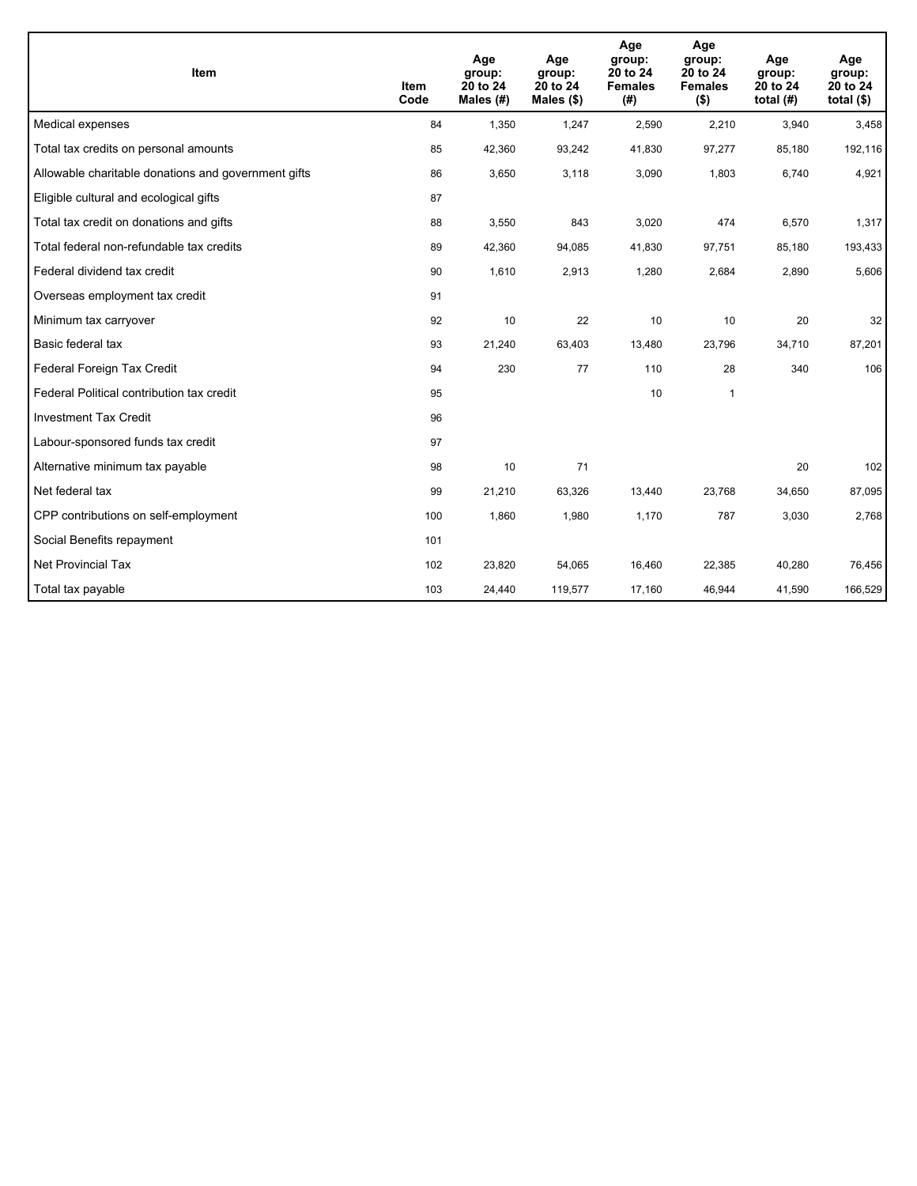| Item | Item Code | Age group: 20 to 24 Males (#) | Age group: 20 to 24 Males ($) | Age group: 20 to 24 Females (#) | Age group: 20 to 24 Females ($) | Age group: 20 to 24 total (#) | Age group: 20 to 24 total ($) |
|---|---|---|---|---|---|---|---|
| Medical expenses | 84 | 1,350 | 1,247 | 2,590 | 2,210 | 3,940 | 3,458 |
| Total tax credits on personal amounts | 85 | 42,360 | 93,242 | 41,830 | 97,277 | 85,180 | 192,116 |
| Allowable charitable donations and government gifts | 86 | 3,650 | 3,118 | 3,090 | 1,803 | 6,740 | 4,921 |
| Eligible cultural and ecological gifts | 87 | | | | | | |
| Total tax credit on donations and gifts | 88 | 3,550 | 843 | 3,020 | 474 | 6,570 | 1,317 |
| Total federal non-refundable tax credits | 89 | 42,360 | 94,085 | 41,830 | 97,751 | 85,180 | 193,433 |
| Federal dividend tax credit | 90 | 1,610 | 2,913 | 1,280 | 2,684 | 2,890 | 5,606 |
| Overseas employment tax credit | 91 | | | | | | |
| Minimum tax carryover | 92 | 10 | 22 | 10 | 10 | 20 | 32 |
| Basic federal tax | 93 | 21,240 | 63,403 | 13,480 | 23,796 | 34,710 | 87,201 |
| Federal Foreign Tax Credit | 94 | 230 | 77 | 110 | 28 | 340 | 106 |
| Federal Political contribution tax credit | 95 | | | 10 | 1 | | |
| Investment Tax Credit | 96 | | | | | | |
| Labour-sponsored funds tax credit | 97 | | | | | | |
| Alternative minimum tax payable | 98 | 10 | 71 | | | 20 | 102 |
| Net federal tax | 99 | 21,210 | 63,326 | 13,440 | 23,768 | 34,650 | 87,095 |
| CPP contributions on self-employment | 100 | 1,860 | 1,980 | 1,170 | 787 | 3,030 | 2,768 |
| Social Benefits repayment | 101 | | | | | | |
| Net Provincial Tax | 102 | 23,820 | 54,065 | 16,460 | 22,385 | 40,280 | 76,456 |
| Total tax payable | 103 | 24,440 | 119,577 | 17,160 | 46,944 | 41,590 | 166,529 |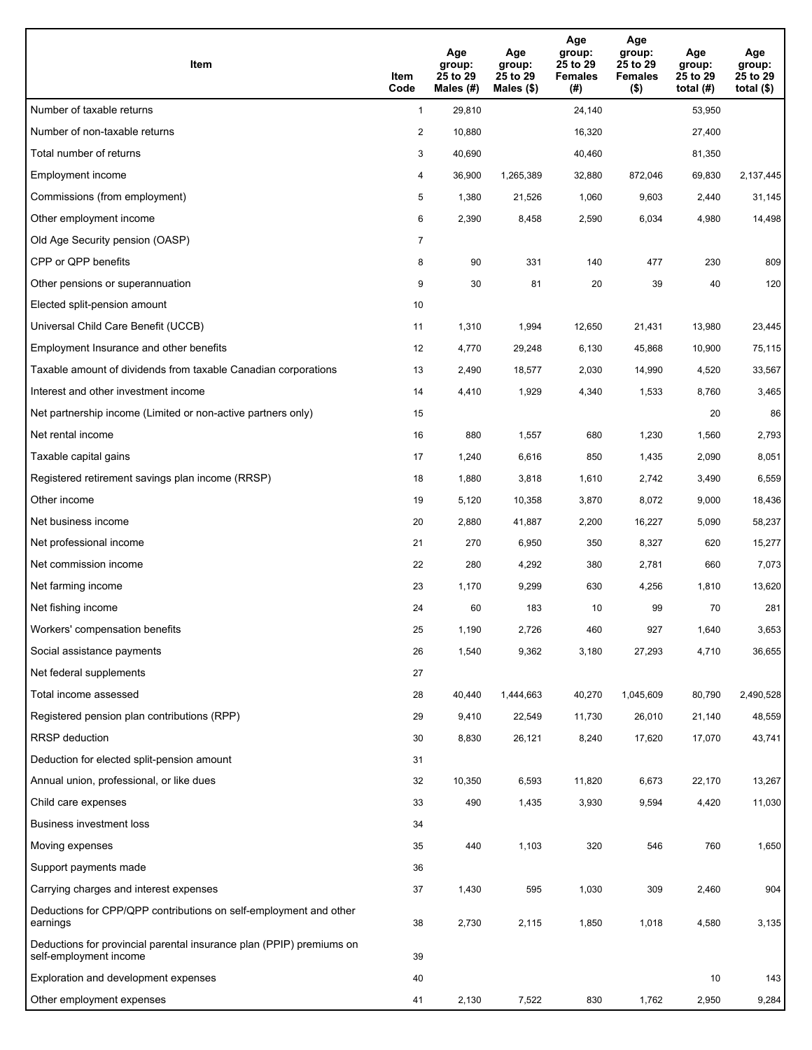| Item | Item Code | Age group: 25 to 29 Males (#) | Age group: 25 to 29 Males ($) | Age group: 25 to 29 Females (#) | Age group: 25 to 29 Females ($) | Age group: 25 to 29 total (#) | Age group: 25 to 29 total ($) |
|---|---|---|---|---|---|---|---|
| Number of taxable returns | 1 | 29,810 | | 24,140 | | 53,950 | |
| Number of non-taxable returns | 2 | 10,880 | | 16,320 | | 27,400 | |
| Total number of returns | 3 | 40,690 | | 40,460 | | 81,350 | |
| Employment income | 4 | 36,900 | 1,265,389 | 32,880 | 872,046 | 69,830 | 2,137,445 |
| Commissions (from employment) | 5 | 1,380 | 21,526 | 1,060 | 9,603 | 2,440 | 31,145 |
| Other employment income | 6 | 2,390 | 8,458 | 2,590 | 6,034 | 4,980 | 14,498 |
| Old Age Security pension (OASP) | 7 | | | | | | |
| CPP or QPP benefits | 8 | 90 | 331 | 140 | 477 | 230 | 809 |
| Other pensions or superannuation | 9 | 30 | 81 | 20 | 39 | 40 | 120 |
| Elected split-pension amount | 10 | | | | | | |
| Universal Child Care Benefit (UCCB) | 11 | 1,310 | 1,994 | 12,650 | 21,431 | 13,980 | 23,445 |
| Employment Insurance and other benefits | 12 | 4,770 | 29,248 | 6,130 | 45,868 | 10,900 | 75,115 |
| Taxable amount of dividends from taxable Canadian corporations | 13 | 2,490 | 18,577 | 2,030 | 14,990 | 4,520 | 33,567 |
| Interest and other investment income | 14 | 4,410 | 1,929 | 4,340 | 1,533 | 8,760 | 3,465 |
| Net partnership income (Limited or non-active partners only) | 15 | | | | | 20 | 86 |
| Net rental income | 16 | 880 | 1,557 | 680 | 1,230 | 1,560 | 2,793 |
| Taxable capital gains | 17 | 1,240 | 6,616 | 850 | 1,435 | 2,090 | 8,051 |
| Registered retirement savings plan income (RRSP) | 18 | 1,880 | 3,818 | 1,610 | 2,742 | 3,490 | 6,559 |
| Other income | 19 | 5,120 | 10,358 | 3,870 | 8,072 | 9,000 | 18,436 |
| Net business income | 20 | 2,880 | 41,887 | 2,200 | 16,227 | 5,090 | 58,237 |
| Net professional income | 21 | 270 | 6,950 | 350 | 8,327 | 620 | 15,277 |
| Net commission income | 22 | 280 | 4,292 | 380 | 2,781 | 660 | 7,073 |
| Net farming income | 23 | 1,170 | 9,299 | 630 | 4,256 | 1,810 | 13,620 |
| Net fishing income | 24 | 60 | 183 | 10 | 99 | 70 | 281 |
| Workers' compensation benefits | 25 | 1,190 | 2,726 | 460 | 927 | 1,640 | 3,653 |
| Social assistance payments | 26 | 1,540 | 9,362 | 3,180 | 27,293 | 4,710 | 36,655 |
| Net federal supplements | 27 | | | | | | |
| Total income assessed | 28 | 40,440 | 1,444,663 | 40,270 | 1,045,609 | 80,790 | 2,490,528 |
| Registered pension plan contributions (RPP) | 29 | 9,410 | 22,549 | 11,730 | 26,010 | 21,140 | 48,559 |
| RRSP deduction | 30 | 8,830 | 26,121 | 8,240 | 17,620 | 17,070 | 43,741 |
| Deduction for elected split-pension amount | 31 | | | | | | |
| Annual union, professional, or like dues | 32 | 10,350 | 6,593 | 11,820 | 6,673 | 22,170 | 13,267 |
| Child care expenses | 33 | 490 | 1,435 | 3,930 | 9,594 | 4,420 | 11,030 |
| Business investment loss | 34 | | | | | | |
| Moving expenses | 35 | 440 | 1,103 | 320 | 546 | 760 | 1,650 |
| Support payments made | 36 | | | | | | |
| Carrying charges and interest expenses | 37 | 1,430 | 595 | 1,030 | 309 | 2,460 | 904 |
| Deductions for CPP/QPP contributions on self-employment and other earnings | 38 | 2,730 | 2,115 | 1,850 | 1,018 | 4,580 | 3,135 |
| Deductions for provincial parental insurance plan (PPIP) premiums on self-employment income | 39 | | | | | | |
| Exploration and development expenses | 40 | | | | | 10 | 143 |
| Other employment expenses | 41 | 2,130 | 7,522 | 830 | 1,762 | 2,950 | 9,284 |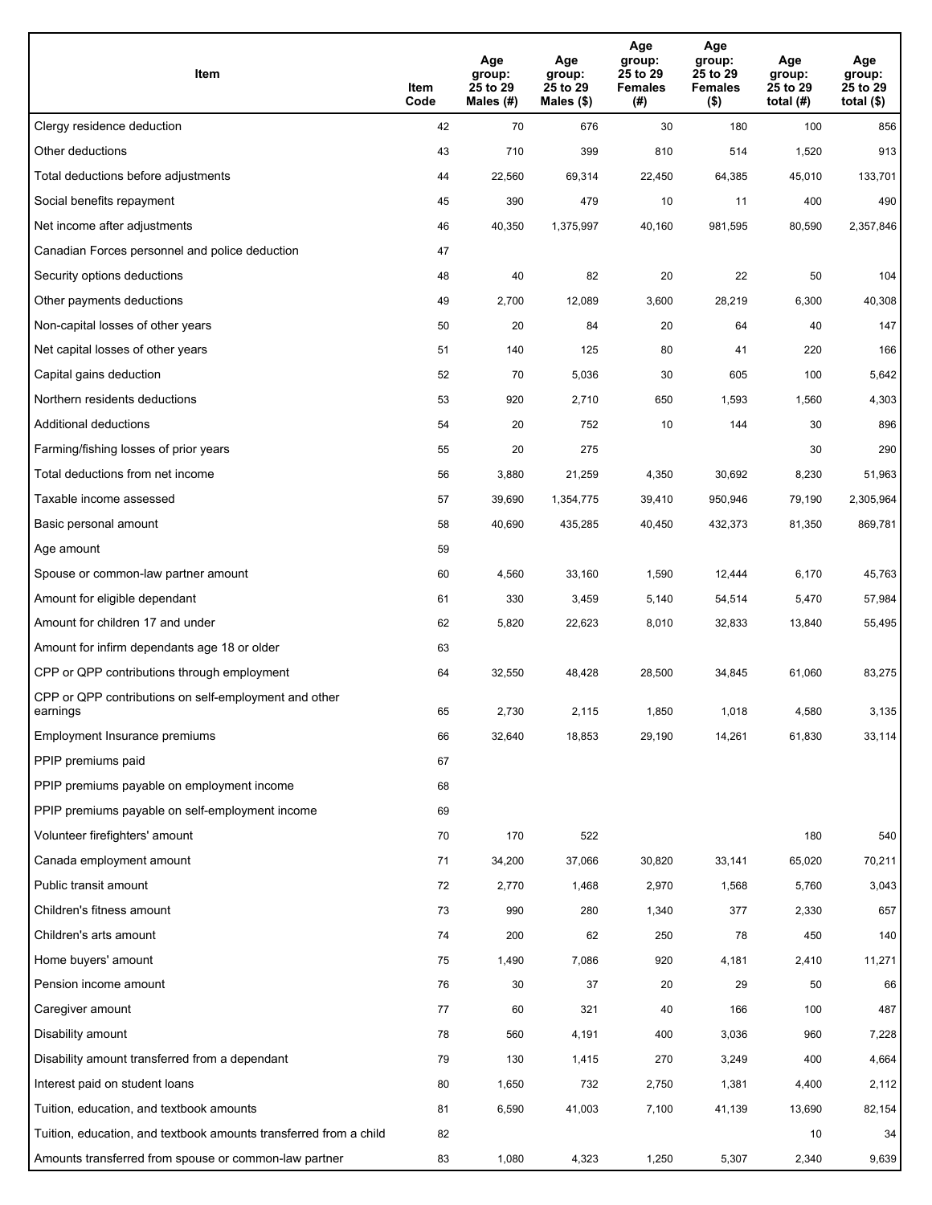| Item | Item Code | Age group: 25 to 29 Males (#) | Age group: 25 to 29 Males ($) | Age group: 25 to 29 Females (#) | Age group: 25 to 29 Females ($) | Age group: 25 to 29 total (#) | Age group: 25 to 29 total ($) |
|---|---|---|---|---|---|---|---|
| Clergy residence deduction | 42 | 70 | 676 | 30 | 180 | 100 | 856 |
| Other deductions | 43 | 710 | 399 | 810 | 514 | 1,520 | 913 |
| Total deductions before adjustments | 44 | 22,560 | 69,314 | 22,450 | 64,385 | 45,010 | 133,701 |
| Social benefits repayment | 45 | 390 | 479 | 10 | 11 | 400 | 490 |
| Net income after adjustments | 46 | 40,350 | 1,375,997 | 40,160 | 981,595 | 80,590 | 2,357,846 |
| Canadian Forces personnel and police deduction | 47 | | | | | | |
| Security options deductions | 48 | 40 | 82 | 20 | 22 | 50 | 104 |
| Other payments deductions | 49 | 2,700 | 12,089 | 3,600 | 28,219 | 6,300 | 40,308 |
| Non-capital losses of other years | 50 | 20 | 84 | 20 | 64 | 40 | 147 |
| Net capital losses of other years | 51 | 140 | 125 | 80 | 41 | 220 | 166 |
| Capital gains deduction | 52 | 70 | 5,036 | 30 | 605 | 100 | 5,642 |
| Northern residents deductions | 53 | 920 | 2,710 | 650 | 1,593 | 1,560 | 4,303 |
| Additional deductions | 54 | 20 | 752 | 10 | 144 | 30 | 896 |
| Farming/fishing losses of prior years | 55 | 20 | 275 | | | 30 | 290 |
| Total deductions from net income | 56 | 3,880 | 21,259 | 4,350 | 30,692 | 8,230 | 51,963 |
| Taxable income assessed | 57 | 39,690 | 1,354,775 | 39,410 | 950,946 | 79,190 | 2,305,964 |
| Basic personal amount | 58 | 40,690 | 435,285 | 40,450 | 432,373 | 81,350 | 869,781 |
| Age amount | 59 | | | | | | |
| Spouse or common-law partner amount | 60 | 4,560 | 33,160 | 1,590 | 12,444 | 6,170 | 45,763 |
| Amount for eligible dependant | 61 | 330 | 3,459 | 5,140 | 54,514 | 5,470 | 57,984 |
| Amount for children 17 and under | 62 | 5,820 | 22,623 | 8,010 | 32,833 | 13,840 | 55,495 |
| Amount for infirm dependants age 18 or older | 63 | | | | | | |
| CPP or QPP contributions through employment | 64 | 32,550 | 48,428 | 28,500 | 34,845 | 61,060 | 83,275 |
| CPP or QPP contributions on self-employment and other earnings | 65 | 2,730 | 2,115 | 1,850 | 1,018 | 4,580 | 3,135 |
| Employment Insurance premiums | 66 | 32,640 | 18,853 | 29,190 | 14,261 | 61,830 | 33,114 |
| PPIP premiums paid | 67 | | | | | | |
| PPIP premiums payable on employment income | 68 | | | | | | |
| PPIP premiums payable on self-employment income | 69 | | | | | | |
| Volunteer firefighters' amount | 70 | 170 | 522 | | | 180 | 540 |
| Canada employment amount | 71 | 34,200 | 37,066 | 30,820 | 33,141 | 65,020 | 70,211 |
| Public transit amount | 72 | 2,770 | 1,468 | 2,970 | 1,568 | 5,760 | 3,043 |
| Children's fitness amount | 73 | 990 | 280 | 1,340 | 377 | 2,330 | 657 |
| Children's arts amount | 74 | 200 | 62 | 250 | 78 | 450 | 140 |
| Home buyers' amount | 75 | 1,490 | 7,086 | 920 | 4,181 | 2,410 | 11,271 |
| Pension income amount | 76 | 30 | 37 | 20 | 29 | 50 | 66 |
| Caregiver amount | 77 | 60 | 321 | 40 | 166 | 100 | 487 |
| Disability amount | 78 | 560 | 4,191 | 400 | 3,036 | 960 | 7,228 |
| Disability amount transferred from a dependant | 79 | 130 | 1,415 | 270 | 3,249 | 400 | 4,664 |
| Interest paid on student loans | 80 | 1,650 | 732 | 2,750 | 1,381 | 4,400 | 2,112 |
| Tuition, education, and textbook amounts | 81 | 6,590 | 41,003 | 7,100 | 41,139 | 13,690 | 82,154 |
| Tuition, education, and textbook amounts transferred from a child | 82 | | | | | 10 | 34 |
| Amounts transferred from spouse or common-law partner | 83 | 1,080 | 4,323 | 1,250 | 5,307 | 2,340 | 9,639 |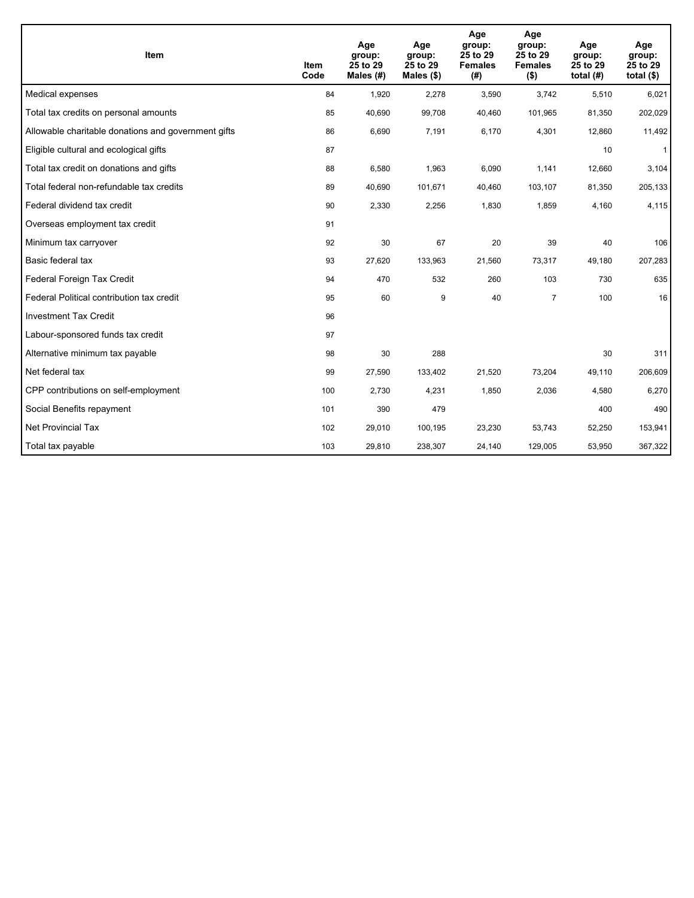| Item | Item Code | Age group: 25 to 29 Males (#) | Age group: 25 to 29 Males ($) | Age group: 25 to 29 Females (#) | Age group: 25 to 29 Females ($) | Age group: 25 to 29 total (#) | Age group: 25 to 29 total ($) |
|---|---|---|---|---|---|---|---|
| Medical expenses | 84 | 1,920 | 2,278 | 3,590 | 3,742 | 5,510 | 6,021 |
| Total tax credits on personal amounts | 85 | 40,690 | 99,708 | 40,460 | 101,965 | 81,350 | 202,029 |
| Allowable charitable donations and government gifts | 86 | 6,690 | 7,191 | 6,170 | 4,301 | 12,860 | 11,492 |
| Eligible cultural and ecological gifts | 87 | | | | | 10 | 1 |
| Total tax credit on donations and gifts | 88 | 6,580 | 1,963 | 6,090 | 1,141 | 12,660 | 3,104 |
| Total federal non-refundable tax credits | 89 | 40,690 | 101,671 | 40,460 | 103,107 | 81,350 | 205,133 |
| Federal dividend tax credit | 90 | 2,330 | 2,256 | 1,830 | 1,859 | 4,160 | 4,115 |
| Overseas employment tax credit | 91 | | | | | | |
| Minimum tax carryover | 92 | 30 | 67 | 20 | 39 | 40 | 106 |
| Basic federal tax | 93 | 27,620 | 133,963 | 21,560 | 73,317 | 49,180 | 207,283 |
| Federal Foreign Tax Credit | 94 | 470 | 532 | 260 | 103 | 730 | 635 |
| Federal Political contribution tax credit | 95 | 60 | 9 | 40 | 7 | 100 | 16 |
| Investment Tax Credit | 96 | | | | | | |
| Labour-sponsored funds tax credit | 97 | | | | | | |
| Alternative minimum tax payable | 98 | 30 | 288 | | | 30 | 311 |
| Net federal tax | 99 | 27,590 | 133,402 | 21,520 | 73,204 | 49,110 | 206,609 |
| CPP contributions on self-employment | 100 | 2,730 | 4,231 | 1,850 | 2,036 | 4,580 | 6,270 |
| Social Benefits repayment | 101 | 390 | 479 | | | 400 | 490 |
| Net Provincial Tax | 102 | 29,010 | 100,195 | 23,230 | 53,743 | 52,250 | 153,941 |
| Total tax payable | 103 | 29,810 | 238,307 | 24,140 | 129,005 | 53,950 | 367,322 |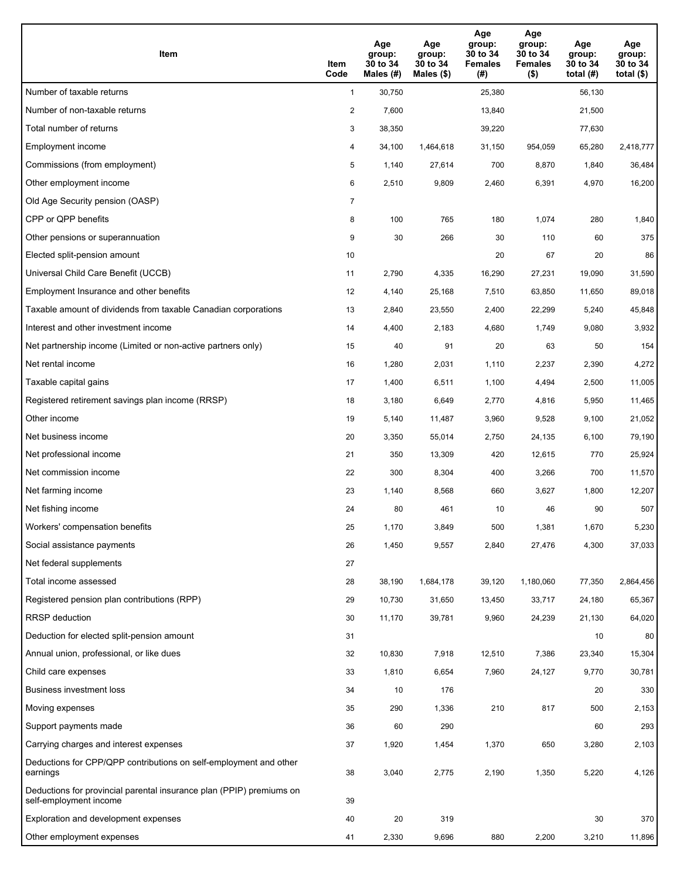| Item | Item Code | Age group: 30 to 34 Males (#) | Age group: 30 to 34 Males ($) | Age group: 30 to 34 Females (#) | Age group: 30 to 34 Females ($) | Age group: 30 to 34 total (#) | Age group: 30 to 34 total ($) |
|---|---|---|---|---|---|---|---|
| Number of taxable returns | 1 | 30,750 | | 25,380 | | 56,130 | |
| Number of non-taxable returns | 2 | 7,600 | | 13,840 | | 21,500 | |
| Total number of returns | 3 | 38,350 | | 39,220 | | 77,630 | |
| Employment income | 4 | 34,100 | 1,464,618 | 31,150 | 954,059 | 65,280 | 2,418,777 |
| Commissions (from employment) | 5 | 1,140 | 27,614 | 700 | 8,870 | 1,840 | 36,484 |
| Other employment income | 6 | 2,510 | 9,809 | 2,460 | 6,391 | 4,970 | 16,200 |
| Old Age Security pension (OASP) | 7 | | | | | | |
| CPP or QPP benefits | 8 | 100 | 765 | 180 | 1,074 | 280 | 1,840 |
| Other pensions or superannuation | 9 | 30 | 266 | 30 | 110 | 60 | 375 |
| Elected split-pension amount | 10 | | | 20 | 67 | 20 | 86 |
| Universal Child Care Benefit (UCCB) | 11 | 2,790 | 4,335 | 16,290 | 27,231 | 19,090 | 31,590 |
| Employment Insurance and other benefits | 12 | 4,140 | 25,168 | 7,510 | 63,850 | 11,650 | 89,018 |
| Taxable amount of dividends from taxable Canadian corporations | 13 | 2,840 | 23,550 | 2,400 | 22,299 | 5,240 | 45,848 |
| Interest and other investment income | 14 | 4,400 | 2,183 | 4,680 | 1,749 | 9,080 | 3,932 |
| Net partnership income (Limited or non-active partners only) | 15 | 40 | 91 | 20 | 63 | 50 | 154 |
| Net rental income | 16 | 1,280 | 2,031 | 1,110 | 2,237 | 2,390 | 4,272 |
| Taxable capital gains | 17 | 1,400 | 6,511 | 1,100 | 4,494 | 2,500 | 11,005 |
| Registered retirement savings plan income (RRSP) | 18 | 3,180 | 6,649 | 2,770 | 4,816 | 5,950 | 11,465 |
| Other income | 19 | 5,140 | 11,487 | 3,960 | 9,528 | 9,100 | 21,052 |
| Net business income | 20 | 3,350 | 55,014 | 2,750 | 24,135 | 6,100 | 79,190 |
| Net professional income | 21 | 350 | 13,309 | 420 | 12,615 | 770 | 25,924 |
| Net commission income | 22 | 300 | 8,304 | 400 | 3,266 | 700 | 11,570 |
| Net farming income | 23 | 1,140 | 8,568 | 660 | 3,627 | 1,800 | 12,207 |
| Net fishing income | 24 | 80 | 461 | 10 | 46 | 90 | 507 |
| Workers' compensation benefits | 25 | 1,170 | 3,849 | 500 | 1,381 | 1,670 | 5,230 |
| Social assistance payments | 26 | 1,450 | 9,557 | 2,840 | 27,476 | 4,300 | 37,033 |
| Net federal supplements | 27 | | | | | | |
| Total income assessed | 28 | 38,190 | 1,684,178 | 39,120 | 1,180,060 | 77,350 | 2,864,456 |
| Registered pension plan contributions (RPP) | 29 | 10,730 | 31,650 | 13,450 | 33,717 | 24,180 | 65,367 |
| RRSP deduction | 30 | 11,170 | 39,781 | 9,960 | 24,239 | 21,130 | 64,020 |
| Deduction for elected split-pension amount | 31 | | | | | 10 | 80 |
| Annual union, professional, or like dues | 32 | 10,830 | 7,918 | 12,510 | 7,386 | 23,340 | 15,304 |
| Child care expenses | 33 | 1,810 | 6,654 | 7,960 | 24,127 | 9,770 | 30,781 |
| Business investment loss | 34 | 10 | 176 | | | 20 | 330 |
| Moving expenses | 35 | 290 | 1,336 | 210 | 817 | 500 | 2,153 |
| Support payments made | 36 | 60 | 290 | | | 60 | 293 |
| Carrying charges and interest expenses | 37 | 1,920 | 1,454 | 1,370 | 650 | 3,280 | 2,103 |
| Deductions for CPP/QPP contributions on self-employment and other earnings | 38 | 3,040 | 2,775 | 2,190 | 1,350 | 5,220 | 4,126 |
| Deductions for provincial parental insurance plan (PPIP) premiums on self-employment income | 39 | | | | | | |
| Exploration and development expenses | 40 | 20 | 319 | | | 30 | 370 |
| Other employment expenses | 41 | 2,330 | 9,696 | 880 | 2,200 | 3,210 | 11,896 |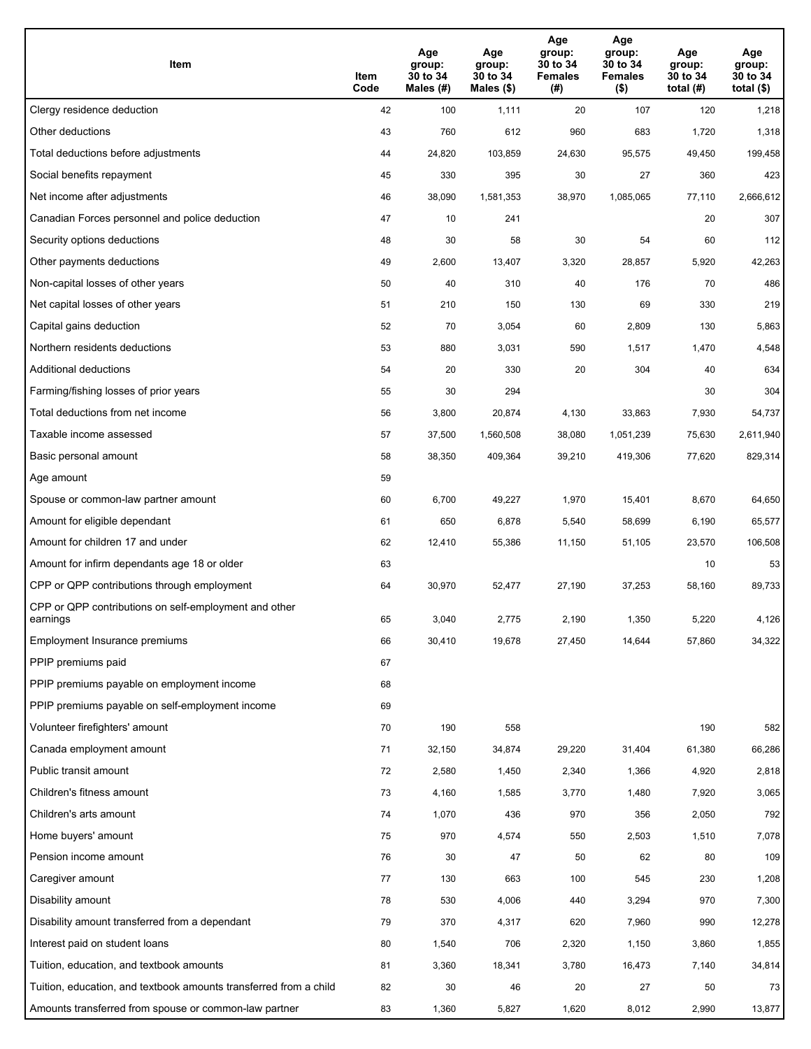| Item | Item Code | Age group: 30 to 34 Males (#) | Age group: 30 to 34 Males ($) | Age group: 30 to 34 Females (#) | Age group: 30 to 34 Females ($) | Age group: 30 to 34 total (#) | Age group: 30 to 34 total ($) |
|---|---|---|---|---|---|---|---|
| Clergy residence deduction | 42 | 100 | 1,111 | 20 | 107 | 120 | 1,218 |
| Other deductions | 43 | 760 | 612 | 960 | 683 | 1,720 | 1,318 |
| Total deductions before adjustments | 44 | 24,820 | 103,859 | 24,630 | 95,575 | 49,450 | 199,458 |
| Social benefits repayment | 45 | 330 | 395 | 30 | 27 | 360 | 423 |
| Net income after adjustments | 46 | 38,090 | 1,581,353 | 38,970 | 1,085,065 | 77,110 | 2,666,612 |
| Canadian Forces personnel and police deduction | 47 | 10 | 241 | | | 20 | 307 |
| Security options deductions | 48 | 30 | 58 | 30 | 54 | 60 | 112 |
| Other payments deductions | 49 | 2,600 | 13,407 | 3,320 | 28,857 | 5,920 | 42,263 |
| Non-capital losses of other years | 50 | 40 | 310 | 40 | 176 | 70 | 486 |
| Net capital losses of other years | 51 | 210 | 150 | 130 | 69 | 330 | 219 |
| Capital gains deduction | 52 | 70 | 3,054 | 60 | 2,809 | 130 | 5,863 |
| Northern residents deductions | 53 | 880 | 3,031 | 590 | 1,517 | 1,470 | 4,548 |
| Additional deductions | 54 | 20 | 330 | 20 | 304 | 40 | 634 |
| Farming/fishing losses of prior years | 55 | 30 | 294 | | | 30 | 304 |
| Total deductions from net income | 56 | 3,800 | 20,874 | 4,130 | 33,863 | 7,930 | 54,737 |
| Taxable income assessed | 57 | 37,500 | 1,560,508 | 38,080 | 1,051,239 | 75,630 | 2,611,940 |
| Basic personal amount | 58 | 38,350 | 409,364 | 39,210 | 419,306 | 77,620 | 829,314 |
| Age amount | 59 | | | | | | |
| Spouse or common-law partner amount | 60 | 6,700 | 49,227 | 1,970 | 15,401 | 8,670 | 64,650 |
| Amount for eligible dependant | 61 | 650 | 6,878 | 5,540 | 58,699 | 6,190 | 65,577 |
| Amount for children 17 and under | 62 | 12,410 | 55,386 | 11,150 | 51,105 | 23,570 | 106,508 |
| Amount for infirm dependants age 18 or older | 63 | | | | | 10 | 53 |
| CPP or QPP contributions through employment | 64 | 30,970 | 52,477 | 27,190 | 37,253 | 58,160 | 89,733 |
| CPP or QPP contributions on self-employment and other earnings | 65 | 3,040 | 2,775 | 2,190 | 1,350 | 5,220 | 4,126 |
| Employment Insurance premiums | 66 | 30,410 | 19,678 | 27,450 | 14,644 | 57,860 | 34,322 |
| PPIP premiums paid | 67 | | | | | | |
| PPIP premiums payable on employment income | 68 | | | | | | |
| PPIP premiums payable on self-employment income | 69 | | | | | | |
| Volunteer firefighters' amount | 70 | 190 | 558 | | | 190 | 582 |
| Canada employment amount | 71 | 32,150 | 34,874 | 29,220 | 31,404 | 61,380 | 66,286 |
| Public transit amount | 72 | 2,580 | 1,450 | 2,340 | 1,366 | 4,920 | 2,818 |
| Children's fitness amount | 73 | 4,160 | 1,585 | 3,770 | 1,480 | 7,920 | 3,065 |
| Children's arts amount | 74 | 1,070 | 436 | 970 | 356 | 2,050 | 792 |
| Home buyers' amount | 75 | 970 | 4,574 | 550 | 2,503 | 1,510 | 7,078 |
| Pension income amount | 76 | 30 | 47 | 50 | 62 | 80 | 109 |
| Caregiver amount | 77 | 130 | 663 | 100 | 545 | 230 | 1,208 |
| Disability amount | 78 | 530 | 4,006 | 440 | 3,294 | 970 | 7,300 |
| Disability amount transferred from a dependant | 79 | 370 | 4,317 | 620 | 7,960 | 990 | 12,278 |
| Interest paid on student loans | 80 | 1,540 | 706 | 2,320 | 1,150 | 3,860 | 1,855 |
| Tuition, education, and textbook amounts | 81 | 3,360 | 18,341 | 3,780 | 16,473 | 7,140 | 34,814 |
| Tuition, education, and textbook amounts transferred from a child | 82 | 30 | 46 | 20 | 27 | 50 | 73 |
| Amounts transferred from spouse or common-law partner | 83 | 1,360 | 5,827 | 1,620 | 8,012 | 2,990 | 13,877 |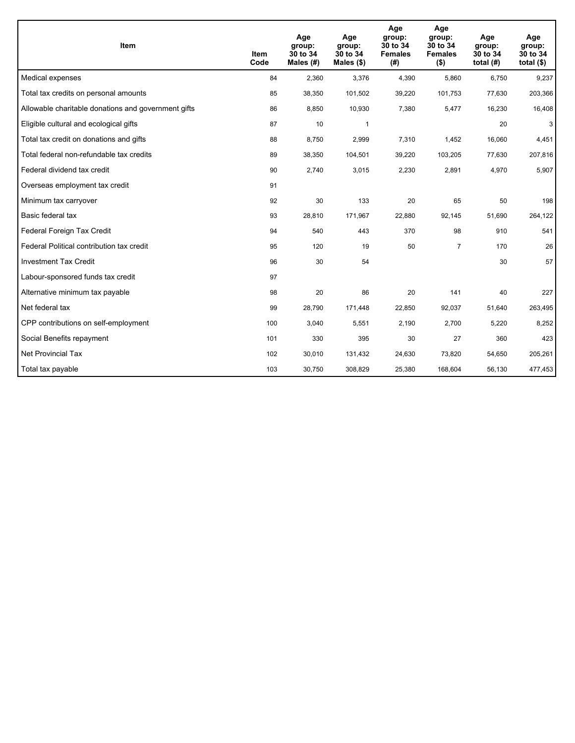| Item | Item Code | Age group: 30 to 34 Males (#) | Age group: 30 to 34 Males ($) | Age group: 30 to 34 Females (#) | Age group: 30 to 34 Females ($) | Age group: 30 to 34 total (#) | Age group: 30 to 34 total ($) |
|---|---|---|---|---|---|---|---|
| Medical expenses | 84 | 2,360 | 3,376 | 4,390 | 5,860 | 6,750 | 9,237 |
| Total tax credits on personal amounts | 85 | 38,350 | 101,502 | 39,220 | 101,753 | 77,630 | 203,366 |
| Allowable charitable donations and government gifts | 86 | 8,850 | 10,930 | 7,380 | 5,477 | 16,230 | 16,408 |
| Eligible cultural and ecological gifts | 87 | 10 | 1 | | | 20 | 3 |
| Total tax credit on donations and gifts | 88 | 8,750 | 2,999 | 7,310 | 1,452 | 16,060 | 4,451 |
| Total federal non-refundable tax credits | 89 | 38,350 | 104,501 | 39,220 | 103,205 | 77,630 | 207,816 |
| Federal dividend tax credit | 90 | 2,740 | 3,015 | 2,230 | 2,891 | 4,970 | 5,907 |
| Overseas employment tax credit | 91 | | | | | | |
| Minimum tax carryover | 92 | 30 | 133 | 20 | 65 | 50 | 198 |
| Basic federal tax | 93 | 28,810 | 171,967 | 22,880 | 92,145 | 51,690 | 264,122 |
| Federal Foreign Tax Credit | 94 | 540 | 443 | 370 | 98 | 910 | 541 |
| Federal Political contribution tax credit | 95 | 120 | 19 | 50 | 7 | 170 | 26 |
| Investment Tax Credit | 96 | 30 | 54 | | | 30 | 57 |
| Labour-sponsored funds tax credit | 97 | | | | | | |
| Alternative minimum tax payable | 98 | 20 | 86 | 20 | 141 | 40 | 227 |
| Net federal tax | 99 | 28,790 | 171,448 | 22,850 | 92,037 | 51,640 | 263,495 |
| CPP contributions on self-employment | 100 | 3,040 | 5,551 | 2,190 | 2,700 | 5,220 | 8,252 |
| Social Benefits repayment | 101 | 330 | 395 | 30 | 27 | 360 | 423 |
| Net Provincial Tax | 102 | 30,010 | 131,432 | 24,630 | 73,820 | 54,650 | 205,261 |
| Total tax payable | 103 | 30,750 | 308,829 | 25,380 | 168,604 | 56,130 | 477,453 |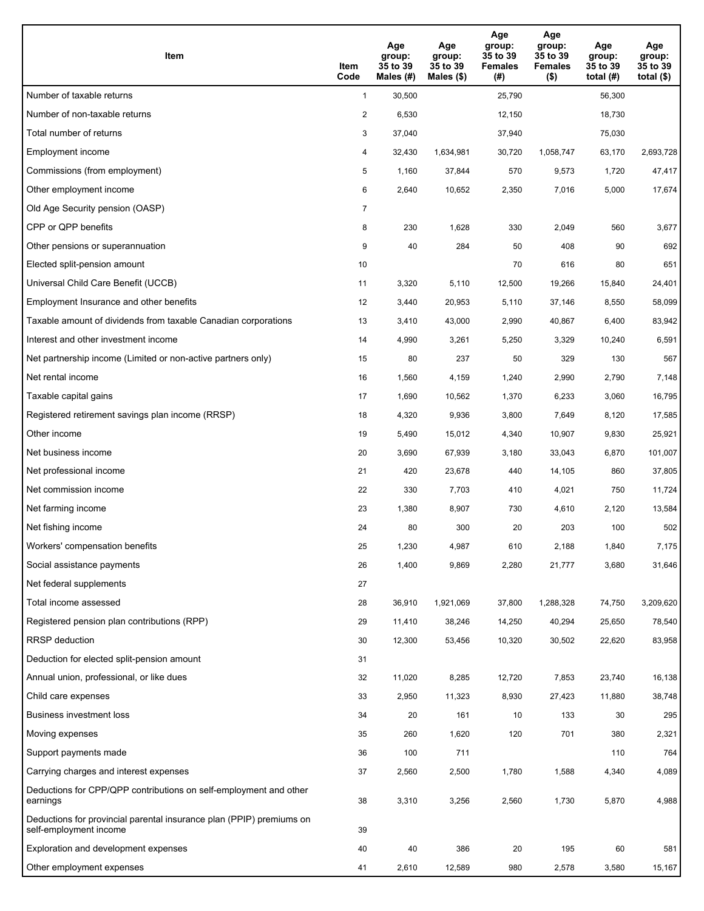| Item | Item Code | Age group: 35 to 39 Males (#) | Age group: 35 to 39 Males ($) | Age group: 35 to 39 Females (#) | Age group: 35 to 39 Females ($) | Age group: 35 to 39 total (#) | Age group: 35 to 39 total ($) |
|---|---|---|---|---|---|---|---|
| Number of taxable returns | 1 | 30,500 | | 25,790 | | 56,300 | |
| Number of non-taxable returns | 2 | 6,530 | | 12,150 | | 18,730 | |
| Total number of returns | 3 | 37,040 | | 37,940 | | 75,030 | |
| Employment income | 4 | 32,430 | 1,634,981 | 30,720 | 1,058,747 | 63,170 | 2,693,728 |
| Commissions (from employment) | 5 | 1,160 | 37,844 | 570 | 9,573 | 1,720 | 47,417 |
| Other employment income | 6 | 2,640 | 10,652 | 2,350 | 7,016 | 5,000 | 17,674 |
| Old Age Security pension (OASP) | 7 | | | | | | |
| CPP or QPP benefits | 8 | 230 | 1,628 | 330 | 2,049 | 560 | 3,677 |
| Other pensions or superannuation | 9 | 40 | 284 | 50 | 408 | 90 | 692 |
| Elected split-pension amount | 10 | | | 70 | 616 | 80 | 651 |
| Universal Child Care Benefit (UCCB) | 11 | 3,320 | 5,110 | 12,500 | 19,266 | 15,840 | 24,401 |
| Employment Insurance and other benefits | 12 | 3,440 | 20,953 | 5,110 | 37,146 | 8,550 | 58,099 |
| Taxable amount of dividends from taxable Canadian corporations | 13 | 3,410 | 43,000 | 2,990 | 40,867 | 6,400 | 83,942 |
| Interest and other investment income | 14 | 4,990 | 3,261 | 5,250 | 3,329 | 10,240 | 6,591 |
| Net partnership income (Limited or non-active partners only) | 15 | 80 | 237 | 50 | 329 | 130 | 567 |
| Net rental income | 16 | 1,560 | 4,159 | 1,240 | 2,990 | 2,790 | 7,148 |
| Taxable capital gains | 17 | 1,690 | 10,562 | 1,370 | 6,233 | 3,060 | 16,795 |
| Registered retirement savings plan income (RRSP) | 18 | 4,320 | 9,936 | 3,800 | 7,649 | 8,120 | 17,585 |
| Other income | 19 | 5,490 | 15,012 | 4,340 | 10,907 | 9,830 | 25,921 |
| Net business income | 20 | 3,690 | 67,939 | 3,180 | 33,043 | 6,870 | 101,007 |
| Net professional income | 21 | 420 | 23,678 | 440 | 14,105 | 860 | 37,805 |
| Net commission income | 22 | 330 | 7,703 | 410 | 4,021 | 750 | 11,724 |
| Net farming income | 23 | 1,380 | 8,907 | 730 | 4,610 | 2,120 | 13,584 |
| Net fishing income | 24 | 80 | 300 | 20 | 203 | 100 | 502 |
| Workers' compensation benefits | 25 | 1,230 | 4,987 | 610 | 2,188 | 1,840 | 7,175 |
| Social assistance payments | 26 | 1,400 | 9,869 | 2,280 | 21,777 | 3,680 | 31,646 |
| Net federal supplements | 27 | | | | | | |
| Total income assessed | 28 | 36,910 | 1,921,069 | 37,800 | 1,288,328 | 74,750 | 3,209,620 |
| Registered pension plan contributions (RPP) | 29 | 11,410 | 38,246 | 14,250 | 40,294 | 25,650 | 78,540 |
| RRSP deduction | 30 | 12,300 | 53,456 | 10,320 | 30,502 | 22,620 | 83,958 |
| Deduction for elected split-pension amount | 31 | | | | | | |
| Annual union, professional, or like dues | 32 | 11,020 | 8,285 | 12,720 | 7,853 | 23,740 | 16,138 |
| Child care expenses | 33 | 2,950 | 11,323 | 8,930 | 27,423 | 11,880 | 38,748 |
| Business investment loss | 34 | 20 | 161 | 10 | 133 | 30 | 295 |
| Moving expenses | 35 | 260 | 1,620 | 120 | 701 | 380 | 2,321 |
| Support payments made | 36 | 100 | 711 | | | 110 | 764 |
| Carrying charges and interest expenses | 37 | 2,560 | 2,500 | 1,780 | 1,588 | 4,340 | 4,089 |
| Deductions for CPP/QPP contributions on self-employment and other earnings | 38 | 3,310 | 3,256 | 2,560 | 1,730 | 5,870 | 4,988 |
| Deductions for provincial parental insurance plan (PPIP) premiums on self-employment income | 39 | | | | | | |
| Exploration and development expenses | 40 | 40 | 386 | 20 | 195 | 60 | 581 |
| Other employment expenses | 41 | 2,610 | 12,589 | 980 | 2,578 | 3,580 | 15,167 |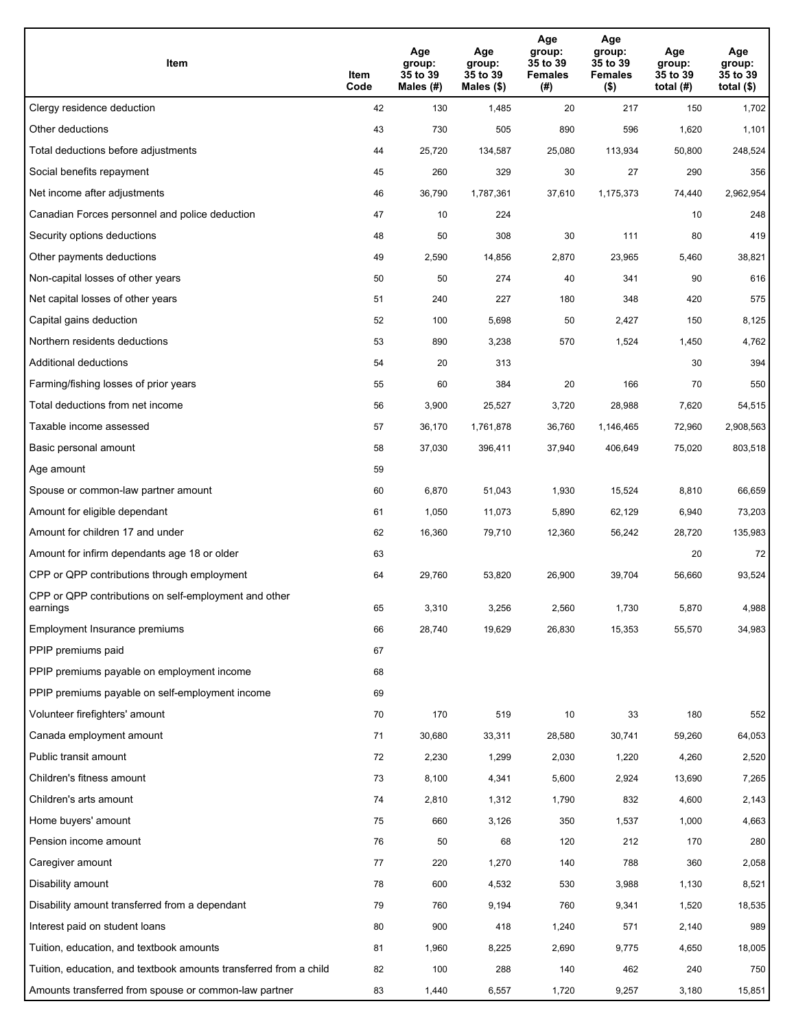| Item | Item Code | Age group: 35 to 39 Males (#) | Age group: 35 to 39 Males ($) | Age group: 35 to 39 Females (#) | Age group: 35 to 39 Females ($) | Age group: 35 to 39 total (#) | Age group: 35 to 39 total ($) |
|---|---|---|---|---|---|---|---|
| Clergy residence deduction | 42 | 130 | 1,485 | 20 | 217 | 150 | 1,702 |
| Other deductions | 43 | 730 | 505 | 890 | 596 | 1,620 | 1,101 |
| Total deductions before adjustments | 44 | 25,720 | 134,587 | 25,080 | 113,934 | 50,800 | 248,524 |
| Social benefits repayment | 45 | 260 | 329 | 30 | 27 | 290 | 356 |
| Net income after adjustments | 46 | 36,790 | 1,787,361 | 37,610 | 1,175,373 | 74,440 | 2,962,954 |
| Canadian Forces personnel and police deduction | 47 | 10 | 224 | | | 10 | 248 |
| Security options deductions | 48 | 50 | 308 | 30 | 111 | 80 | 419 |
| Other payments deductions | 49 | 2,590 | 14,856 | 2,870 | 23,965 | 5,460 | 38,821 |
| Non-capital losses of other years | 50 | 50 | 274 | 40 | 341 | 90 | 616 |
| Net capital losses of other years | 51 | 240 | 227 | 180 | 348 | 420 | 575 |
| Capital gains deduction | 52 | 100 | 5,698 | 50 | 2,427 | 150 | 8,125 |
| Northern residents deductions | 53 | 890 | 3,238 | 570 | 1,524 | 1,450 | 4,762 |
| Additional deductions | 54 | 20 | 313 | | | 30 | 394 |
| Farming/fishing losses of prior years | 55 | 60 | 384 | 20 | 166 | 70 | 550 |
| Total deductions from net income | 56 | 3,900 | 25,527 | 3,720 | 28,988 | 7,620 | 54,515 |
| Taxable income assessed | 57 | 36,170 | 1,761,878 | 36,760 | 1,146,465 | 72,960 | 2,908,563 |
| Basic personal amount | 58 | 37,030 | 396,411 | 37,940 | 406,649 | 75,020 | 803,518 |
| Age amount | 59 | | | | | | |
| Spouse or common-law partner amount | 60 | 6,870 | 51,043 | 1,930 | 15,524 | 8,810 | 66,659 |
| Amount for eligible dependant | 61 | 1,050 | 11,073 | 5,890 | 62,129 | 6,940 | 73,203 |
| Amount for children 17 and under | 62 | 16,360 | 79,710 | 12,360 | 56,242 | 28,720 | 135,983 |
| Amount for infirm dependants age 18 or older | 63 | | | | | 20 | 72 |
| CPP or QPP contributions through employment | 64 | 29,760 | 53,820 | 26,900 | 39,704 | 56,660 | 93,524 |
| CPP or QPP contributions on self-employment and other earnings | 65 | 3,310 | 3,256 | 2,560 | 1,730 | 5,870 | 4,988 |
| Employment Insurance premiums | 66 | 28,740 | 19,629 | 26,830 | 15,353 | 55,570 | 34,983 |
| PPIP premiums paid | 67 | | | | | | |
| PPIP premiums payable on employment income | 68 | | | | | | |
| PPIP premiums payable on self-employment income | 69 | | | | | | |
| Volunteer firefighters' amount | 70 | 170 | 519 | 10 | 33 | 180 | 552 |
| Canada employment amount | 71 | 30,680 | 33,311 | 28,580 | 30,741 | 59,260 | 64,053 |
| Public transit amount | 72 | 2,230 | 1,299 | 2,030 | 1,220 | 4,260 | 2,520 |
| Children's fitness amount | 73 | 8,100 | 4,341 | 5,600 | 2,924 | 13,690 | 7,265 |
| Children's arts amount | 74 | 2,810 | 1,312 | 1,790 | 832 | 4,600 | 2,143 |
| Home buyers' amount | 75 | 660 | 3,126 | 350 | 1,537 | 1,000 | 4,663 |
| Pension income amount | 76 | 50 | 68 | 120 | 212 | 170 | 280 |
| Caregiver amount | 77 | 220 | 1,270 | 140 | 788 | 360 | 2,058 |
| Disability amount | 78 | 600 | 4,532 | 530 | 3,988 | 1,130 | 8,521 |
| Disability amount transferred from a dependant | 79 | 760 | 9,194 | 760 | 9,341 | 1,520 | 18,535 |
| Interest paid on student loans | 80 | 900 | 418 | 1,240 | 571 | 2,140 | 989 |
| Tuition, education, and textbook amounts | 81 | 1,960 | 8,225 | 2,690 | 9,775 | 4,650 | 18,005 |
| Tuition, education, and textbook amounts transferred from a child | 82 | 100 | 288 | 140 | 462 | 240 | 750 |
| Amounts transferred from spouse or common-law partner | 83 | 1,440 | 6,557 | 1,720 | 9,257 | 3,180 | 15,851 |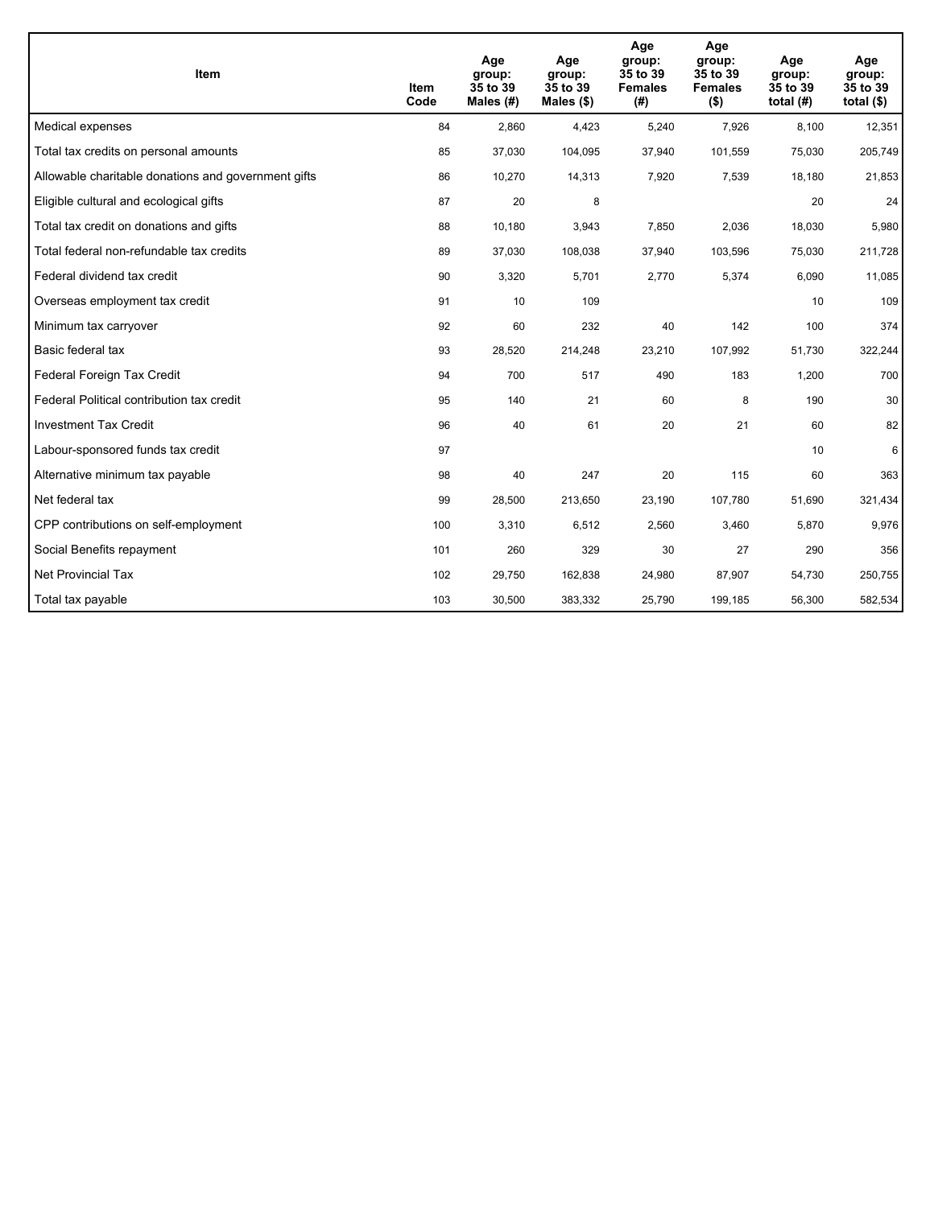| Item | Item Code | Age group: 35 to 39 Males (#) | Age group: 35 to 39 Males ($) | Age group: 35 to 39 Females (#) | Age group: 35 to 39 Females ($) | Age group: 35 to 39 total (#) | Age group: 35 to 39 total ($) |
|---|---|---|---|---|---|---|---|
| Medical expenses | 84 | 2,860 | 4,423 | 5,240 | 7,926 | 8,100 | 12,351 |
| Total tax credits on personal amounts | 85 | 37,030 | 104,095 | 37,940 | 101,559 | 75,030 | 205,749 |
| Allowable charitable donations and government gifts | 86 | 10,270 | 14,313 | 7,920 | 7,539 | 18,180 | 21,853 |
| Eligible cultural and ecological gifts | 87 | 20 | 8 | | | 20 | 24 |
| Total tax credit on donations and gifts | 88 | 10,180 | 3,943 | 7,850 | 2,036 | 18,030 | 5,980 |
| Total federal non-refundable tax credits | 89 | 37,030 | 108,038 | 37,940 | 103,596 | 75,030 | 211,728 |
| Federal dividend tax credit | 90 | 3,320 | 5,701 | 2,770 | 5,374 | 6,090 | 11,085 |
| Overseas employment tax credit | 91 | 10 | 109 | | | 10 | 109 |
| Minimum tax carryover | 92 | 60 | 232 | 40 | 142 | 100 | 374 |
| Basic federal tax | 93 | 28,520 | 214,248 | 23,210 | 107,992 | 51,730 | 322,244 |
| Federal Foreign Tax Credit | 94 | 700 | 517 | 490 | 183 | 1,200 | 700 |
| Federal Political contribution tax credit | 95 | 140 | 21 | 60 | 8 | 190 | 30 |
| Investment Tax Credit | 96 | 40 | 61 | 20 | 21 | 60 | 82 |
| Labour-sponsored funds tax credit | 97 | | | | | 10 | 6 |
| Alternative minimum tax payable | 98 | 40 | 247 | 20 | 115 | 60 | 363 |
| Net federal tax | 99 | 28,500 | 213,650 | 23,190 | 107,780 | 51,690 | 321,434 |
| CPP contributions on self-employment | 100 | 3,310 | 6,512 | 2,560 | 3,460 | 5,870 | 9,976 |
| Social Benefits repayment | 101 | 260 | 329 | 30 | 27 | 290 | 356 |
| Net Provincial Tax | 102 | 29,750 | 162,838 | 24,980 | 87,907 | 54,730 | 250,755 |
| Total tax payable | 103 | 30,500 | 383,332 | 25,790 | 199,185 | 56,300 | 582,534 |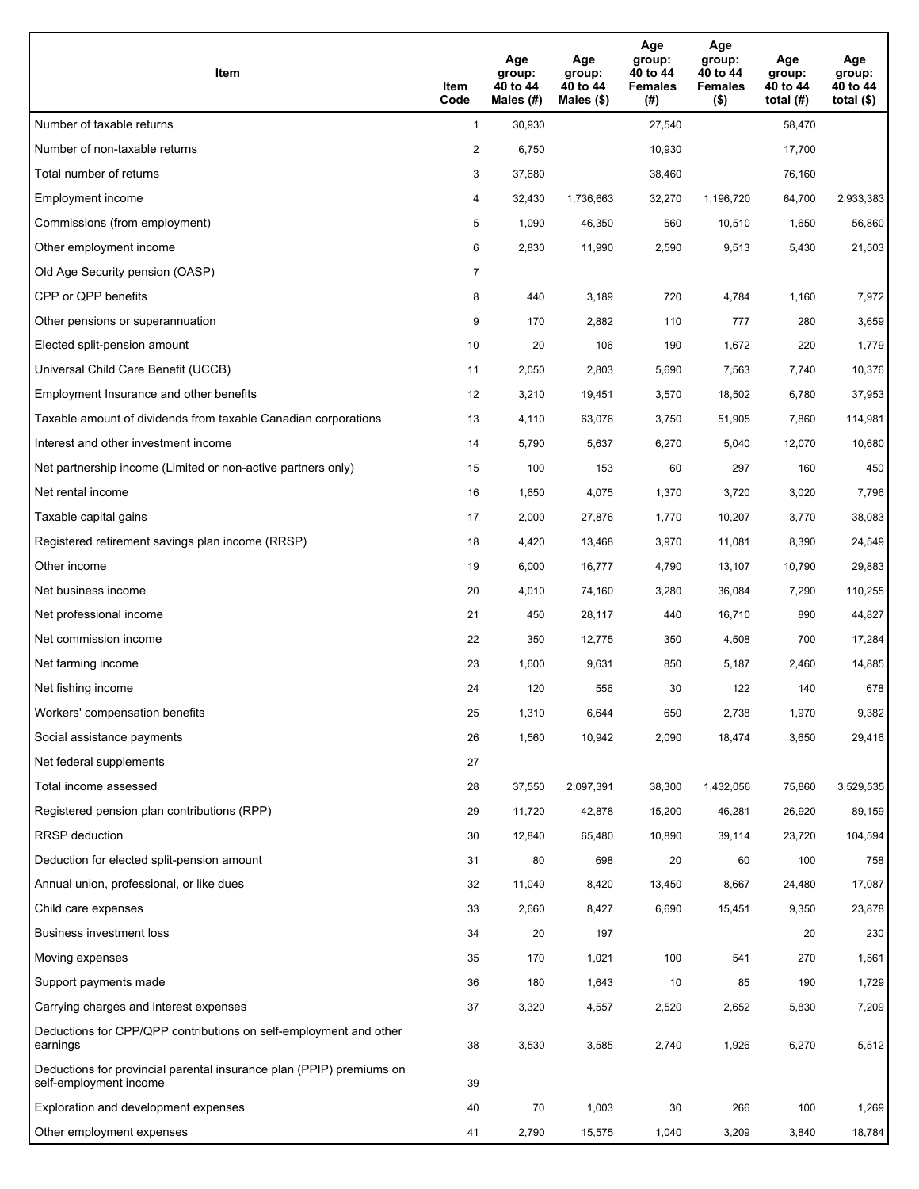| Item | Item Code | Age group: 40 to 44 Males (#) | Age group: 40 to 44 Males ($) | Age group: 40 to 44 Females (#) | Age group: 40 to 44 Females ($) | Age group: 40 to 44 total (#) | Age group: 40 to 44 total ($) |
|---|---|---|---|---|---|---|---|
| Number of taxable returns | 1 | 30,930 | | 27,540 | | 58,470 | |
| Number of non-taxable returns | 2 | 6,750 | | 10,930 | | 17,700 | |
| Total number of returns | 3 | 37,680 | | 38,460 | | 76,160 | |
| Employment income | 4 | 32,430 | 1,736,663 | 32,270 | 1,196,720 | 64,700 | 2,933,383 |
| Commissions (from employment) | 5 | 1,090 | 46,350 | 560 | 10,510 | 1,650 | 56,860 |
| Other employment income | 6 | 2,830 | 11,990 | 2,590 | 9,513 | 5,430 | 21,503 |
| Old Age Security pension (OASP) | 7 | | | | | | |
| CPP or QPP benefits | 8 | 440 | 3,189 | 720 | 4,784 | 1,160 | 7,972 |
| Other pensions or superannuation | 9 | 170 | 2,882 | 110 | 777 | 280 | 3,659 |
| Elected split-pension amount | 10 | 20 | 106 | 190 | 1,672 | 220 | 1,779 |
| Universal Child Care Benefit (UCCB) | 11 | 2,050 | 2,803 | 5,690 | 7,563 | 7,740 | 10,376 |
| Employment Insurance and other benefits | 12 | 3,210 | 19,451 | 3,570 | 18,502 | 6,780 | 37,953 |
| Taxable amount of dividends from taxable Canadian corporations | 13 | 4,110 | 63,076 | 3,750 | 51,905 | 7,860 | 114,981 |
| Interest and other investment income | 14 | 5,790 | 5,637 | 6,270 | 5,040 | 12,070 | 10,680 |
| Net partnership income (Limited or non-active partners only) | 15 | 100 | 153 | 60 | 297 | 160 | 450 |
| Net rental income | 16 | 1,650 | 4,075 | 1,370 | 3,720 | 3,020 | 7,796 |
| Taxable capital gains | 17 | 2,000 | 27,876 | 1,770 | 10,207 | 3,770 | 38,083 |
| Registered retirement savings plan income (RRSP) | 18 | 4,420 | 13,468 | 3,970 | 11,081 | 8,390 | 24,549 |
| Other income | 19 | 6,000 | 16,777 | 4,790 | 13,107 | 10,790 | 29,883 |
| Net business income | 20 | 4,010 | 74,160 | 3,280 | 36,084 | 7,290 | 110,255 |
| Net professional income | 21 | 450 | 28,117 | 440 | 16,710 | 890 | 44,827 |
| Net commission income | 22 | 350 | 12,775 | 350 | 4,508 | 700 | 17,284 |
| Net farming income | 23 | 1,600 | 9,631 | 850 | 5,187 | 2,460 | 14,885 |
| Net fishing income | 24 | 120 | 556 | 30 | 122 | 140 | 678 |
| Workers' compensation benefits | 25 | 1,310 | 6,644 | 650 | 2,738 | 1,970 | 9,382 |
| Social assistance payments | 26 | 1,560 | 10,942 | 2,090 | 18,474 | 3,650 | 29,416 |
| Net federal supplements | 27 | | | | | | |
| Total income assessed | 28 | 37,550 | 2,097,391 | 38,300 | 1,432,056 | 75,860 | 3,529,535 |
| Registered pension plan contributions (RPP) | 29 | 11,720 | 42,878 | 15,200 | 46,281 | 26,920 | 89,159 |
| RRSP deduction | 30 | 12,840 | 65,480 | 10,890 | 39,114 | 23,720 | 104,594 |
| Deduction for elected split-pension amount | 31 | 80 | 698 | 20 | 60 | 100 | 758 |
| Annual union, professional, or like dues | 32 | 11,040 | 8,420 | 13,450 | 8,667 | 24,480 | 17,087 |
| Child care expenses | 33 | 2,660 | 8,427 | 6,690 | 15,451 | 9,350 | 23,878 |
| Business investment loss | 34 | 20 | 197 | | | 20 | 230 |
| Moving expenses | 35 | 170 | 1,021 | 100 | 541 | 270 | 1,561 |
| Support payments made | 36 | 180 | 1,643 | 10 | 85 | 190 | 1,729 |
| Carrying charges and interest expenses | 37 | 3,320 | 4,557 | 2,520 | 2,652 | 5,830 | 7,209 |
| Deductions for CPP/QPP contributions on self-employment and other earnings | 38 | 3,530 | 3,585 | 2,740 | 1,926 | 6,270 | 5,512 |
| Deductions for provincial parental insurance plan (PPIP) premiums on self-employment income | 39 | | | | | | |
| Exploration and development expenses | 40 | 70 | 1,003 | 30 | 266 | 100 | 1,269 |
| Other employment expenses | 41 | 2,790 | 15,575 | 1,040 | 3,209 | 3,840 | 18,784 |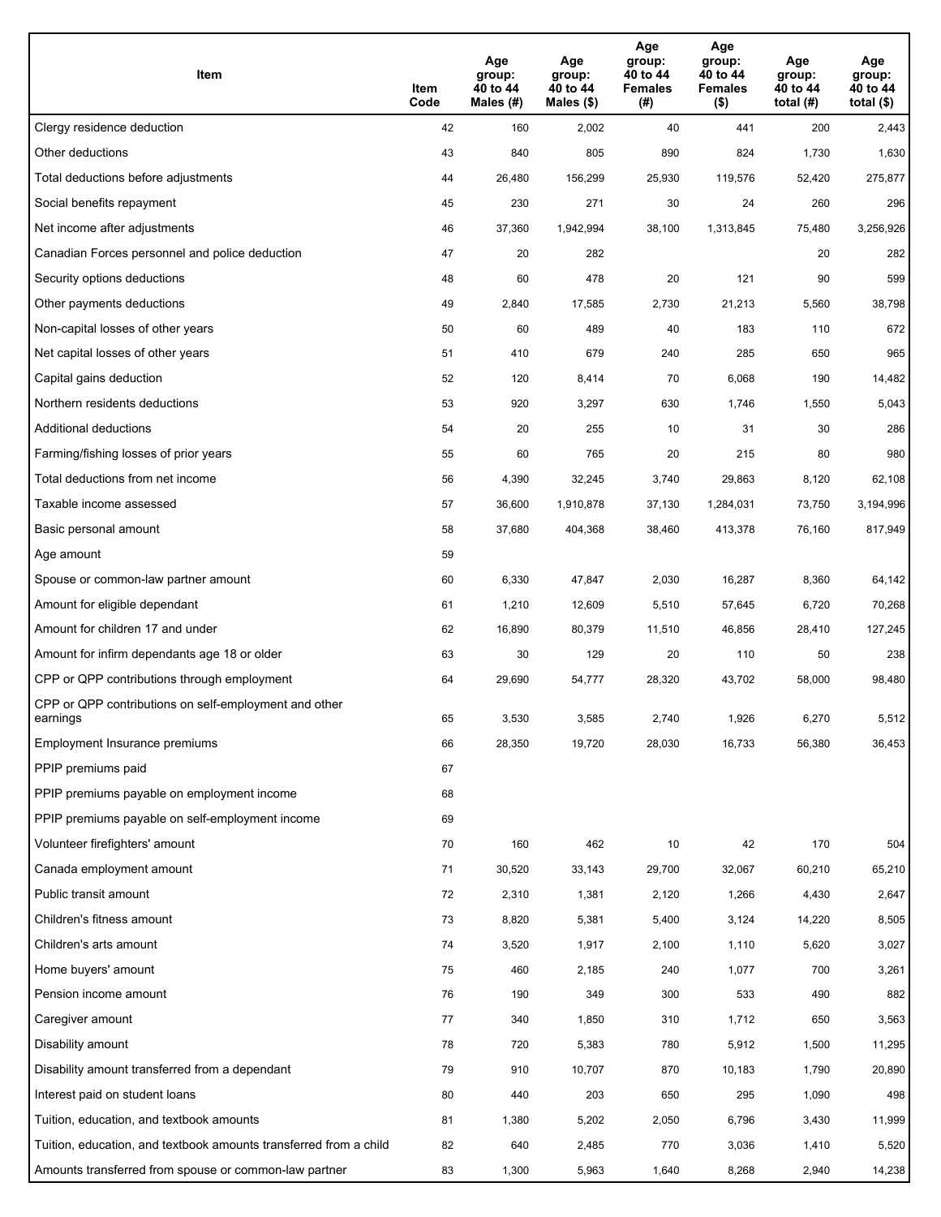| Item | Item Code | Age group: 40 to 44 Males (#) | Age group: 40 to 44 Males ($) | Age group: 40 to 44 Females (#) | Age group: 40 to 44 Females ($) | Age group: 40 to 44 total (#) | Age group: 40 to 44 total ($) |
|---|---|---|---|---|---|---|---|
| Clergy residence deduction | 42 | 160 | 2,002 | 40 | 441 | 200 | 2,443 |
| Other deductions | 43 | 840 | 805 | 890 | 824 | 1,730 | 1,630 |
| Total deductions before adjustments | 44 | 26,480 | 156,299 | 25,930 | 119,576 | 52,420 | 275,877 |
| Social benefits repayment | 45 | 230 | 271 | 30 | 24 | 260 | 296 |
| Net income after adjustments | 46 | 37,360 | 1,942,994 | 38,100 | 1,313,845 | 75,480 | 3,256,926 |
| Canadian Forces personnel and police deduction | 47 | 20 | 282 | | | 20 | 282 |
| Security options deductions | 48 | 60 | 478 | 20 | 121 | 90 | 599 |
| Other payments deductions | 49 | 2,840 | 17,585 | 2,730 | 21,213 | 5,560 | 38,798 |
| Non-capital losses of other years | 50 | 60 | 489 | 40 | 183 | 110 | 672 |
| Net capital losses of other years | 51 | 410 | 679 | 240 | 285 | 650 | 965 |
| Capital gains deduction | 52 | 120 | 8,414 | 70 | 6,068 | 190 | 14,482 |
| Northern residents deductions | 53 | 920 | 3,297 | 630 | 1,746 | 1,550 | 5,043 |
| Additional deductions | 54 | 20 | 255 | 10 | 31 | 30 | 286 |
| Farming/fishing losses of prior years | 55 | 60 | 765 | 20 | 215 | 80 | 980 |
| Total deductions from net income | 56 | 4,390 | 32,245 | 3,740 | 29,863 | 8,120 | 62,108 |
| Taxable income assessed | 57 | 36,600 | 1,910,878 | 37,130 | 1,284,031 | 73,750 | 3,194,996 |
| Basic personal amount | 58 | 37,680 | 404,368 | 38,460 | 413,378 | 76,160 | 817,949 |
| Age amount | 59 | | | | | | |
| Spouse or common-law partner amount | 60 | 6,330 | 47,847 | 2,030 | 16,287 | 8,360 | 64,142 |
| Amount for eligible dependant | 61 | 1,210 | 12,609 | 5,510 | 57,645 | 6,720 | 70,268 |
| Amount for children 17 and under | 62 | 16,890 | 80,379 | 11,510 | 46,856 | 28,410 | 127,245 |
| Amount for infirm dependants age 18 or older | 63 | 30 | 129 | 20 | 110 | 50 | 238 |
| CPP or QPP contributions through employment | 64 | 29,690 | 54,777 | 28,320 | 43,702 | 58,000 | 98,480 |
| CPP or QPP contributions on self-employment and other earnings | 65 | 3,530 | 3,585 | 2,740 | 1,926 | 6,270 | 5,512 |
| Employment Insurance premiums | 66 | 28,350 | 19,720 | 28,030 | 16,733 | 56,380 | 36,453 |
| PPIP premiums paid | 67 | | | | | | |
| PPIP premiums payable on employment income | 68 | | | | | | |
| PPIP premiums payable on self-employment income | 69 | | | | | | |
| Volunteer firefighters' amount | 70 | 160 | 462 | 10 | 42 | 170 | 504 |
| Canada employment amount | 71 | 30,520 | 33,143 | 29,700 | 32,067 | 60,210 | 65,210 |
| Public transit amount | 72 | 2,310 | 1,381 | 2,120 | 1,266 | 4,430 | 2,647 |
| Children's fitness amount | 73 | 8,820 | 5,381 | 5,400 | 3,124 | 14,220 | 8,505 |
| Children's arts amount | 74 | 3,520 | 1,917 | 2,100 | 1,110 | 5,620 | 3,027 |
| Home buyers' amount | 75 | 460 | 2,185 | 240 | 1,077 | 700 | 3,261 |
| Pension income amount | 76 | 190 | 349 | 300 | 533 | 490 | 882 |
| Caregiver amount | 77 | 340 | 1,850 | 310 | 1,712 | 650 | 3,563 |
| Disability amount | 78 | 720 | 5,383 | 780 | 5,912 | 1,500 | 11,295 |
| Disability amount transferred from a dependant | 79 | 910 | 10,707 | 870 | 10,183 | 1,790 | 20,890 |
| Interest paid on student loans | 80 | 440 | 203 | 650 | 295 | 1,090 | 498 |
| Tuition, education, and textbook amounts | 81 | 1,380 | 5,202 | 2,050 | 6,796 | 3,430 | 11,999 |
| Tuition, education, and textbook amounts transferred from a child | 82 | 640 | 2,485 | 770 | 3,036 | 1,410 | 5,520 |
| Amounts transferred from spouse or common-law partner | 83 | 1,300 | 5,963 | 1,640 | 8,268 | 2,940 | 14,238 |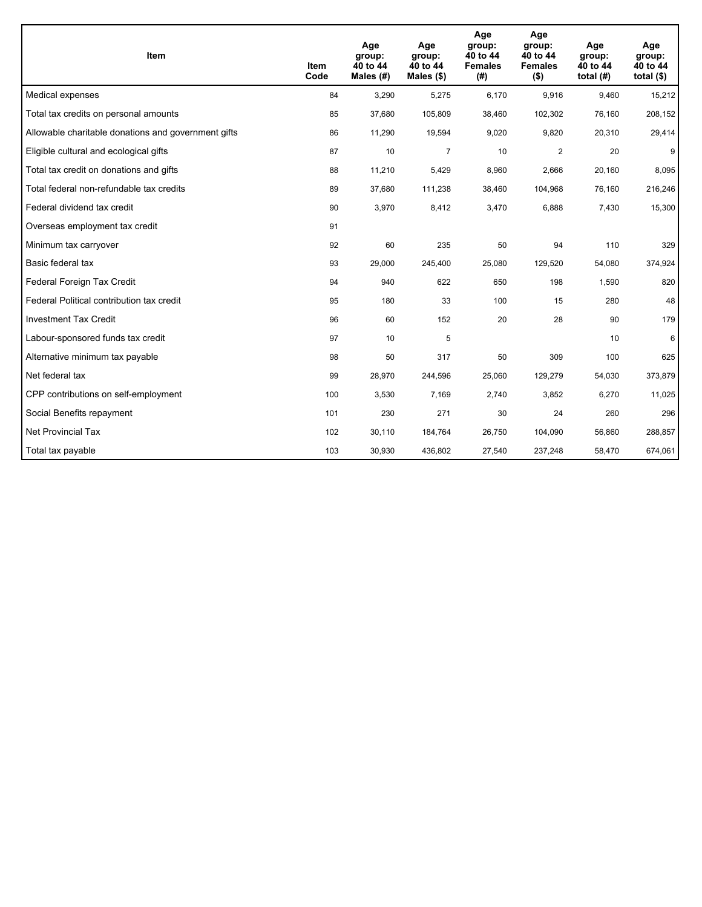| Item | Item Code | Age group: 40 to 44 Males (#) | Age group: 40 to 44 Males ($) | Age group: 40 to 44 Females (#) | Age group: 40 to 44 Females ($) | Age group: 40 to 44 total (#) | Age group: 40 to 44 total ($) |
|---|---|---|---|---|---|---|---|
| Medical expenses | 84 | 3,290 | 5,275 | 6,170 | 9,916 | 9,460 | 15,212 |
| Total tax credits on personal amounts | 85 | 37,680 | 105,809 | 38,460 | 102,302 | 76,160 | 208,152 |
| Allowable charitable donations and government gifts | 86 | 11,290 | 19,594 | 9,020 | 9,820 | 20,310 | 29,414 |
| Eligible cultural and ecological gifts | 87 | 10 | 7 | 10 | 2 | 20 | 9 |
| Total tax credit on donations and gifts | 88 | 11,210 | 5,429 | 8,960 | 2,666 | 20,160 | 8,095 |
| Total federal non-refundable tax credits | 89 | 37,680 | 111,238 | 38,460 | 104,968 | 76,160 | 216,246 |
| Federal dividend tax credit | 90 | 3,970 | 8,412 | 3,470 | 6,888 | 7,430 | 15,300 |
| Overseas employment tax credit | 91 | | | | | | |
| Minimum tax carryover | 92 | 60 | 235 | 50 | 94 | 110 | 329 |
| Basic federal tax | 93 | 29,000 | 245,400 | 25,080 | 129,520 | 54,080 | 374,924 |
| Federal Foreign Tax Credit | 94 | 940 | 622 | 650 | 198 | 1,590 | 820 |
| Federal Political contribution tax credit | 95 | 180 | 33 | 100 | 15 | 280 | 48 |
| Investment Tax Credit | 96 | 60 | 152 | 20 | 28 | 90 | 179 |
| Labour-sponsored funds tax credit | 97 | 10 | 5 | | | 10 | 6 |
| Alternative minimum tax payable | 98 | 50 | 317 | 50 | 309 | 100 | 625 |
| Net federal tax | 99 | 28,970 | 244,596 | 25,060 | 129,279 | 54,030 | 373,879 |
| CPP contributions on self-employment | 100 | 3,530 | 7,169 | 2,740 | 3,852 | 6,270 | 11,025 |
| Social Benefits repayment | 101 | 230 | 271 | 30 | 24 | 260 | 296 |
| Net Provincial Tax | 102 | 30,110 | 184,764 | 26,750 | 104,090 | 56,860 | 288,857 |
| Total tax payable | 103 | 30,930 | 436,802 | 27,540 | 237,248 | 58,470 | 674,061 |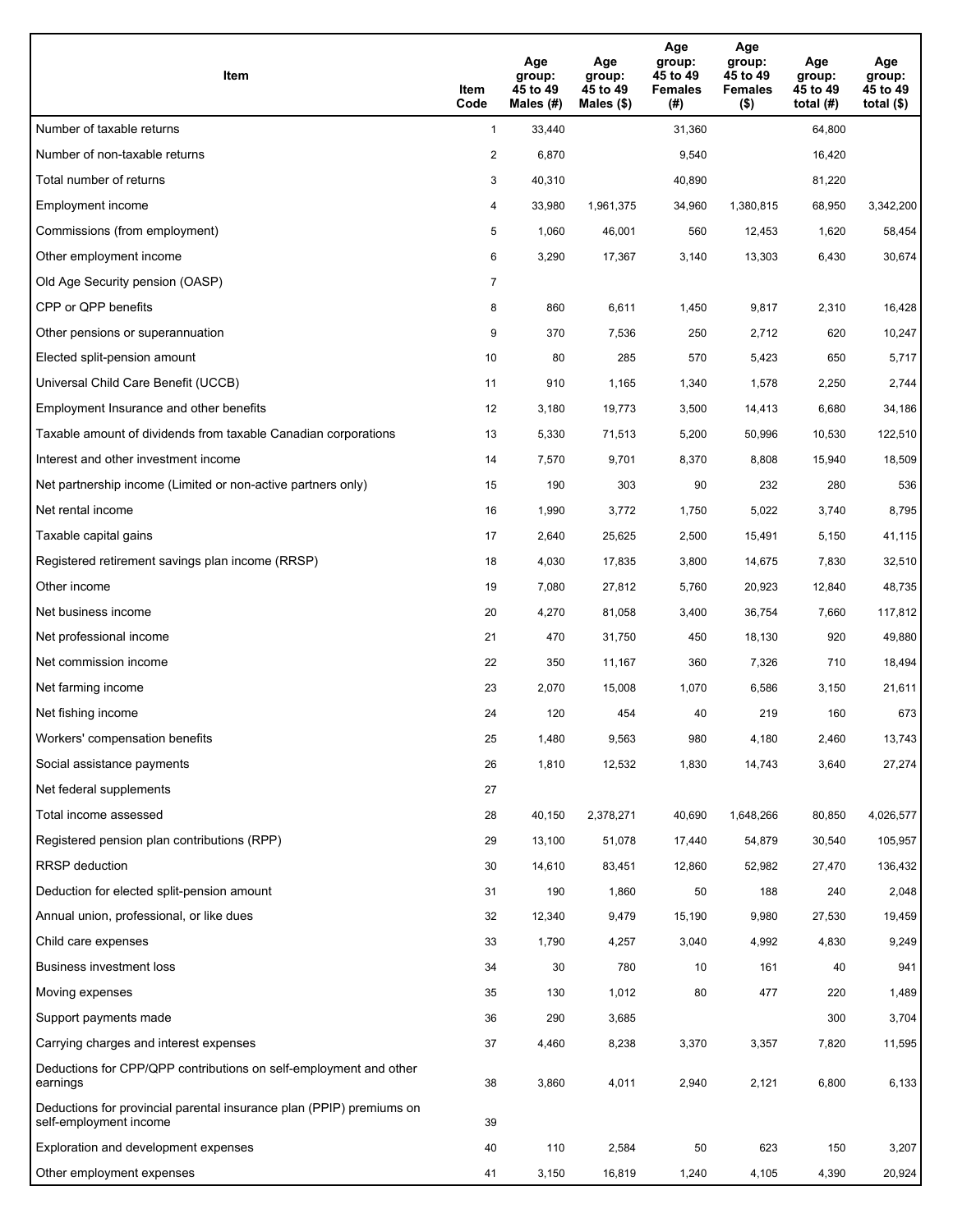| Item | Item Code | Age group: 45 to 49 Males (#) | Age group: 45 to 49 Males ($) | Age group: 45 to 49 Females (#) | Age group: 45 to 49 Females ($) | Age group: 45 to 49 total (#) | Age group: 45 to 49 total ($) |
|---|---|---|---|---|---|---|---|
| Number of taxable returns | 1 | 33,440 | | 31,360 | | 64,800 | |
| Number of non-taxable returns | 2 | 6,870 | | 9,540 | | 16,420 | |
| Total number of returns | 3 | 40,310 | | 40,890 | | 81,220 | |
| Employment income | 4 | 33,980 | 1,961,375 | 34,960 | 1,380,815 | 68,950 | 3,342,200 |
| Commissions (from employment) | 5 | 1,060 | 46,001 | 560 | 12,453 | 1,620 | 58,454 |
| Other employment income | 6 | 3,290 | 17,367 | 3,140 | 13,303 | 6,430 | 30,674 |
| Old Age Security pension (OASP) | 7 | | | | | | |
| CPP or QPP benefits | 8 | 860 | 6,611 | 1,450 | 9,817 | 2,310 | 16,428 |
| Other pensions or superannuation | 9 | 370 | 7,536 | 250 | 2,712 | 620 | 10,247 |
| Elected split-pension amount | 10 | 80 | 285 | 570 | 5,423 | 650 | 5,717 |
| Universal Child Care Benefit (UCCB) | 11 | 910 | 1,165 | 1,340 | 1,578 | 2,250 | 2,744 |
| Employment Insurance and other benefits | 12 | 3,180 | 19,773 | 3,500 | 14,413 | 6,680 | 34,186 |
| Taxable amount of dividends from taxable Canadian corporations | 13 | 5,330 | 71,513 | 5,200 | 50,996 | 10,530 | 122,510 |
| Interest and other investment income | 14 | 7,570 | 9,701 | 8,370 | 8,808 | 15,940 | 18,509 |
| Net partnership income (Limited or non-active partners only) | 15 | 190 | 303 | 90 | 232 | 280 | 536 |
| Net rental income | 16 | 1,990 | 3,772 | 1,750 | 5,022 | 3,740 | 8,795 |
| Taxable capital gains | 17 | 2,640 | 25,625 | 2,500 | 15,491 | 5,150 | 41,115 |
| Registered retirement savings plan income (RRSP) | 18 | 4,030 | 17,835 | 3,800 | 14,675 | 7,830 | 32,510 |
| Other income | 19 | 7,080 | 27,812 | 5,760 | 20,923 | 12,840 | 48,735 |
| Net business income | 20 | 4,270 | 81,058 | 3,400 | 36,754 | 7,660 | 117,812 |
| Net professional income | 21 | 470 | 31,750 | 450 | 18,130 | 920 | 49,880 |
| Net commission income | 22 | 350 | 11,167 | 360 | 7,326 | 710 | 18,494 |
| Net farming income | 23 | 2,070 | 15,008 | 1,070 | 6,586 | 3,150 | 21,611 |
| Net fishing income | 24 | 120 | 454 | 40 | 219 | 160 | 673 |
| Workers' compensation benefits | 25 | 1,480 | 9,563 | 980 | 4,180 | 2,460 | 13,743 |
| Social assistance payments | 26 | 1,810 | 12,532 | 1,830 | 14,743 | 3,640 | 27,274 |
| Net federal supplements | 27 | | | | | | |
| Total income assessed | 28 | 40,150 | 2,378,271 | 40,690 | 1,648,266 | 80,850 | 4,026,577 |
| Registered pension plan contributions (RPP) | 29 | 13,100 | 51,078 | 17,440 | 54,879 | 30,540 | 105,957 |
| RRSP deduction | 30 | 14,610 | 83,451 | 12,860 | 52,982 | 27,470 | 136,432 |
| Deduction for elected split-pension amount | 31 | 190 | 1,860 | 50 | 188 | 240 | 2,048 |
| Annual union, professional, or like dues | 32 | 12,340 | 9,479 | 15,190 | 9,980 | 27,530 | 19,459 |
| Child care expenses | 33 | 1,790 | 4,257 | 3,040 | 4,992 | 4,830 | 9,249 |
| Business investment loss | 34 | 30 | 780 | 10 | 161 | 40 | 941 |
| Moving expenses | 35 | 130 | 1,012 | 80 | 477 | 220 | 1,489 |
| Support payments made | 36 | 290 | 3,685 | | | 300 | 3,704 |
| Carrying charges and interest expenses | 37 | 4,460 | 8,238 | 3,370 | 3,357 | 7,820 | 11,595 |
| Deductions for CPP/QPP contributions on self-employment and other earnings | 38 | 3,860 | 4,011 | 2,940 | 2,121 | 6,800 | 6,133 |
| Deductions for provincial parental insurance plan (PPIP) premiums on self-employment income | 39 | | | | | | |
| Exploration and development expenses | 40 | 110 | 2,584 | 50 | 623 | 150 | 3,207 |
| Other employment expenses | 41 | 3,150 | 16,819 | 1,240 | 4,105 | 4,390 | 20,924 |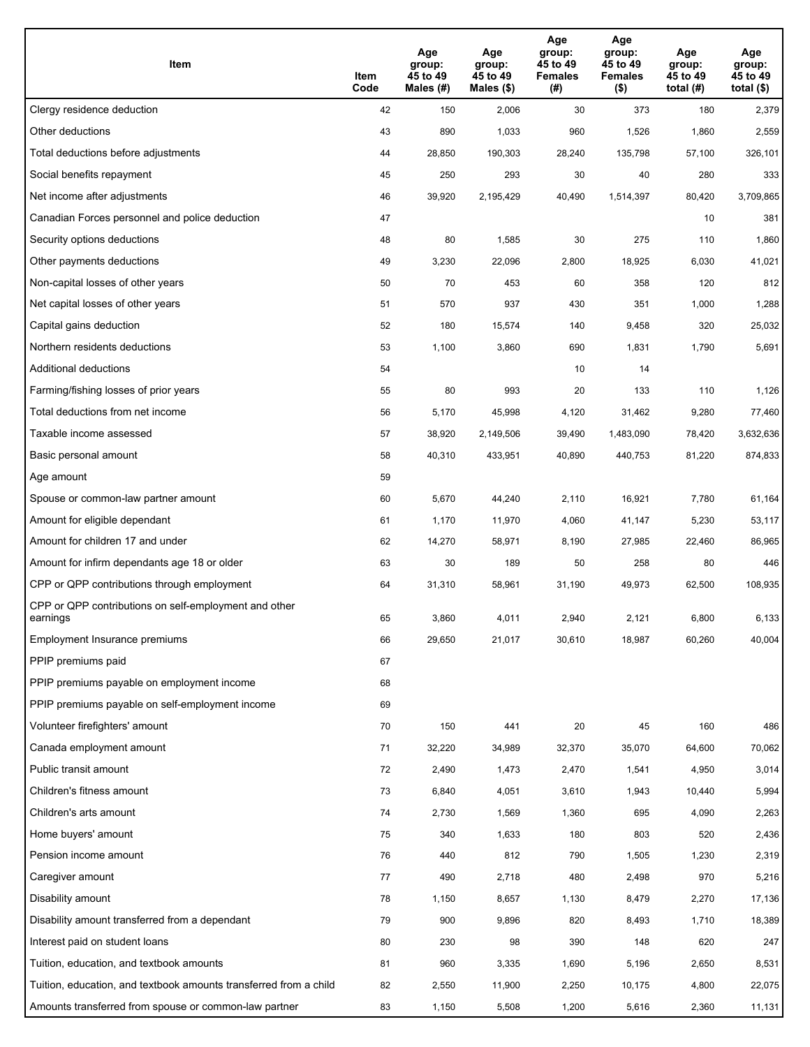| Item | Item Code | Age group: 45 to 49 Males (#) | Age group: 45 to 49 Males ($) | Age group: 45 to 49 Females (#) | Age group: 45 to 49 Females ($) | Age group: 45 to 49 total (#) | Age group: 45 to 49 total ($) |
|---|---|---|---|---|---|---|---|
| Clergy residence deduction | 42 | 150 | 2,006 | 30 | 373 | 180 | 2,379 |
| Other deductions | 43 | 890 | 1,033 | 960 | 1,526 | 1,860 | 2,559 |
| Total deductions before adjustments | 44 | 28,850 | 190,303 | 28,240 | 135,798 | 57,100 | 326,101 |
| Social benefits repayment | 45 | 250 | 293 | 30 | 40 | 280 | 333 |
| Net income after adjustments | 46 | 39,920 | 2,195,429 | 40,490 | 1,514,397 | 80,420 | 3,709,865 |
| Canadian Forces personnel and police deduction | 47 | | | | | 10 | 381 |
| Security options deductions | 48 | 80 | 1,585 | 30 | 275 | 110 | 1,860 |
| Other payments deductions | 49 | 3,230 | 22,096 | 2,800 | 18,925 | 6,030 | 41,021 |
| Non-capital losses of other years | 50 | 70 | 453 | 60 | 358 | 120 | 812 |
| Net capital losses of other years | 51 | 570 | 937 | 430 | 351 | 1,000 | 1,288 |
| Capital gains deduction | 52 | 180 | 15,574 | 140 | 9,458 | 320 | 25,032 |
| Northern residents deductions | 53 | 1,100 | 3,860 | 690 | 1,831 | 1,790 | 5,691 |
| Additional deductions | 54 | | | 10 | 14 | | |
| Farming/fishing losses of prior years | 55 | 80 | 993 | 20 | 133 | 110 | 1,126 |
| Total deductions from net income | 56 | 5,170 | 45,998 | 4,120 | 31,462 | 9,280 | 77,460 |
| Taxable income assessed | 57 | 38,920 | 2,149,506 | 39,490 | 1,483,090 | 78,420 | 3,632,636 |
| Basic personal amount | 58 | 40,310 | 433,951 | 40,890 | 440,753 | 81,220 | 874,833 |
| Age amount | 59 | | | | | | |
| Spouse or common-law partner amount | 60 | 5,670 | 44,240 | 2,110 | 16,921 | 7,780 | 61,164 |
| Amount for eligible dependant | 61 | 1,170 | 11,970 | 4,060 | 41,147 | 5,230 | 53,117 |
| Amount for children 17 and under | 62 | 14,270 | 58,971 | 8,190 | 27,985 | 22,460 | 86,965 |
| Amount for infirm dependants age 18 or older | 63 | 30 | 189 | 50 | 258 | 80 | 446 |
| CPP or QPP contributions through employment | 64 | 31,310 | 58,961 | 31,190 | 49,973 | 62,500 | 108,935 |
| CPP or QPP contributions on self-employment and other earnings | 65 | 3,860 | 4,011 | 2,940 | 2,121 | 6,800 | 6,133 |
| Employment Insurance premiums | 66 | 29,650 | 21,017 | 30,610 | 18,987 | 60,260 | 40,004 |
| PPIP premiums paid | 67 | | | | | | |
| PPIP premiums payable on employment income | 68 | | | | | | |
| PPIP premiums payable on self-employment income | 69 | | | | | | |
| Volunteer firefighters' amount | 70 | 150 | 441 | 20 | 45 | 160 | 486 |
| Canada employment amount | 71 | 32,220 | 34,989 | 32,370 | 35,070 | 64,600 | 70,062 |
| Public transit amount | 72 | 2,490 | 1,473 | 2,470 | 1,541 | 4,950 | 3,014 |
| Children's fitness amount | 73 | 6,840 | 4,051 | 3,610 | 1,943 | 10,440 | 5,994 |
| Children's arts amount | 74 | 2,730 | 1,569 | 1,360 | 695 | 4,090 | 2,263 |
| Home buyers' amount | 75 | 340 | 1,633 | 180 | 803 | 520 | 2,436 |
| Pension income amount | 76 | 440 | 812 | 790 | 1,505 | 1,230 | 2,319 |
| Caregiver amount | 77 | 490 | 2,718 | 480 | 2,498 | 970 | 5,216 |
| Disability amount | 78 | 1,150 | 8,657 | 1,130 | 8,479 | 2,270 | 17,136 |
| Disability amount transferred from a dependant | 79 | 900 | 9,896 | 820 | 8,493 | 1,710 | 18,389 |
| Interest paid on student loans | 80 | 230 | 98 | 390 | 148 | 620 | 247 |
| Tuition, education, and textbook amounts | 81 | 960 | 3,335 | 1,690 | 5,196 | 2,650 | 8,531 |
| Tuition, education, and textbook amounts transferred from a child | 82 | 2,550 | 11,900 | 2,250 | 10,175 | 4,800 | 22,075 |
| Amounts transferred from spouse or common-law partner | 83 | 1,150 | 5,508 | 1,200 | 5,616 | 2,360 | 11,131 |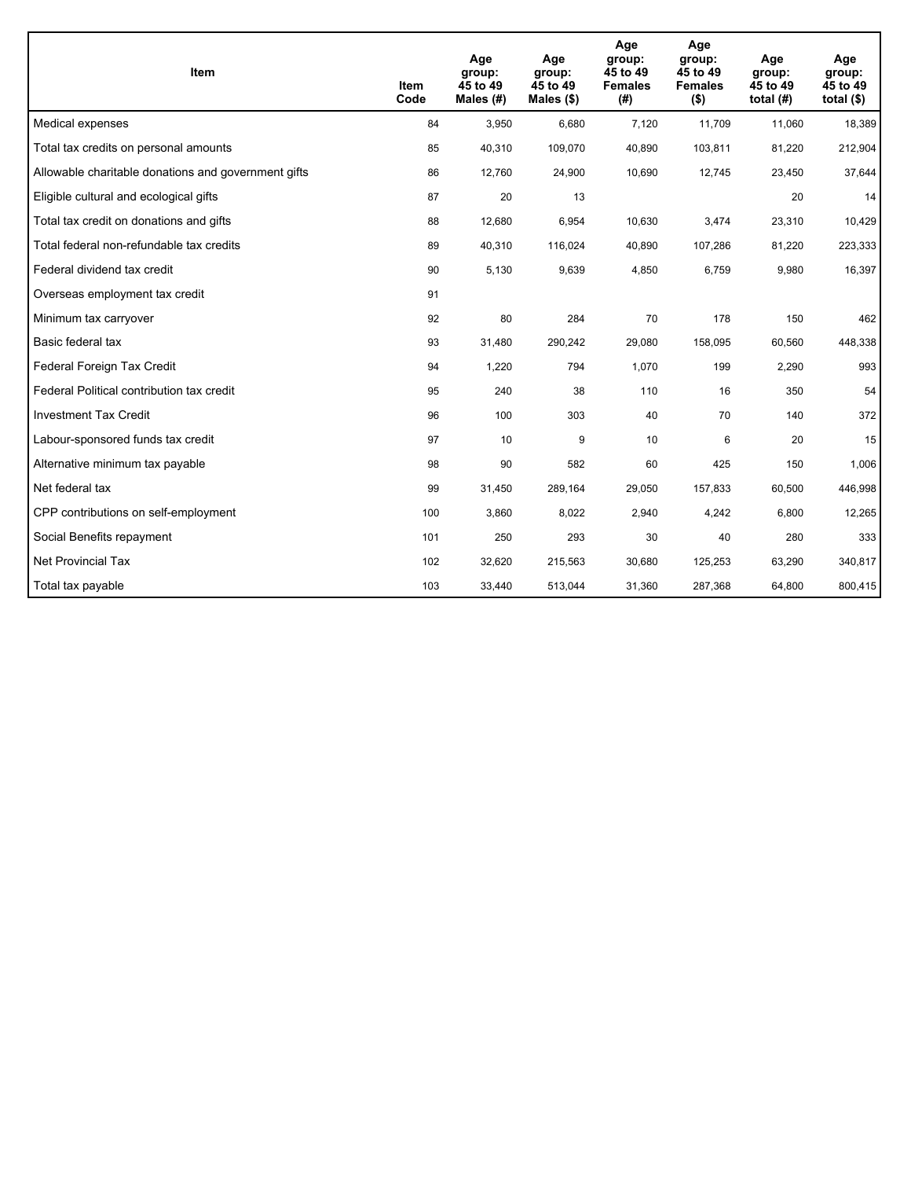| Item | Item Code | Age group: 45 to 49 Males (#) | Age group: 45 to 49 Males ($) | Age group: 45 to 49 Females (#) | Age group: 45 to 49 Females ($) | Age group: 45 to 49 total (#) | Age group: 45 to 49 total ($) |
|---|---|---|---|---|---|---|---|
| Medical expenses | 84 | 3,950 | 6,680 | 7,120 | 11,709 | 11,060 | 18,389 |
| Total tax credits on personal amounts | 85 | 40,310 | 109,070 | 40,890 | 103,811 | 81,220 | 212,904 |
| Allowable charitable donations and government gifts | 86 | 12,760 | 24,900 | 10,690 | 12,745 | 23,450 | 37,644 |
| Eligible cultural and ecological gifts | 87 | 20 | 13 | | | 20 | 14 |
| Total tax credit on donations and gifts | 88 | 12,680 | 6,954 | 10,630 | 3,474 | 23,310 | 10,429 |
| Total federal non-refundable tax credits | 89 | 40,310 | 116,024 | 40,890 | 107,286 | 81,220 | 223,333 |
| Federal dividend tax credit | 90 | 5,130 | 9,639 | 4,850 | 6,759 | 9,980 | 16,397 |
| Overseas employment tax credit | 91 | | | | | | |
| Minimum tax carryover | 92 | 80 | 284 | 70 | 178 | 150 | 462 |
| Basic federal tax | 93 | 31,480 | 290,242 | 29,080 | 158,095 | 60,560 | 448,338 |
| Federal Foreign Tax Credit | 94 | 1,220 | 794 | 1,070 | 199 | 2,290 | 993 |
| Federal Political contribution tax credit | 95 | 240 | 38 | 110 | 16 | 350 | 54 |
| Investment Tax Credit | 96 | 100 | 303 | 40 | 70 | 140 | 372 |
| Labour-sponsored funds tax credit | 97 | 10 | 9 | 10 | 6 | 20 | 15 |
| Alternative minimum tax payable | 98 | 90 | 582 | 60 | 425 | 150 | 1,006 |
| Net federal tax | 99 | 31,450 | 289,164 | 29,050 | 157,833 | 60,500 | 446,998 |
| CPP contributions on self-employment | 100 | 3,860 | 8,022 | 2,940 | 4,242 | 6,800 | 12,265 |
| Social Benefits repayment | 101 | 250 | 293 | 30 | 40 | 280 | 333 |
| Net Provincial Tax | 102 | 32,620 | 215,563 | 30,680 | 125,253 | 63,290 | 340,817 |
| Total tax payable | 103 | 33,440 | 513,044 | 31,360 | 287,368 | 64,800 | 800,415 |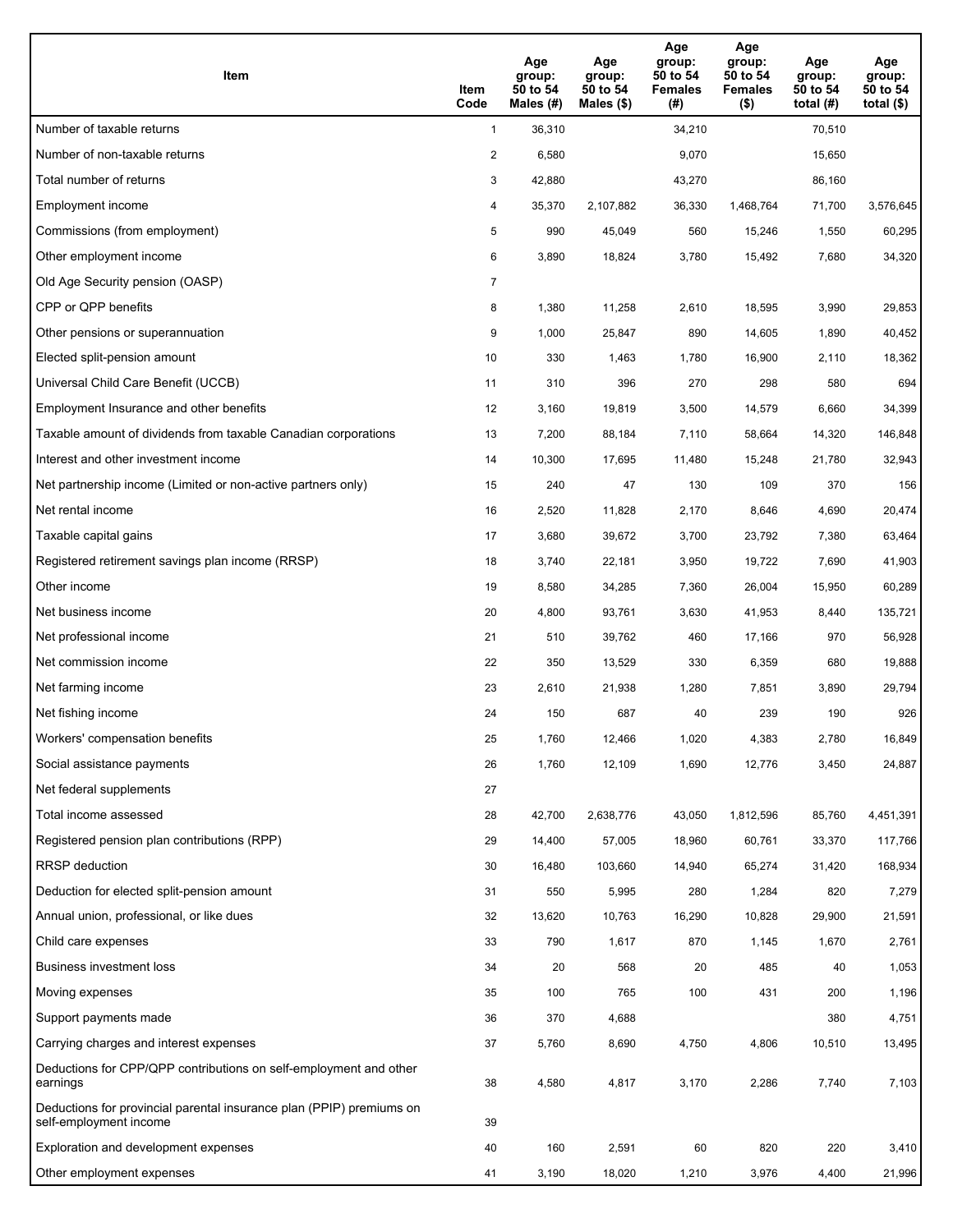| Item | Item Code | Age group: 50 to 54 Males (#) | Age group: 50 to 54 Males ($) | Age group: 50 to 54 Females (#) | Age group: 50 to 54 Females ($) | Age group: 50 to 54 total (#) | Age group: 50 to 54 total ($) |
| --- | --- | --- | --- | --- | --- | --- | --- |
| Number of taxable returns | 1 | 36,310 | | 34,210 | | 70,510 | |
| Number of non-taxable returns | 2 | 6,580 | | 9,070 | | 15,650 | |
| Total number of returns | 3 | 42,880 | | 43,270 | | 86,160 | |
| Employment income | 4 | 35,370 | 2,107,882 | 36,330 | 1,468,764 | 71,700 | 3,576,645 |
| Commissions (from employment) | 5 | 990 | 45,049 | 560 | 15,246 | 1,550 | 60,295 |
| Other employment income | 6 | 3,890 | 18,824 | 3,780 | 15,492 | 7,680 | 34,320 |
| Old Age Security pension (OASP) | 7 | | | | | | |
| CPP or QPP benefits | 8 | 1,380 | 11,258 | 2,610 | 18,595 | 3,990 | 29,853 |
| Other pensions or superannuation | 9 | 1,000 | 25,847 | 890 | 14,605 | 1,890 | 40,452 |
| Elected split-pension amount | 10 | 330 | 1,463 | 1,780 | 16,900 | 2,110 | 18,362 |
| Universal Child Care Benefit (UCCB) | 11 | 310 | 396 | 270 | 298 | 580 | 694 |
| Employment Insurance and other benefits | 12 | 3,160 | 19,819 | 3,500 | 14,579 | 6,660 | 34,399 |
| Taxable amount of dividends from taxable Canadian corporations | 13 | 7,200 | 88,184 | 7,110 | 58,664 | 14,320 | 146,848 |
| Interest and other investment income | 14 | 10,300 | 17,695 | 11,480 | 15,248 | 21,780 | 32,943 |
| Net partnership income (Limited or non-active partners only) | 15 | 240 | 47 | 130 | 109 | 370 | 156 |
| Net rental income | 16 | 2,520 | 11,828 | 2,170 | 8,646 | 4,690 | 20,474 |
| Taxable capital gains | 17 | 3,680 | 39,672 | 3,700 | 23,792 | 7,380 | 63,464 |
| Registered retirement savings plan income (RRSP) | 18 | 3,740 | 22,181 | 3,950 | 19,722 | 7,690 | 41,903 |
| Other income | 19 | 8,580 | 34,285 | 7,360 | 26,004 | 15,950 | 60,289 |
| Net business income | 20 | 4,800 | 93,761 | 3,630 | 41,953 | 8,440 | 135,721 |
| Net professional income | 21 | 510 | 39,762 | 460 | 17,166 | 970 | 56,928 |
| Net commission income | 22 | 350 | 13,529 | 330 | 6,359 | 680 | 19,888 |
| Net farming income | 23 | 2,610 | 21,938 | 1,280 | 7,851 | 3,890 | 29,794 |
| Net fishing income | 24 | 150 | 687 | 40 | 239 | 190 | 926 |
| Workers' compensation benefits | 25 | 1,760 | 12,466 | 1,020 | 4,383 | 2,780 | 16,849 |
| Social assistance payments | 26 | 1,760 | 12,109 | 1,690 | 12,776 | 3,450 | 24,887 |
| Net federal supplements | 27 | | | | | | |
| Total income assessed | 28 | 42,700 | 2,638,776 | 43,050 | 1,812,596 | 85,760 | 4,451,391 |
| Registered pension plan contributions (RPP) | 29 | 14,400 | 57,005 | 18,960 | 60,761 | 33,370 | 117,766 |
| RRSP deduction | 30 | 16,480 | 103,660 | 14,940 | 65,274 | 31,420 | 168,934 |
| Deduction for elected split-pension amount | 31 | 550 | 5,995 | 280 | 1,284 | 820 | 7,279 |
| Annual union, professional, or like dues | 32 | 13,620 | 10,763 | 16,290 | 10,828 | 29,900 | 21,591 |
| Child care expenses | 33 | 790 | 1,617 | 870 | 1,145 | 1,670 | 2,761 |
| Business investment loss | 34 | 20 | 568 | 20 | 485 | 40 | 1,053 |
| Moving expenses | 35 | 100 | 765 | 100 | 431 | 200 | 1,196 |
| Support payments made | 36 | 370 | 4,688 | | | 380 | 4,751 |
| Carrying charges and interest expenses | 37 | 5,760 | 8,690 | 4,750 | 4,806 | 10,510 | 13,495 |
| Deductions for CPP/QPP contributions on self-employment and other earnings | 38 | 4,580 | 4,817 | 3,170 | 2,286 | 7,740 | 7,103 |
| Deductions for provincial parental insurance plan (PPIP) premiums on self-employment income | 39 | | | | | | |
| Exploration and development expenses | 40 | 160 | 2,591 | 60 | 820 | 220 | 3,410 |
| Other employment expenses | 41 | 3,190 | 18,020 | 1,210 | 3,976 | 4,400 | 21,996 |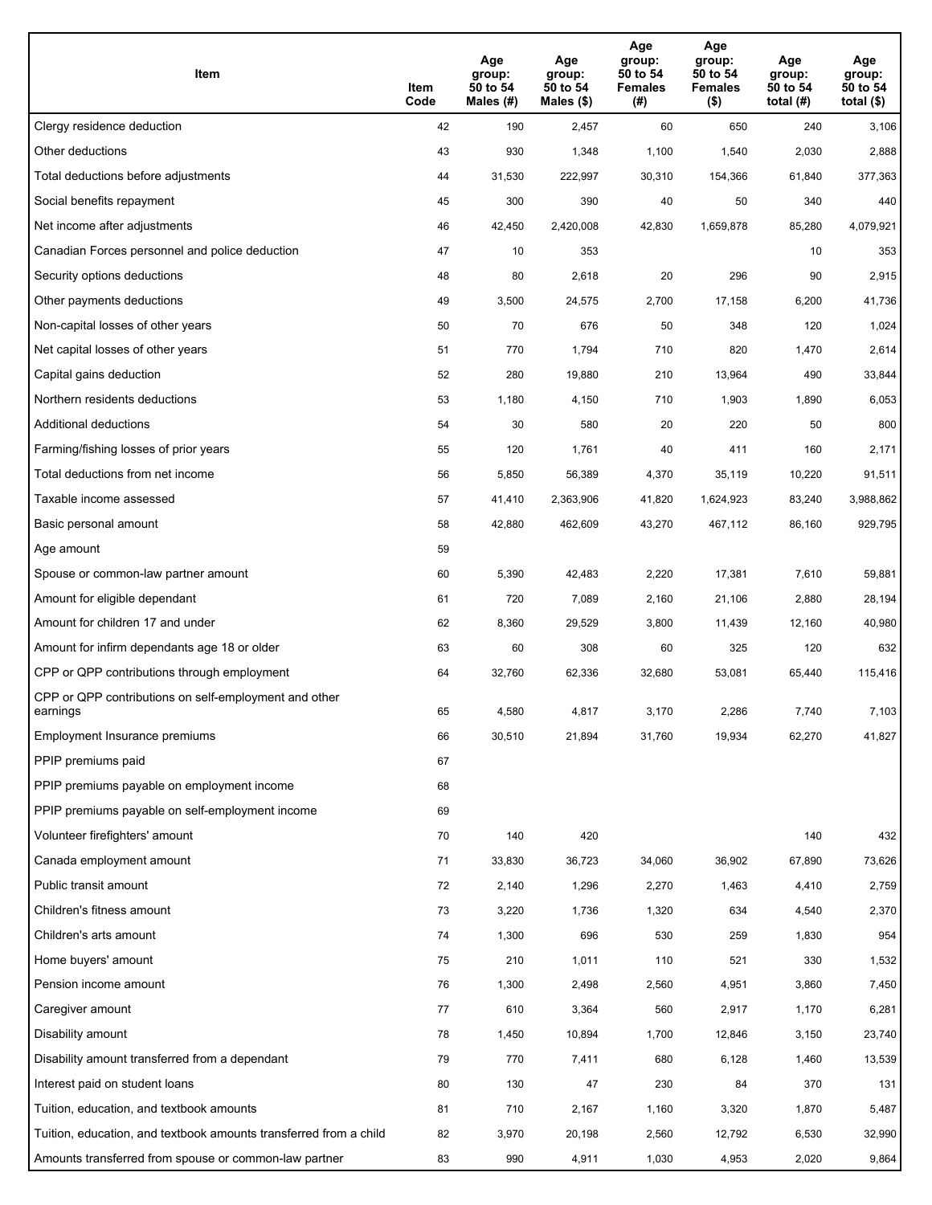| Item | Item Code | Age group: 50 to 54 Males (#) | Age group: 50 to 54 Males ($) | Age group: 50 to 54 Females (#) | Age group: 50 to 54 Females ($) | Age group: 50 to 54 total (#) | Age group: 50 to 54 total ($) |
|---|---|---|---|---|---|---|---|
| Clergy residence deduction | 42 | 190 | 2,457 | 60 | 650 | 240 | 3,106 |
| Other deductions | 43 | 930 | 1,348 | 1,100 | 1,540 | 2,030 | 2,888 |
| Total deductions before adjustments | 44 | 31,530 | 222,997 | 30,310 | 154,366 | 61,840 | 377,363 |
| Social benefits repayment | 45 | 300 | 390 | 40 | 50 | 340 | 440 |
| Net income after adjustments | 46 | 42,450 | 2,420,008 | 42,830 | 1,659,878 | 85,280 | 4,079,921 |
| Canadian Forces personnel and police deduction | 47 | 10 | 353 | | | 10 | 353 |
| Security options deductions | 48 | 80 | 2,618 | 20 | 296 | 90 | 2,915 |
| Other payments deductions | 49 | 3,500 | 24,575 | 2,700 | 17,158 | 6,200 | 41,736 |
| Non-capital losses of other years | 50 | 70 | 676 | 50 | 348 | 120 | 1,024 |
| Net capital losses of other years | 51 | 770 | 1,794 | 710 | 820 | 1,470 | 2,614 |
| Capital gains deduction | 52 | 280 | 19,880 | 210 | 13,964 | 490 | 33,844 |
| Northern residents deductions | 53 | 1,180 | 4,150 | 710 | 1,903 | 1,890 | 6,053 |
| Additional deductions | 54 | 30 | 580 | 20 | 220 | 50 | 800 |
| Farming/fishing losses of prior years | 55 | 120 | 1,761 | 40 | 411 | 160 | 2,171 |
| Total deductions from net income | 56 | 5,850 | 56,389 | 4,370 | 35,119 | 10,220 | 91,511 |
| Taxable income assessed | 57 | 41,410 | 2,363,906 | 41,820 | 1,624,923 | 83,240 | 3,988,862 |
| Basic personal amount | 58 | 42,880 | 462,609 | 43,270 | 467,112 | 86,160 | 929,795 |
| Age amount | 59 | | | | | | |
| Spouse or common-law partner amount | 60 | 5,390 | 42,483 | 2,220 | 17,381 | 7,610 | 59,881 |
| Amount for eligible dependant | 61 | 720 | 7,089 | 2,160 | 21,106 | 2,880 | 28,194 |
| Amount for children 17 and under | 62 | 8,360 | 29,529 | 3,800 | 11,439 | 12,160 | 40,980 |
| Amount for infirm dependants age 18 or older | 63 | 60 | 308 | 60 | 325 | 120 | 632 |
| CPP or QPP contributions through employment | 64 | 32,760 | 62,336 | 32,680 | 53,081 | 65,440 | 115,416 |
| CPP or QPP contributions on self-employment and other earnings | 65 | 4,580 | 4,817 | 3,170 | 2,286 | 7,740 | 7,103 |
| Employment Insurance premiums | 66 | 30,510 | 21,894 | 31,760 | 19,934 | 62,270 | 41,827 |
| PPIP premiums paid | 67 | | | | | | |
| PPIP premiums payable on employment income | 68 | | | | | | |
| PPIP premiums payable on self-employment income | 69 | | | | | | |
| Volunteer firefighters' amount | 70 | 140 | 420 | | | 140 | 432 |
| Canada employment amount | 71 | 33,830 | 36,723 | 34,060 | 36,902 | 67,890 | 73,626 |
| Public transit amount | 72 | 2,140 | 1,296 | 2,270 | 1,463 | 4,410 | 2,759 |
| Children's fitness amount | 73 | 3,220 | 1,736 | 1,320 | 634 | 4,540 | 2,370 |
| Children's arts amount | 74 | 1,300 | 696 | 530 | 259 | 1,830 | 954 |
| Home buyers' amount | 75 | 210 | 1,011 | 110 | 521 | 330 | 1,532 |
| Pension income amount | 76 | 1,300 | 2,498 | 2,560 | 4,951 | 3,860 | 7,450 |
| Caregiver amount | 77 | 610 | 3,364 | 560 | 2,917 | 1,170 | 6,281 |
| Disability amount | 78 | 1,450 | 10,894 | 1,700 | 12,846 | 3,150 | 23,740 |
| Disability amount transferred from a dependant | 79 | 770 | 7,411 | 680 | 6,128 | 1,460 | 13,539 |
| Interest paid on student loans | 80 | 130 | 47 | 230 | 84 | 370 | 131 |
| Tuition, education, and textbook amounts | 81 | 710 | 2,167 | 1,160 | 3,320 | 1,870 | 5,487 |
| Tuition, education, and textbook amounts transferred from a child | 82 | 3,970 | 20,198 | 2,560 | 12,792 | 6,530 | 32,990 |
| Amounts transferred from spouse or common-law partner | 83 | 990 | 4,911 | 1,030 | 4,953 | 2,020 | 9,864 |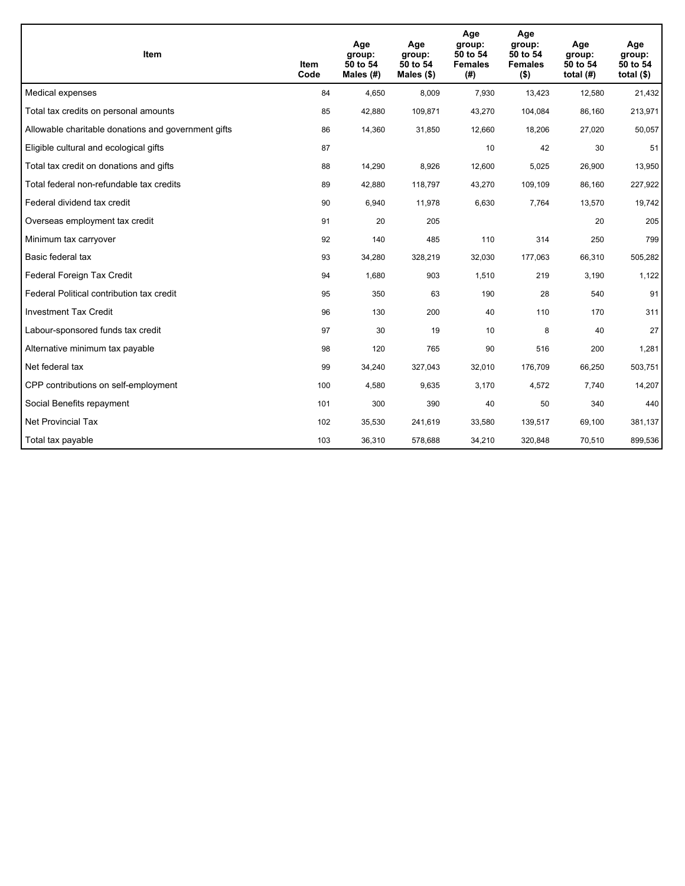| Item | Item Code | Age group: 50 to 54 Males (#) | Age group: 50 to 54 Males ($) | Age group: 50 to 54 Females (#) | Age group: 50 to 54 Females ($) | Age group: 50 to 54 total (#) | Age group: 50 to 54 total ($) |
|---|---|---|---|---|---|---|---|
| Medical expenses | 84 | 4,650 | 8,009 | 7,930 | 13,423 | 12,580 | 21,432 |
| Total tax credits on personal amounts | 85 | 42,880 | 109,871 | 43,270 | 104,084 | 86,160 | 213,971 |
| Allowable charitable donations and government gifts | 86 | 14,360 | 31,850 | 12,660 | 18,206 | 27,020 | 50,057 |
| Eligible cultural and ecological gifts | 87 | | | 10 | 42 | 30 | 51 |
| Total tax credit on donations and gifts | 88 | 14,290 | 8,926 | 12,600 | 5,025 | 26,900 | 13,950 |
| Total federal non-refundable tax credits | 89 | 42,880 | 118,797 | 43,270 | 109,109 | 86,160 | 227,922 |
| Federal dividend tax credit | 90 | 6,940 | 11,978 | 6,630 | 7,764 | 13,570 | 19,742 |
| Overseas employment tax credit | 91 | 20 | 205 | | | 20 | 205 |
| Minimum tax carryover | 92 | 140 | 485 | 110 | 314 | 250 | 799 |
| Basic federal tax | 93 | 34,280 | 328,219 | 32,030 | 177,063 | 66,310 | 505,282 |
| Federal Foreign Tax Credit | 94 | 1,680 | 903 | 1,510 | 219 | 3,190 | 1,122 |
| Federal Political contribution tax credit | 95 | 350 | 63 | 190 | 28 | 540 | 91 |
| Investment Tax Credit | 96 | 130 | 200 | 40 | 110 | 170 | 311 |
| Labour-sponsored funds tax credit | 97 | 30 | 19 | 10 | 8 | 40 | 27 |
| Alternative minimum tax payable | 98 | 120 | 765 | 90 | 516 | 200 | 1,281 |
| Net federal tax | 99 | 34,240 | 327,043 | 32,010 | 176,709 | 66,250 | 503,751 |
| CPP contributions on self-employment | 100 | 4,580 | 9,635 | 3,170 | 4,572 | 7,740 | 14,207 |
| Social Benefits repayment | 101 | 300 | 390 | 40 | 50 | 340 | 440 |
| Net Provincial Tax | 102 | 35,530 | 241,619 | 33,580 | 139,517 | 69,100 | 381,137 |
| Total tax payable | 103 | 36,310 | 578,688 | 34,210 | 320,848 | 70,510 | 899,536 |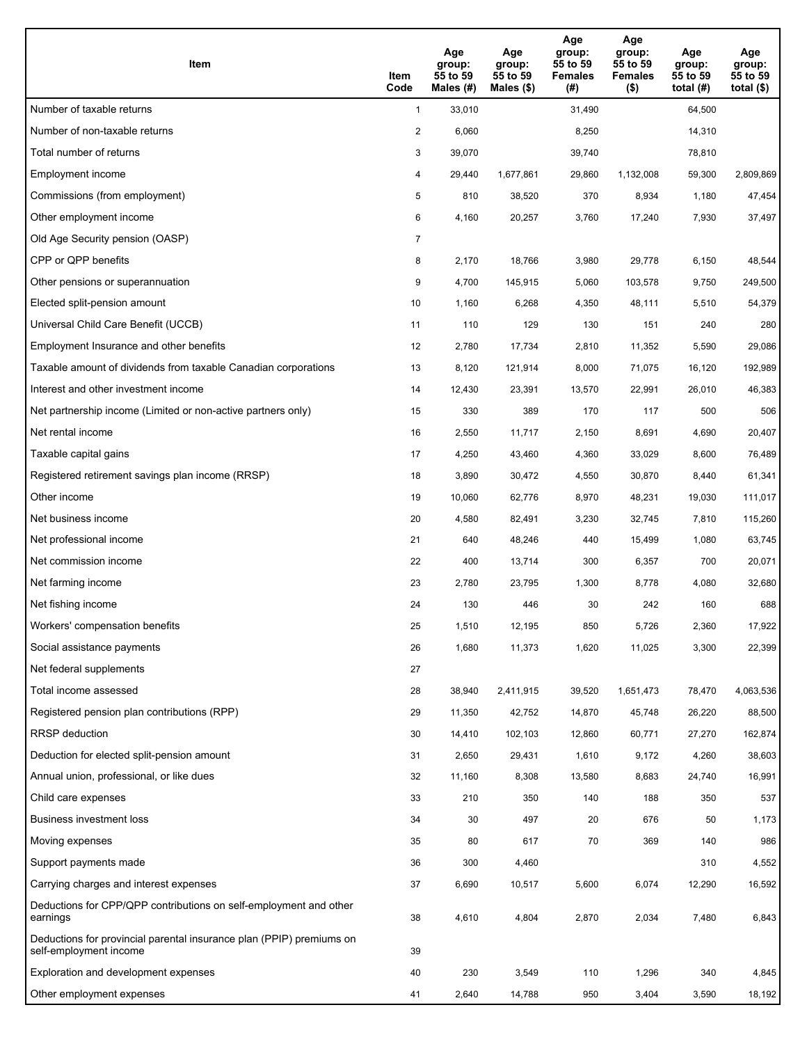| Item | Item Code | Age group: 55 to 59 Males (#) | Age group: 55 to 59 Males ($) | Age group: 55 to 59 Females (#) | Age group: 55 to 59 Females ($) | Age group: 55 to 59 total (#) | Age group: 55 to 59 total ($) |
|---|---|---|---|---|---|---|---|
| Number of taxable returns | 1 | 33,010 | | 31,490 | | 64,500 | |
| Number of non-taxable returns | 2 | 6,060 | | 8,250 | | 14,310 | |
| Total number of returns | 3 | 39,070 | | 39,740 | | 78,810 | |
| Employment income | 4 | 29,440 | 1,677,861 | 29,860 | 1,132,008 | 59,300 | 2,809,869 |
| Commissions (from employment) | 5 | 810 | 38,520 | 370 | 8,934 | 1,180 | 47,454 |
| Other employment income | 6 | 4,160 | 20,257 | 3,760 | 17,240 | 7,930 | 37,497 |
| Old Age Security pension (OASP) | 7 | | | | | | |
| CPP or QPP benefits | 8 | 2,170 | 18,766 | 3,980 | 29,778 | 6,150 | 48,544 |
| Other pensions or superannuation | 9 | 4,700 | 145,915 | 5,060 | 103,578 | 9,750 | 249,500 |
| Elected split-pension amount | 10 | 1,160 | 6,268 | 4,350 | 48,111 | 5,510 | 54,379 |
| Universal Child Care Benefit (UCCB) | 11 | 110 | 129 | 130 | 151 | 240 | 280 |
| Employment Insurance and other benefits | 12 | 2,780 | 17,734 | 2,810 | 11,352 | 5,590 | 29,086 |
| Taxable amount of dividends from taxable Canadian corporations | 13 | 8,120 | 121,914 | 8,000 | 71,075 | 16,120 | 192,989 |
| Interest and other investment income | 14 | 12,430 | 23,391 | 13,570 | 22,991 | 26,010 | 46,383 |
| Net partnership income (Limited or non-active partners only) | 15 | 330 | 389 | 170 | 117 | 500 | 506 |
| Net rental income | 16 | 2,550 | 11,717 | 2,150 | 8,691 | 4,690 | 20,407 |
| Taxable capital gains | 17 | 4,250 | 43,460 | 4,360 | 33,029 | 8,600 | 76,489 |
| Registered retirement savings plan income (RRSP) | 18 | 3,890 | 30,472 | 4,550 | 30,870 | 8,440 | 61,341 |
| Other income | 19 | 10,060 | 62,776 | 8,970 | 48,231 | 19,030 | 111,017 |
| Net business income | 20 | 4,580 | 82,491 | 3,230 | 32,745 | 7,810 | 115,260 |
| Net professional income | 21 | 640 | 48,246 | 440 | 15,499 | 1,080 | 63,745 |
| Net commission income | 22 | 400 | 13,714 | 300 | 6,357 | 700 | 20,071 |
| Net farming income | 23 | 2,780 | 23,795 | 1,300 | 8,778 | 4,080 | 32,680 |
| Net fishing income | 24 | 130 | 446 | 30 | 242 | 160 | 688 |
| Workers' compensation benefits | 25 | 1,510 | 12,195 | 850 | 5,726 | 2,360 | 17,922 |
| Social assistance payments | 26 | 1,680 | 11,373 | 1,620 | 11,025 | 3,300 | 22,399 |
| Net federal supplements | 27 | | | | | | |
| Total income assessed | 28 | 38,940 | 2,411,915 | 39,520 | 1,651,473 | 78,470 | 4,063,536 |
| Registered pension plan contributions (RPP) | 29 | 11,350 | 42,752 | 14,870 | 45,748 | 26,220 | 88,500 |
| RRSP deduction | 30 | 14,410 | 102,103 | 12,860 | 60,771 | 27,270 | 162,874 |
| Deduction for elected split-pension amount | 31 | 2,650 | 29,431 | 1,610 | 9,172 | 4,260 | 38,603 |
| Annual union, professional, or like dues | 32 | 11,160 | 8,308 | 13,580 | 8,683 | 24,740 | 16,991 |
| Child care expenses | 33 | 210 | 350 | 140 | 188 | 350 | 537 |
| Business investment loss | 34 | 30 | 497 | 20 | 676 | 50 | 1,173 |
| Moving expenses | 35 | 80 | 617 | 70 | 369 | 140 | 986 |
| Support payments made | 36 | 300 | 4,460 | | | 310 | 4,552 |
| Carrying charges and interest expenses | 37 | 6,690 | 10,517 | 5,600 | 6,074 | 12,290 | 16,592 |
| Deductions for CPP/QPP contributions on self-employment and other earnings | 38 | 4,610 | 4,804 | 2,870 | 2,034 | 7,480 | 6,843 |
| Deductions for provincial parental insurance plan (PPIP) premiums on self-employment income | 39 | | | | | | |
| Exploration and development expenses | 40 | 230 | 3,549 | 110 | 1,296 | 340 | 4,845 |
| Other employment expenses | 41 | 2,640 | 14,788 | 950 | 3,404 | 3,590 | 18,192 |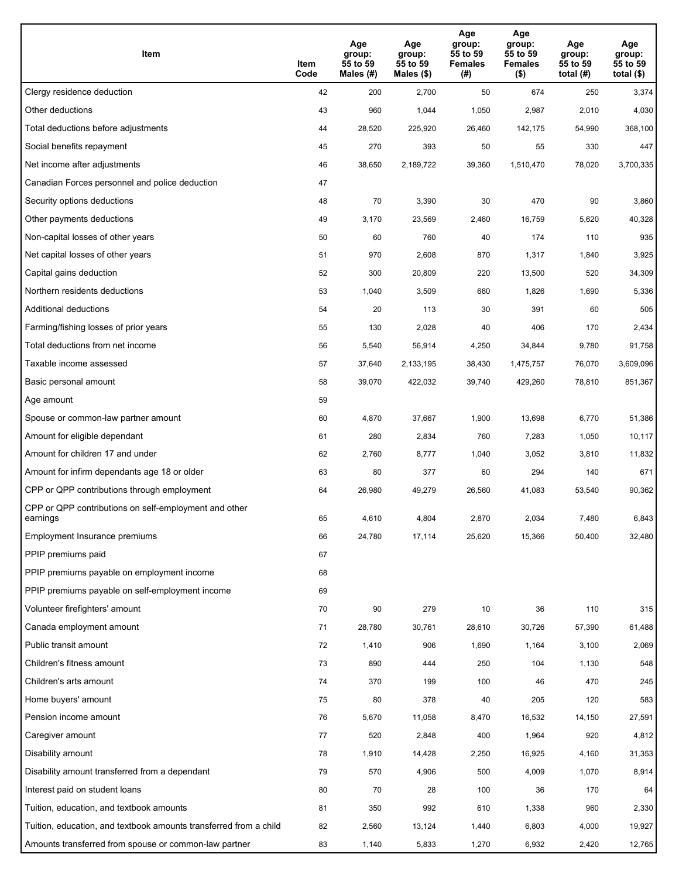| Item | Item Code | Age group: 55 to 59 Males (#) | Age group: 55 to 59 Males ($) | Age group: 55 to 59 Females (#) | Age group: 55 to 59 Females ($) | Age group: 55 to 59 total (#) | Age group: 55 to 59 total ($) |
|---|---|---|---|---|---|---|---|
| Clergy residence deduction | 42 | 200 | 2,700 | 50 | 674 | 250 | 3,374 |
| Other deductions | 43 | 960 | 1,044 | 1,050 | 2,987 | 2,010 | 4,030 |
| Total deductions before adjustments | 44 | 28,520 | 225,920 | 26,460 | 142,175 | 54,990 | 368,100 |
| Social benefits repayment | 45 | 270 | 393 | 50 | 55 | 330 | 447 |
| Net income after adjustments | 46 | 38,650 | 2,189,722 | 39,360 | 1,510,470 | 78,020 | 3,700,335 |
| Canadian Forces personnel and police deduction | 47 | | | | | | |
| Security options deductions | 48 | 70 | 3,390 | 30 | 470 | 90 | 3,860 |
| Other payments deductions | 49 | 3,170 | 23,569 | 2,460 | 16,759 | 5,620 | 40,328 |
| Non-capital losses of other years | 50 | 60 | 760 | 40 | 174 | 110 | 935 |
| Net capital losses of other years | 51 | 970 | 2,608 | 870 | 1,317 | 1,840 | 3,925 |
| Capital gains deduction | 52 | 300 | 20,809 | 220 | 13,500 | 520 | 34,309 |
| Northern residents deductions | 53 | 1,040 | 3,509 | 660 | 1,826 | 1,690 | 5,336 |
| Additional deductions | 54 | 20 | 113 | 30 | 391 | 60 | 505 |
| Farming/fishing losses of prior years | 55 | 130 | 2,028 | 40 | 406 | 170 | 2,434 |
| Total deductions from net income | 56 | 5,540 | 56,914 | 4,250 | 34,844 | 9,780 | 91,758 |
| Taxable income assessed | 57 | 37,640 | 2,133,195 | 38,430 | 1,475,757 | 76,070 | 3,609,096 |
| Basic personal amount | 58 | 39,070 | 422,032 | 39,740 | 429,260 | 78,810 | 851,367 |
| Age amount | 59 | | | | | | |
| Spouse or common-law partner amount | 60 | 4,870 | 37,667 | 1,900 | 13,698 | 6,770 | 51,386 |
| Amount for eligible dependant | 61 | 280 | 2,834 | 760 | 7,283 | 1,050 | 10,117 |
| Amount for children 17 and under | 62 | 2,760 | 8,777 | 1,040 | 3,052 | 3,810 | 11,832 |
| Amount for infirm dependants age 18 or older | 63 | 80 | 377 | 60 | 294 | 140 | 671 |
| CPP or QPP contributions through employment | 64 | 26,980 | 49,279 | 26,560 | 41,083 | 53,540 | 90,362 |
| CPP or QPP contributions on self-employment and other earnings | 65 | 4,610 | 4,804 | 2,870 | 2,034 | 7,480 | 6,843 |
| Employment Insurance premiums | 66 | 24,780 | 17,114 | 25,620 | 15,366 | 50,400 | 32,480 |
| PPIP premiums paid | 67 | | | | | | |
| PPIP premiums payable on employment income | 68 | | | | | | |
| PPIP premiums payable on self-employment income | 69 | | | | | | |
| Volunteer firefighters' amount | 70 | 90 | 279 | 10 | 36 | 110 | 315 |
| Canada employment amount | 71 | 28,780 | 30,761 | 28,610 | 30,726 | 57,390 | 61,488 |
| Public transit amount | 72 | 1,410 | 906 | 1,690 | 1,164 | 3,100 | 2,069 |
| Children's fitness amount | 73 | 890 | 444 | 250 | 104 | 1,130 | 548 |
| Children's arts amount | 74 | 370 | 199 | 100 | 46 | 470 | 245 |
| Home buyers' amount | 75 | 80 | 378 | 40 | 205 | 120 | 583 |
| Pension income amount | 76 | 5,670 | 11,058 | 8,470 | 16,532 | 14,150 | 27,591 |
| Caregiver amount | 77 | 520 | 2,848 | 400 | 1,964 | 920 | 4,812 |
| Disability amount | 78 | 1,910 | 14,428 | 2,250 | 16,925 | 4,160 | 31,353 |
| Disability amount transferred from a dependant | 79 | 570 | 4,906 | 500 | 4,009 | 1,070 | 8,914 |
| Interest paid on student loans | 80 | 70 | 28 | 100 | 36 | 170 | 64 |
| Tuition, education, and textbook amounts | 81 | 350 | 992 | 610 | 1,338 | 960 | 2,330 |
| Tuition, education, and textbook amounts transferred from a child | 82 | 2,560 | 13,124 | 1,440 | 6,803 | 4,000 | 19,927 |
| Amounts transferred from spouse or common-law partner | 83 | 1,140 | 5,833 | 1,270 | 6,932 | 2,420 | 12,765 |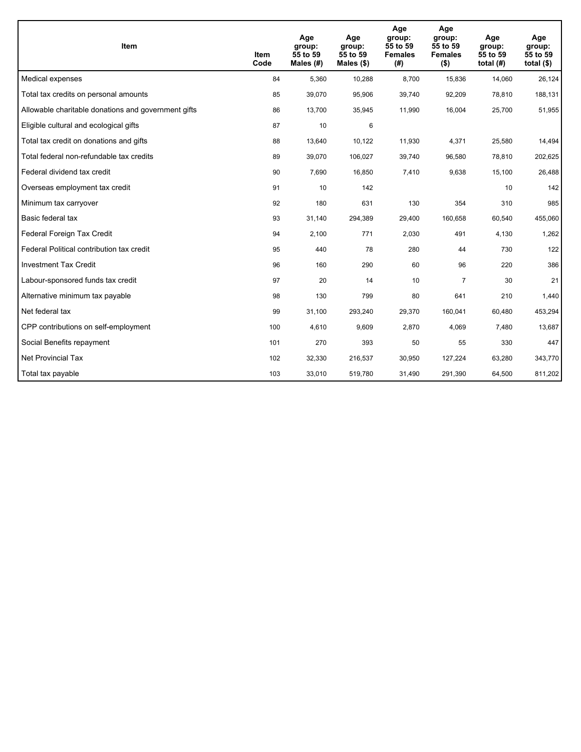| Item | Item Code | Age group: 55 to 59 Males (#) | Age group: 55 to 59 Males ($) | Age group: 55 to 59 Females (#) | Age group: 55 to 59 Females ($) | Age group: 55 to 59 total (#) | Age group: 55 to 59 total ($) |
|---|---|---|---|---|---|---|---|
| Medical expenses | 84 | 5,360 | 10,288 | 8,700 | 15,836 | 14,060 | 26,124 |
| Total tax credits on personal amounts | 85 | 39,070 | 95,906 | 39,740 | 92,209 | 78,810 | 188,131 |
| Allowable charitable donations and government gifts | 86 | 13,700 | 35,945 | 11,990 | 16,004 | 25,700 | 51,955 |
| Eligible cultural and ecological gifts | 87 | 10 | 6 | | | | |
| Total tax credit on donations and gifts | 88 | 13,640 | 10,122 | 11,930 | 4,371 | 25,580 | 14,494 |
| Total federal non-refundable tax credits | 89 | 39,070 | 106,027 | 39,740 | 96,580 | 78,810 | 202,625 |
| Federal dividend tax credit | 90 | 7,690 | 16,850 | 7,410 | 9,638 | 15,100 | 26,488 |
| Overseas employment tax credit | 91 | 10 | 142 | | | 10 | 142 |
| Minimum tax carryover | 92 | 180 | 631 | 130 | 354 | 310 | 985 |
| Basic federal tax | 93 | 31,140 | 294,389 | 29,400 | 160,658 | 60,540 | 455,060 |
| Federal Foreign Tax Credit | 94 | 2,100 | 771 | 2,030 | 491 | 4,130 | 1,262 |
| Federal Political contribution tax credit | 95 | 440 | 78 | 280 | 44 | 730 | 122 |
| Investment Tax Credit | 96 | 160 | 290 | 60 | 96 | 220 | 386 |
| Labour-sponsored funds tax credit | 97 | 20 | 14 | 10 | 7 | 30 | 21 |
| Alternative minimum tax payable | 98 | 130 | 799 | 80 | 641 | 210 | 1,440 |
| Net federal tax | 99 | 31,100 | 293,240 | 29,370 | 160,041 | 60,480 | 453,294 |
| CPP contributions on self-employment | 100 | 4,610 | 9,609 | 2,870 | 4,069 | 7,480 | 13,687 |
| Social Benefits repayment | 101 | 270 | 393 | 50 | 55 | 330 | 447 |
| Net Provincial Tax | 102 | 32,330 | 216,537 | 30,950 | 127,224 | 63,280 | 343,770 |
| Total tax payable | 103 | 33,010 | 519,780 | 31,490 | 291,390 | 64,500 | 811,202 |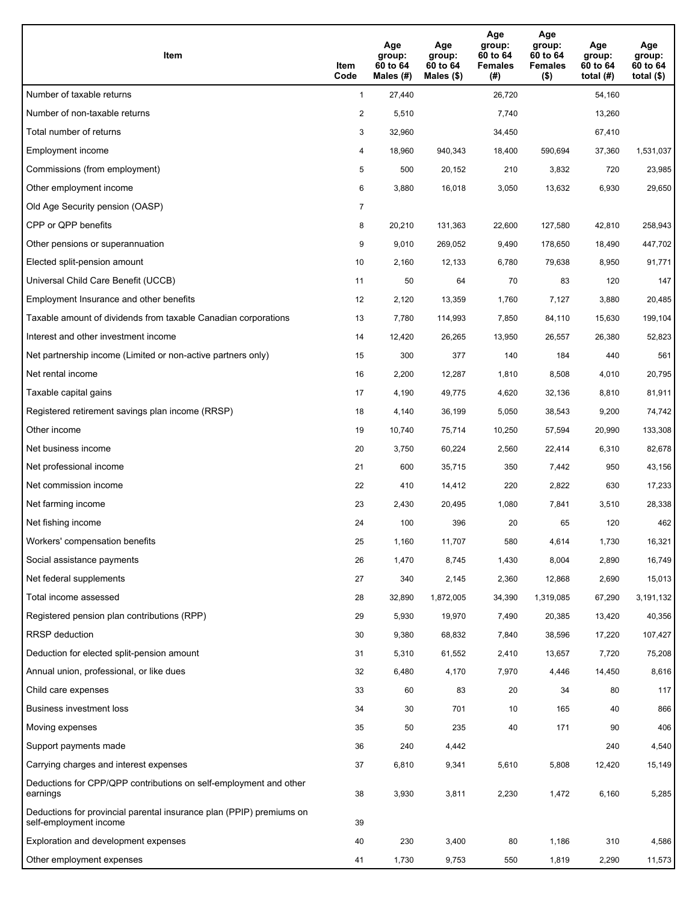| Item | Item Code | Age group: 60 to 64 Males (#) | Age group: 60 to 64 Males ($) | Age group: 60 to 64 Females (#) | Age group: 60 to 64 Females ($) | Age group: 60 to 64 total (#) | Age group: 60 to 64 total ($) |
|---|---|---|---|---|---|---|---|
| Number of taxable returns | 1 | 27,440 | | 26,720 | | 54,160 | |
| Number of non-taxable returns | 2 | 5,510 | | 7,740 | | 13,260 | |
| Total number of returns | 3 | 32,960 | | 34,450 | | 67,410 | |
| Employment income | 4 | 18,960 | 940,343 | 18,400 | 590,694 | 37,360 | 1,531,037 |
| Commissions (from employment) | 5 | 500 | 20,152 | 210 | 3,832 | 720 | 23,985 |
| Other employment income | 6 | 3,880 | 16,018 | 3,050 | 13,632 | 6,930 | 29,650 |
| Old Age Security pension (OASP) | 7 | | | | | | |
| CPP or QPP benefits | 8 | 20,210 | 131,363 | 22,600 | 127,580 | 42,810 | 258,943 |
| Other pensions or superannuation | 9 | 9,010 | 269,052 | 9,490 | 178,650 | 18,490 | 447,702 |
| Elected split-pension amount | 10 | 2,160 | 12,133 | 6,780 | 79,638 | 8,950 | 91,771 |
| Universal Child Care Benefit (UCCB) | 11 | 50 | 64 | 70 | 83 | 120 | 147 |
| Employment Insurance and other benefits | 12 | 2,120 | 13,359 | 1,760 | 7,127 | 3,880 | 20,485 |
| Taxable amount of dividends from taxable Canadian corporations | 13 | 7,780 | 114,993 | 7,850 | 84,110 | 15,630 | 199,104 |
| Interest and other investment income | 14 | 12,420 | 26,265 | 13,950 | 26,557 | 26,380 | 52,823 |
| Net partnership income (Limited or non-active partners only) | 15 | 300 | 377 | 140 | 184 | 440 | 561 |
| Net rental income | 16 | 2,200 | 12,287 | 1,810 | 8,508 | 4,010 | 20,795 |
| Taxable capital gains | 17 | 4,190 | 49,775 | 4,620 | 32,136 | 8,810 | 81,911 |
| Registered retirement savings plan income (RRSP) | 18 | 4,140 | 36,199 | 5,050 | 38,543 | 9,200 | 74,742 |
| Other income | 19 | 10,740 | 75,714 | 10,250 | 57,594 | 20,990 | 133,308 |
| Net business income | 20 | 3,750 | 60,224 | 2,560 | 22,414 | 6,310 | 82,678 |
| Net professional income | 21 | 600 | 35,715 | 350 | 7,442 | 950 | 43,156 |
| Net commission income | 22 | 410 | 14,412 | 220 | 2,822 | 630 | 17,233 |
| Net farming income | 23 | 2,430 | 20,495 | 1,080 | 7,841 | 3,510 | 28,338 |
| Net fishing income | 24 | 100 | 396 | 20 | 65 | 120 | 462 |
| Workers' compensation benefits | 25 | 1,160 | 11,707 | 580 | 4,614 | 1,730 | 16,321 |
| Social assistance payments | 26 | 1,470 | 8,745 | 1,430 | 8,004 | 2,890 | 16,749 |
| Net federal supplements | 27 | 340 | 2,145 | 2,360 | 12,868 | 2,690 | 15,013 |
| Total income assessed | 28 | 32,890 | 1,872,005 | 34,390 | 1,319,085 | 67,290 | 3,191,132 |
| Registered pension plan contributions (RPP) | 29 | 5,930 | 19,970 | 7,490 | 20,385 | 13,420 | 40,356 |
| RRSP deduction | 30 | 9,380 | 68,832 | 7,840 | 38,596 | 17,220 | 107,427 |
| Deduction for elected split-pension amount | 31 | 5,310 | 61,552 | 2,410 | 13,657 | 7,720 | 75,208 |
| Annual union, professional, or like dues | 32 | 6,480 | 4,170 | 7,970 | 4,446 | 14,450 | 8,616 |
| Child care expenses | 33 | 60 | 83 | 20 | 34 | 80 | 117 |
| Business investment loss | 34 | 30 | 701 | 10 | 165 | 40 | 866 |
| Moving expenses | 35 | 50 | 235 | 40 | 171 | 90 | 406 |
| Support payments made | 36 | 240 | 4,442 | | | 240 | 4,540 |
| Carrying charges and interest expenses | 37 | 6,810 | 9,341 | 5,610 | 5,808 | 12,420 | 15,149 |
| Deductions for CPP/QPP contributions on self-employment and other earnings | 38 | 3,930 | 3,811 | 2,230 | 1,472 | 6,160 | 5,285 |
| Deductions for provincial parental insurance plan (PPIP) premiums on self-employment income | 39 | | | | | | |
| Exploration and development expenses | 40 | 230 | 3,400 | 80 | 1,186 | 310 | 4,586 |
| Other employment expenses | 41 | 1,730 | 9,753 | 550 | 1,819 | 2,290 | 11,573 |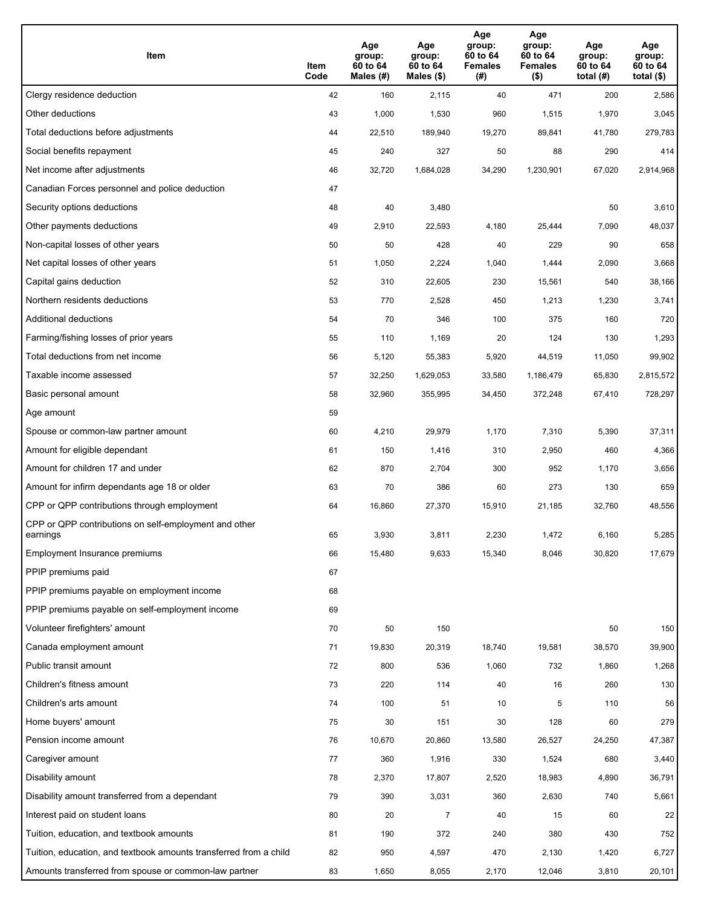| Item | Item Code | Age group: 60 to 64 Males (#) | Age group: 60 to 64 Males ($) | Age group: 60 to 64 Females (#) | Age group: 60 to 64 Females ($) | Age group: 60 to 64 total (#) | Age group: 60 to 64 total ($) |
|---|---|---|---|---|---|---|---|
| Clergy residence deduction | 42 | 160 | 2,115 | 40 | 471 | 200 | 2,586 |
| Other deductions | 43 | 1,000 | 1,530 | 960 | 1,515 | 1,970 | 3,045 |
| Total deductions before adjustments | 44 | 22,510 | 189,940 | 19,270 | 89,841 | 41,780 | 279,783 |
| Social benefits repayment | 45 | 240 | 327 | 50 | 88 | 290 | 414 |
| Net income after adjustments | 46 | 32,720 | 1,684,028 | 34,290 | 1,230,901 | 67,020 | 2,914,968 |
| Canadian Forces personnel and police deduction | 47 | | | | | | |
| Security options deductions | 48 | 40 | 3,480 | | | 50 | 3,610 |
| Other payments deductions | 49 | 2,910 | 22,593 | 4,180 | 25,444 | 7,090 | 48,037 |
| Non-capital losses of other years | 50 | 50 | 428 | 40 | 229 | 90 | 658 |
| Net capital losses of other years | 51 | 1,050 | 2,224 | 1,040 | 1,444 | 2,090 | 3,668 |
| Capital gains deduction | 52 | 310 | 22,605 | 230 | 15,561 | 540 | 38,166 |
| Northern residents deductions | 53 | 770 | 2,528 | 450 | 1,213 | 1,230 | 3,741 |
| Additional deductions | 54 | 70 | 346 | 100 | 375 | 160 | 720 |
| Farming/fishing losses of prior years | 55 | 110 | 1,169 | 20 | 124 | 130 | 1,293 |
| Total deductions from net income | 56 | 5,120 | 55,383 | 5,920 | 44,519 | 11,050 | 99,902 |
| Taxable income assessed | 57 | 32,250 | 1,629,053 | 33,580 | 1,186,479 | 65,830 | 2,815,572 |
| Basic personal amount | 58 | 32,960 | 355,995 | 34,450 | 372,248 | 67,410 | 728,297 |
| Age amount | 59 | | | | | | |
| Spouse or common-law partner amount | 60 | 4,210 | 29,979 | 1,170 | 7,310 | 5,390 | 37,311 |
| Amount for eligible dependant | 61 | 150 | 1,416 | 310 | 2,950 | 460 | 4,366 |
| Amount for children 17 and under | 62 | 870 | 2,704 | 300 | 952 | 1,170 | 3,656 |
| Amount for infirm dependants age 18 or older | 63 | 70 | 386 | 60 | 273 | 130 | 659 |
| CPP or QPP contributions through employment | 64 | 16,860 | 27,370 | 15,910 | 21,185 | 32,760 | 48,556 |
| CPP or QPP contributions on self-employment and other earnings | 65 | 3,930 | 3,811 | 2,230 | 1,472 | 6,160 | 5,285 |
| Employment Insurance premiums | 66 | 15,480 | 9,633 | 15,340 | 8,046 | 30,820 | 17,679 |
| PPIP premiums paid | 67 | | | | | | |
| PPIP premiums payable on employment income | 68 | | | | | | |
| PPIP premiums payable on self-employment income | 69 | | | | | | |
| Volunteer firefighters' amount | 70 | 50 | 150 | | | 50 | 150 |
| Canada employment amount | 71 | 19,830 | 20,319 | 18,740 | 19,581 | 38,570 | 39,900 |
| Public transit amount | 72 | 800 | 536 | 1,060 | 732 | 1,860 | 1,268 |
| Children's fitness amount | 73 | 220 | 114 | 40 | 16 | 260 | 130 |
| Children's arts amount | 74 | 100 | 51 | 10 | 5 | 110 | 56 |
| Home buyers' amount | 75 | 30 | 151 | 30 | 128 | 60 | 279 |
| Pension income amount | 76 | 10,670 | 20,860 | 13,580 | 26,527 | 24,250 | 47,387 |
| Caregiver amount | 77 | 360 | 1,916 | 330 | 1,524 | 680 | 3,440 |
| Disability amount | 78 | 2,370 | 17,807 | 2,520 | 18,983 | 4,890 | 36,791 |
| Disability amount transferred from a dependant | 79 | 390 | 3,031 | 360 | 2,630 | 740 | 5,661 |
| Interest paid on student loans | 80 | 20 | 7 | 40 | 15 | 60 | 22 |
| Tuition, education, and textbook amounts | 81 | 190 | 372 | 240 | 380 | 430 | 752 |
| Tuition, education, and textbook amounts transferred from a child | 82 | 950 | 4,597 | 470 | 2,130 | 1,420 | 6,727 |
| Amounts transferred from spouse or common-law partner | 83 | 1,650 | 8,055 | 2,170 | 12,046 | 3,810 | 20,101 |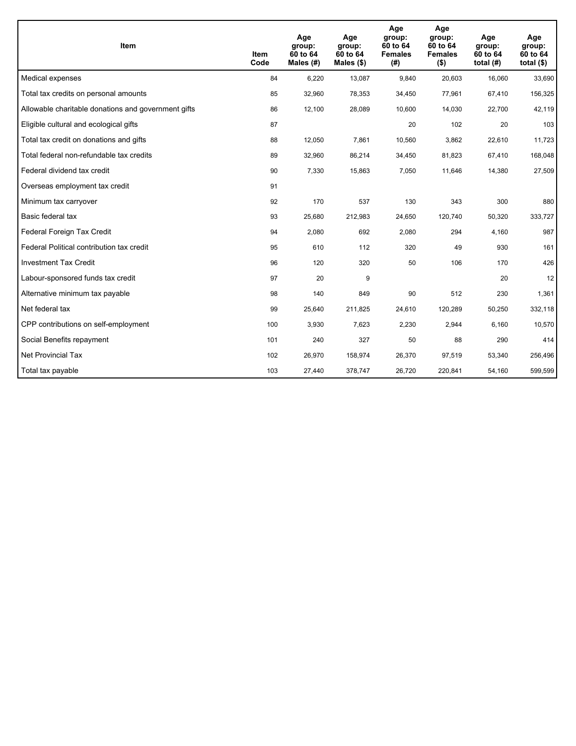| Item | Item Code | Age group: 60 to 64 Males (#) | Age group: 60 to 64 Males ($) | Age group: 60 to 64 Females (#) | Age group: 60 to 64 Females ($) | Age group: 60 to 64 total (#) | Age group: 60 to 64 total ($) |
| --- | --- | --- | --- | --- | --- | --- | --- |
| Medical expenses | 84 | 6,220 | 13,087 | 9,840 | 20,603 | 16,060 | 33,690 |
| Total tax credits on personal amounts | 85 | 32,960 | 78,353 | 34,450 | 77,961 | 67,410 | 156,325 |
| Allowable charitable donations and government gifts | 86 | 12,100 | 28,089 | 10,600 | 14,030 | 22,700 | 42,119 |
| Eligible cultural and ecological gifts | 87 | | | 20 | 102 | 20 | 103 |
| Total tax credit on donations and gifts | 88 | 12,050 | 7,861 | 10,560 | 3,862 | 22,610 | 11,723 |
| Total federal non-refundable tax credits | 89 | 32,960 | 86,214 | 34,450 | 81,823 | 67,410 | 168,048 |
| Federal dividend tax credit | 90 | 7,330 | 15,863 | 7,050 | 11,646 | 14,380 | 27,509 |
| Overseas employment tax credit | 91 | | | | | | |
| Minimum tax carryover | 92 | 170 | 537 | 130 | 343 | 300 | 880 |
| Basic federal tax | 93 | 25,680 | 212,983 | 24,650 | 120,740 | 50,320 | 333,727 |
| Federal Foreign Tax Credit | 94 | 2,080 | 692 | 2,080 | 294 | 4,160 | 987 |
| Federal Political contribution tax credit | 95 | 610 | 112 | 320 | 49 | 930 | 161 |
| Investment Tax Credit | 96 | 120 | 320 | 50 | 106 | 170 | 426 |
| Labour-sponsored funds tax credit | 97 | 20 | 9 | | | 20 | 12 |
| Alternative minimum tax payable | 98 | 140 | 849 | 90 | 512 | 230 | 1,361 |
| Net federal tax | 99 | 25,640 | 211,825 | 24,610 | 120,289 | 50,250 | 332,118 |
| CPP contributions on self-employment | 100 | 3,930 | 7,623 | 2,230 | 2,944 | 6,160 | 10,570 |
| Social Benefits repayment | 101 | 240 | 327 | 50 | 88 | 290 | 414 |
| Net Provincial Tax | 102 | 26,970 | 158,974 | 26,370 | 97,519 | 53,340 | 256,496 |
| Total tax payable | 103 | 27,440 | 378,747 | 26,720 | 220,841 | 54,160 | 599,599 |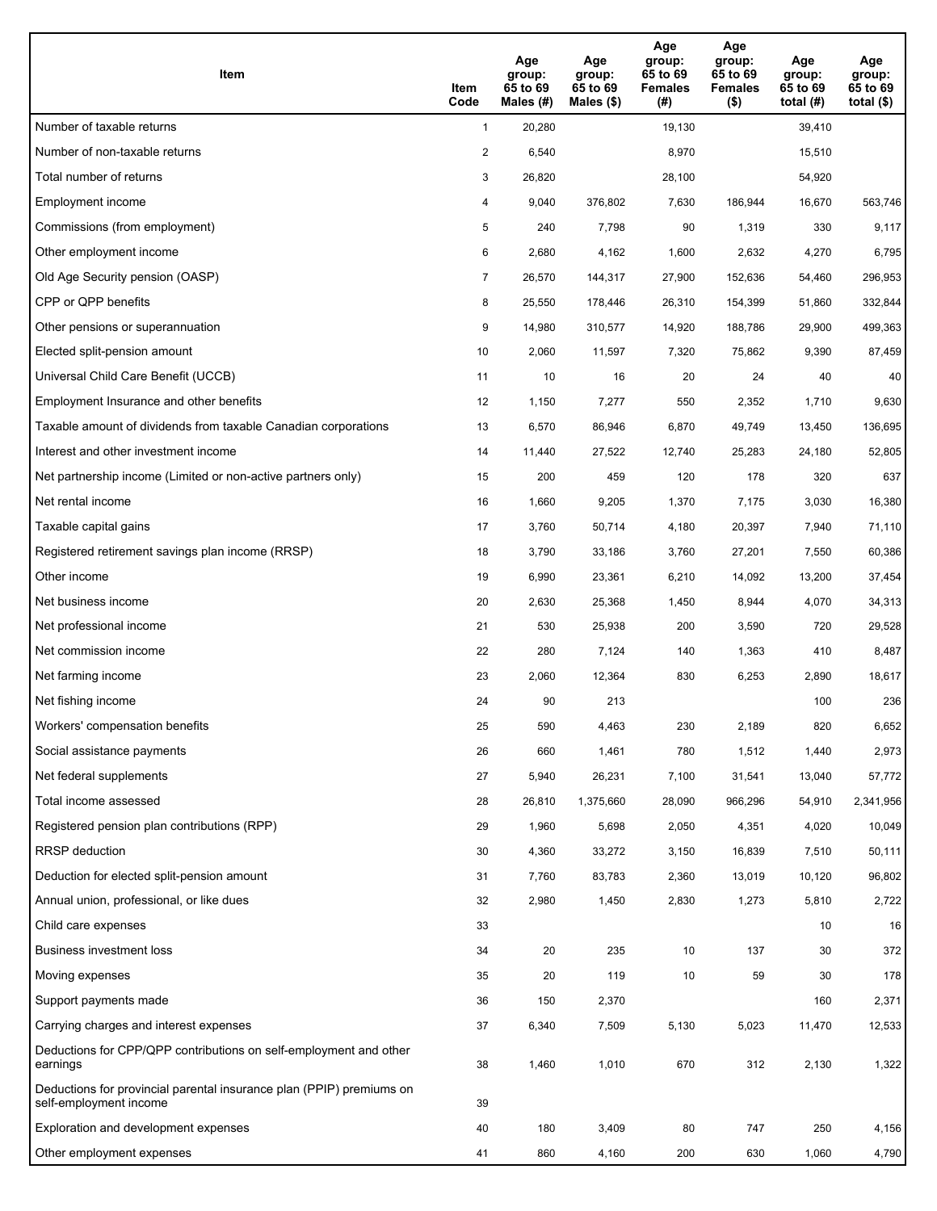| Item | Item Code | Age group: 65 to 69 Males (#) | Age group: 65 to 69 Males ($) | Age group: 65 to 69 Females (#) | Age group: 65 to 69 Females ($) | Age group: 65 to 69 total (#) | Age group: 65 to 69 total ($) |
|---|---|---|---|---|---|---|---|
| Number of taxable returns | 1 | 20,280 | | 19,130 | | 39,410 | |
| Number of non-taxable returns | 2 | 6,540 | | 8,970 | | 15,510 | |
| Total number of returns | 3 | 26,820 | | 28,100 | | 54,920 | |
| Employment income | 4 | 9,040 | 376,802 | 7,630 | 186,944 | 16,670 | 563,746 |
| Commissions (from employment) | 5 | 240 | 7,798 | 90 | 1,319 | 330 | 9,117 |
| Other employment income | 6 | 2,680 | 4,162 | 1,600 | 2,632 | 4,270 | 6,795 |
| Old Age Security pension (OASP) | 7 | 26,570 | 144,317 | 27,900 | 152,636 | 54,460 | 296,953 |
| CPP or QPP benefits | 8 | 25,550 | 178,446 | 26,310 | 154,399 | 51,860 | 332,844 |
| Other pensions or superannuation | 9 | 14,980 | 310,577 | 14,920 | 188,786 | 29,900 | 499,363 |
| Elected split-pension amount | 10 | 2,060 | 11,597 | 7,320 | 75,862 | 9,390 | 87,459 |
| Universal Child Care Benefit (UCCB) | 11 | 10 | 16 | 20 | 24 | 40 | 40 |
| Employment Insurance and other benefits | 12 | 1,150 | 7,277 | 550 | 2,352 | 1,710 | 9,630 |
| Taxable amount of dividends from taxable Canadian corporations | 13 | 6,570 | 86,946 | 6,870 | 49,749 | 13,450 | 136,695 |
| Interest and other investment income | 14 | 11,440 | 27,522 | 12,740 | 25,283 | 24,180 | 52,805 |
| Net partnership income (Limited or non-active partners only) | 15 | 200 | 459 | 120 | 178 | 320 | 637 |
| Net rental income | 16 | 1,660 | 9,205 | 1,370 | 7,175 | 3,030 | 16,380 |
| Taxable capital gains | 17 | 3,760 | 50,714 | 4,180 | 20,397 | 7,940 | 71,110 |
| Registered retirement savings plan income (RRSP) | 18 | 3,790 | 33,186 | 3,760 | 27,201 | 7,550 | 60,386 |
| Other income | 19 | 6,990 | 23,361 | 6,210 | 14,092 | 13,200 | 37,454 |
| Net business income | 20 | 2,630 | 25,368 | 1,450 | 8,944 | 4,070 | 34,313 |
| Net professional income | 21 | 530 | 25,938 | 200 | 3,590 | 720 | 29,528 |
| Net commission income | 22 | 280 | 7,124 | 140 | 1,363 | 410 | 8,487 |
| Net farming income | 23 | 2,060 | 12,364 | 830 | 6,253 | 2,890 | 18,617 |
| Net fishing income | 24 | 90 | 213 | | | 100 | 236 |
| Workers' compensation benefits | 25 | 590 | 4,463 | 230 | 2,189 | 820 | 6,652 |
| Social assistance payments | 26 | 660 | 1,461 | 780 | 1,512 | 1,440 | 2,973 |
| Net federal supplements | 27 | 5,940 | 26,231 | 7,100 | 31,541 | 13,040 | 57,772 |
| Total income assessed | 28 | 26,810 | 1,375,660 | 28,090 | 966,296 | 54,910 | 2,341,956 |
| Registered pension plan contributions (RPP) | 29 | 1,960 | 5,698 | 2,050 | 4,351 | 4,020 | 10,049 |
| RRSP deduction | 30 | 4,360 | 33,272 | 3,150 | 16,839 | 7,510 | 50,111 |
| Deduction for elected split-pension amount | 31 | 7,760 | 83,783 | 2,360 | 13,019 | 10,120 | 96,802 |
| Annual union, professional, or like dues | 32 | 2,980 | 1,450 | 2,830 | 1,273 | 5,810 | 2,722 |
| Child care expenses | 33 | | | | | 10 | 16 |
| Business investment loss | 34 | 20 | 235 | 10 | 137 | 30 | 372 |
| Moving expenses | 35 | 20 | 119 | 10 | 59 | 30 | 178 |
| Support payments made | 36 | 150 | 2,370 | | | 160 | 2,371 |
| Carrying charges and interest expenses | 37 | 6,340 | 7,509 | 5,130 | 5,023 | 11,470 | 12,533 |
| Deductions for CPP/QPP contributions on self-employment and other earnings | 38 | 1,460 | 1,010 | 670 | 312 | 2,130 | 1,322 |
| Deductions for provincial parental insurance plan (PPIP) premiums on self-employment income | 39 | | | | | | |
| Exploration and development expenses | 40 | 180 | 3,409 | 80 | 747 | 250 | 4,156 |
| Other employment expenses | 41 | 860 | 4,160 | 200 | 630 | 1,060 | 4,790 |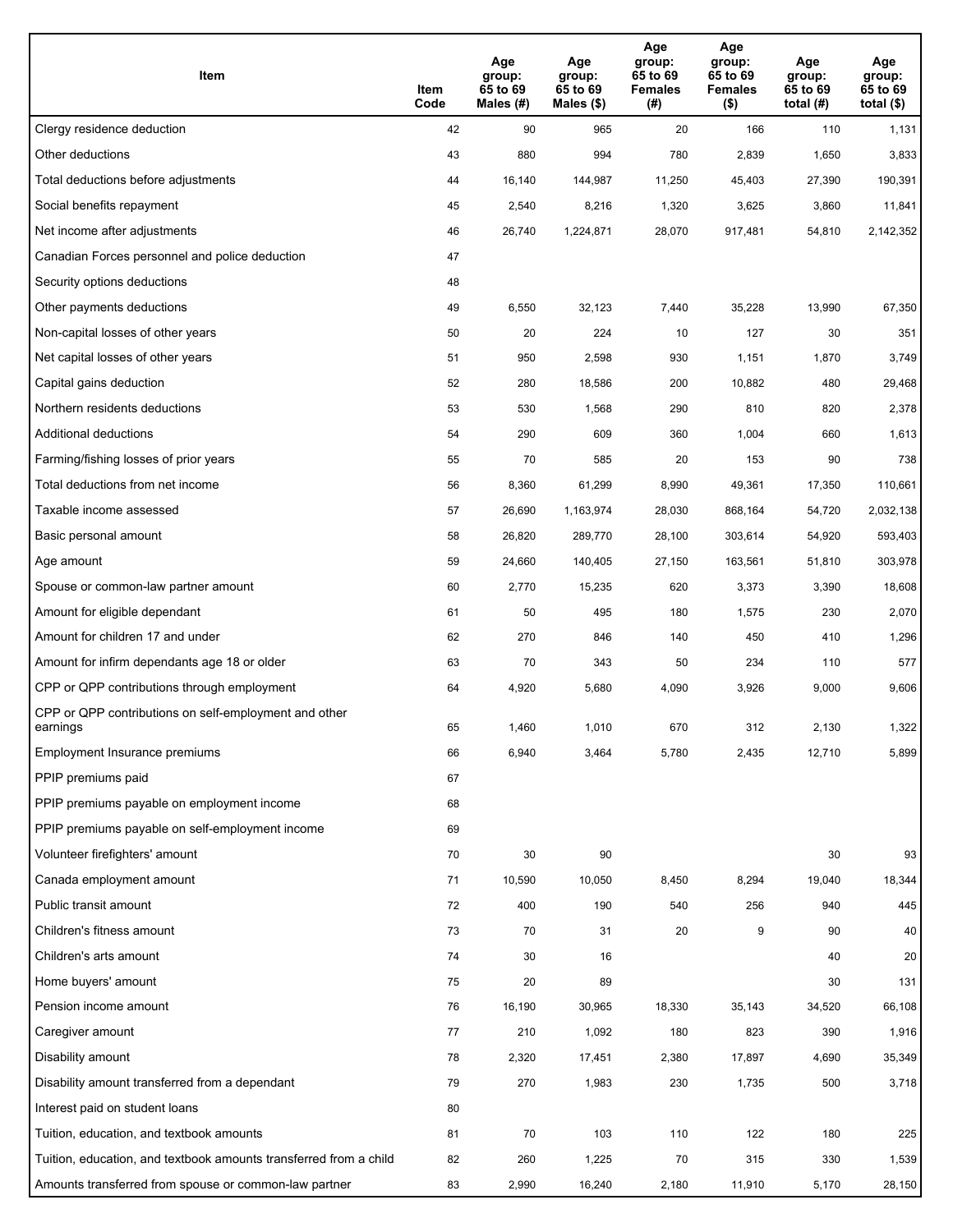| Item | Item Code | Age group: 65 to 69 Males (#) | Age group: 65 to 69 Males ($) | Age group: 65 to 69 Females (#) | Age group: 65 to 69 Females ($) | Age group: 65 to 69 total (#) | Age group: 65 to 69 total ($) |
|---|---|---|---|---|---|---|---|
| Clergy residence deduction | 42 | 90 | 965 | 20 | 166 | 110 | 1,131 |
| Other deductions | 43 | 880 | 994 | 780 | 2,839 | 1,650 | 3,833 |
| Total deductions before adjustments | 44 | 16,140 | 144,987 | 11,250 | 45,403 | 27,390 | 190,391 |
| Social benefits repayment | 45 | 2,540 | 8,216 | 1,320 | 3,625 | 3,860 | 11,841 |
| Net income after adjustments | 46 | 26,740 | 1,224,871 | 28,070 | 917,481 | 54,810 | 2,142,352 |
| Canadian Forces personnel and police deduction | 47 | | | | | | |
| Security options deductions | 48 | | | | | | |
| Other payments deductions | 49 | 6,550 | 32,123 | 7,440 | 35,228 | 13,990 | 67,350 |
| Non-capital losses of other years | 50 | 20 | 224 | 10 | 127 | 30 | 351 |
| Net capital losses of other years | 51 | 950 | 2,598 | 930 | 1,151 | 1,870 | 3,749 |
| Capital gains deduction | 52 | 280 | 18,586 | 200 | 10,882 | 480 | 29,468 |
| Northern residents deductions | 53 | 530 | 1,568 | 290 | 810 | 820 | 2,378 |
| Additional deductions | 54 | 290 | 609 | 360 | 1,004 | 660 | 1,613 |
| Farming/fishing losses of prior years | 55 | 70 | 585 | 20 | 153 | 90 | 738 |
| Total deductions from net income | 56 | 8,360 | 61,299 | 8,990 | 49,361 | 17,350 | 110,661 |
| Taxable income assessed | 57 | 26,690 | 1,163,974 | 28,030 | 868,164 | 54,720 | 2,032,138 |
| Basic personal amount | 58 | 26,820 | 289,770 | 28,100 | 303,614 | 54,920 | 593,403 |
| Age amount | 59 | 24,660 | 140,405 | 27,150 | 163,561 | 51,810 | 303,978 |
| Spouse or common-law partner amount | 60 | 2,770 | 15,235 | 620 | 3,373 | 3,390 | 18,608 |
| Amount for eligible dependant | 61 | 50 | 495 | 180 | 1,575 | 230 | 2,070 |
| Amount for children 17 and under | 62 | 270 | 846 | 140 | 450 | 410 | 1,296 |
| Amount for infirm dependants age 18 or older | 63 | 70 | 343 | 50 | 234 | 110 | 577 |
| CPP or QPP contributions through employment | 64 | 4,920 | 5,680 | 4,090 | 3,926 | 9,000 | 9,606 |
| CPP or QPP contributions on self-employment and other earnings | 65 | 1,460 | 1,010 | 670 | 312 | 2,130 | 1,322 |
| Employment Insurance premiums | 66 | 6,940 | 3,464 | 5,780 | 2,435 | 12,710 | 5,899 |
| PPIP premiums paid | 67 | | | | | | |
| PPIP premiums payable on employment income | 68 | | | | | | |
| PPIP premiums payable on self-employment income | 69 | | | | | | |
| Volunteer firefighters' amount | 70 | 30 | 90 | | | 30 | 93 |
| Canada employment amount | 71 | 10,590 | 10,050 | 8,450 | 8,294 | 19,040 | 18,344 |
| Public transit amount | 72 | 400 | 190 | 540 | 256 | 940 | 445 |
| Children's fitness amount | 73 | 70 | 31 | 20 | 9 | 90 | 40 |
| Children's arts amount | 74 | 30 | 16 | | | 40 | 20 |
| Home buyers' amount | 75 | 20 | 89 | | | 30 | 131 |
| Pension income amount | 76 | 16,190 | 30,965 | 18,330 | 35,143 | 34,520 | 66,108 |
| Caregiver amount | 77 | 210 | 1,092 | 180 | 823 | 390 | 1,916 |
| Disability amount | 78 | 2,320 | 17,451 | 2,380 | 17,897 | 4,690 | 35,349 |
| Disability amount transferred from a dependant | 79 | 270 | 1,983 | 230 | 1,735 | 500 | 3,718 |
| Interest paid on student loans | 80 | | | | | | |
| Tuition, education, and textbook amounts | 81 | 70 | 103 | 110 | 122 | 180 | 225 |
| Tuition, education, and textbook amounts transferred from a child | 82 | 260 | 1,225 | 70 | 315 | 330 | 1,539 |
| Amounts transferred from spouse or common-law partner | 83 | 2,990 | 16,240 | 2,180 | 11,910 | 5,170 | 28,150 |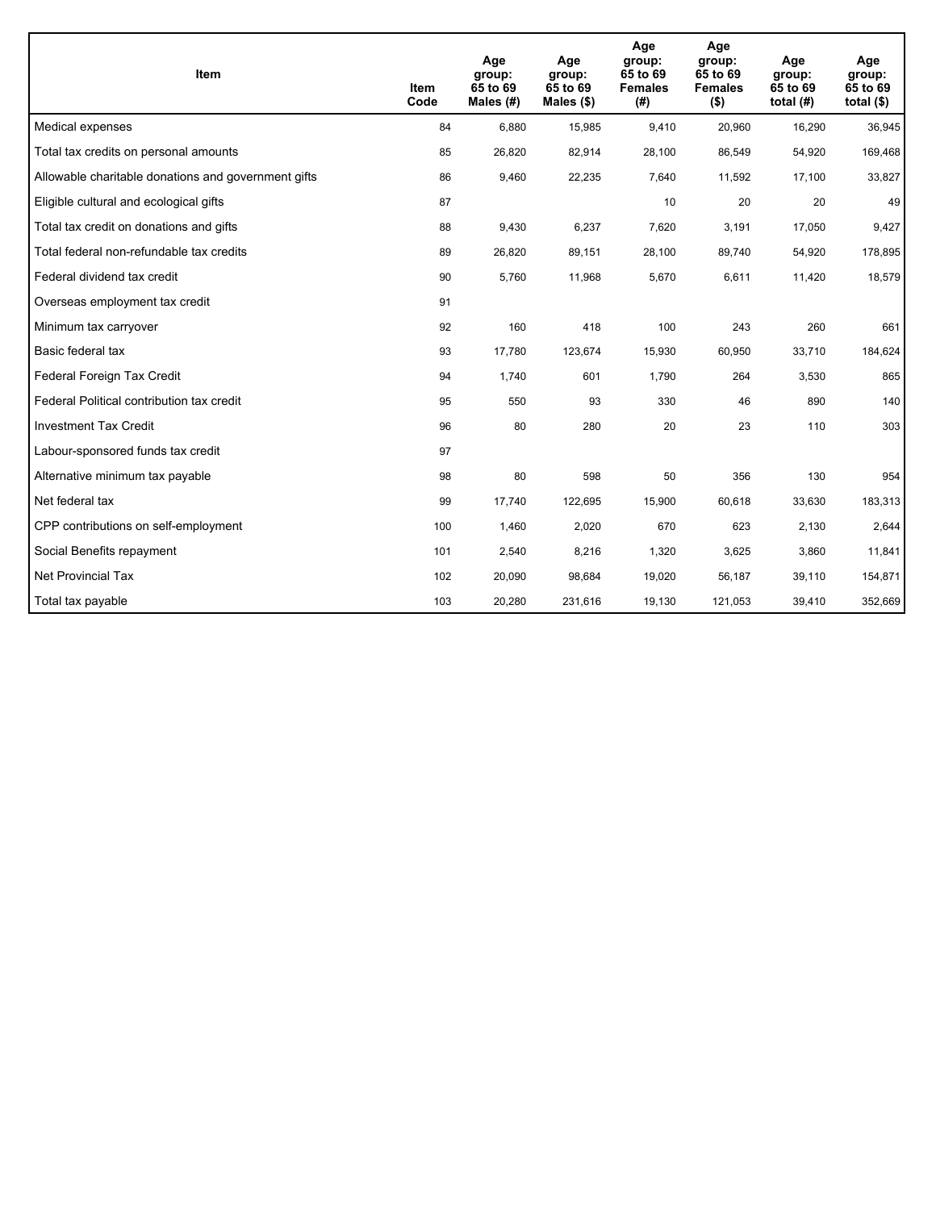| Item | Item Code | Age group: 65 to 69 Males (#) | Age group: 65 to 69 Males ($) | Age group: 65 to 69 Females (#) | Age group: 65 to 69 Females ($) | Age group: 65 to 69 total (#) | Age group: 65 to 69 total ($) |
|---|---|---|---|---|---|---|---|
| Medical expenses | 84 | 6,880 | 15,985 | 9,410 | 20,960 | 16,290 | 36,945 |
| Total tax credits on personal amounts | 85 | 26,820 | 82,914 | 28,100 | 86,549 | 54,920 | 169,468 |
| Allowable charitable donations and government gifts | 86 | 9,460 | 22,235 | 7,640 | 11,592 | 17,100 | 33,827 |
| Eligible cultural and ecological gifts | 87 | | | 10 | 20 | 20 | 49 |
| Total tax credit on donations and gifts | 88 | 9,430 | 6,237 | 7,620 | 3,191 | 17,050 | 9,427 |
| Total federal non-refundable tax credits | 89 | 26,820 | 89,151 | 28,100 | 89,740 | 54,920 | 178,895 |
| Federal dividend tax credit | 90 | 5,760 | 11,968 | 5,670 | 6,611 | 11,420 | 18,579 |
| Overseas employment tax credit | 91 | | | | | | |
| Minimum tax carryover | 92 | 160 | 418 | 100 | 243 | 260 | 661 |
| Basic federal tax | 93 | 17,780 | 123,674 | 15,930 | 60,950 | 33,710 | 184,624 |
| Federal Foreign Tax Credit | 94 | 1,740 | 601 | 1,790 | 264 | 3,530 | 865 |
| Federal Political contribution tax credit | 95 | 550 | 93 | 330 | 46 | 890 | 140 |
| Investment Tax Credit | 96 | 80 | 280 | 20 | 23 | 110 | 303 |
| Labour-sponsored funds tax credit | 97 | | | | | | |
| Alternative minimum tax payable | 98 | 80 | 598 | 50 | 356 | 130 | 954 |
| Net federal tax | 99 | 17,740 | 122,695 | 15,900 | 60,618 | 33,630 | 183,313 |
| CPP contributions on self-employment | 100 | 1,460 | 2,020 | 670 | 623 | 2,130 | 2,644 |
| Social Benefits repayment | 101 | 2,540 | 8,216 | 1,320 | 3,625 | 3,860 | 11,841 |
| Net Provincial Tax | 102 | 20,090 | 98,684 | 19,020 | 56,187 | 39,110 | 154,871 |
| Total tax payable | 103 | 20,280 | 231,616 | 19,130 | 121,053 | 39,410 | 352,669 |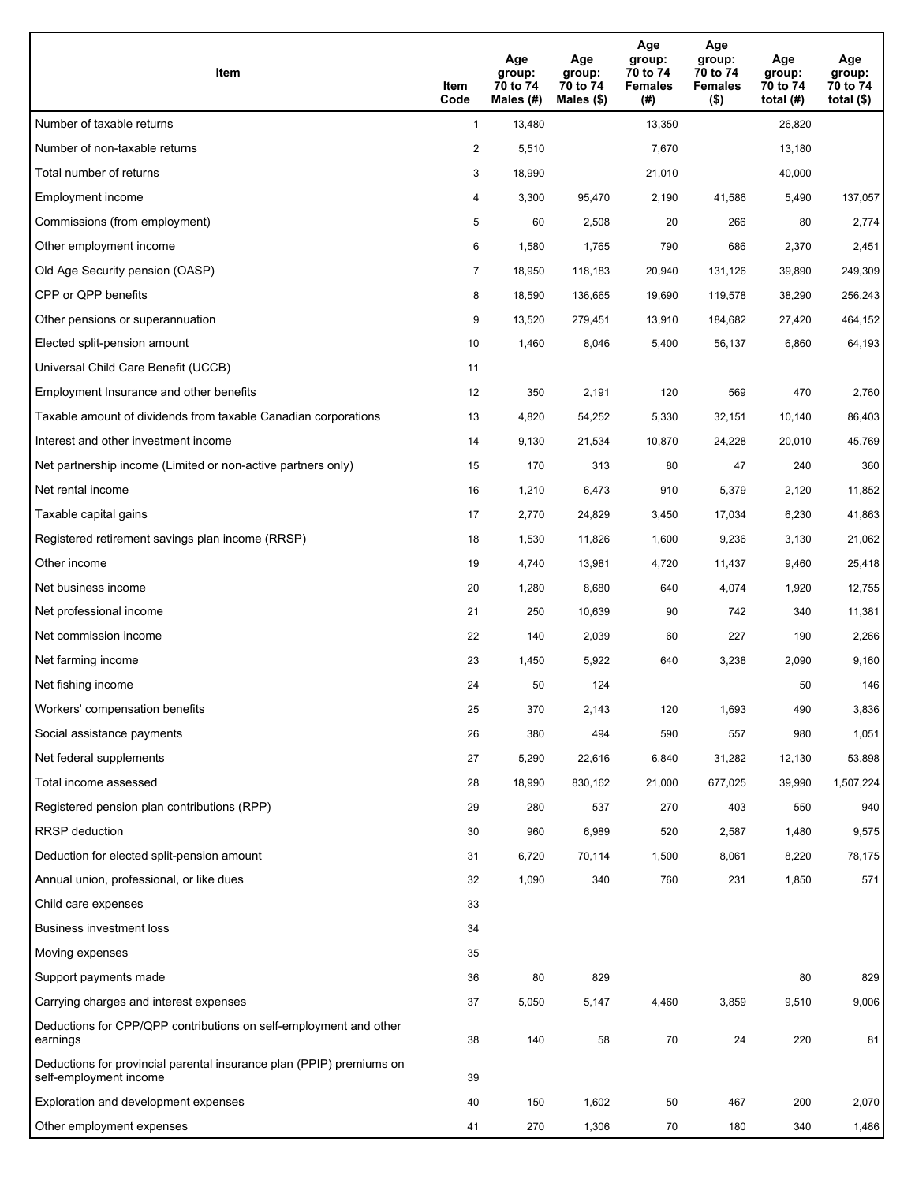| Item | Item Code | Age group: 70 to 74 Males (#) | Age group: 70 to 74 Males ($) | Age group: 70 to 74 Females (#) | Age group: 70 to 74 Females ($) | Age group: 70 to 74 total (#) | Age group: 70 to 74 total ($) |
|---|---|---|---|---|---|---|---|
| Number of taxable returns | 1 | 13,480 | | 13,350 | | 26,820 | |
| Number of non-taxable returns | 2 | 5,510 | | 7,670 | | 13,180 | |
| Total number of returns | 3 | 18,990 | | 21,010 | | 40,000 | |
| Employment income | 4 | 3,300 | 95,470 | 2,190 | 41,586 | 5,490 | 137,057 |
| Commissions (from employment) | 5 | 60 | 2,508 | 20 | 266 | 80 | 2,774 |
| Other employment income | 6 | 1,580 | 1,765 | 790 | 686 | 2,370 | 2,451 |
| Old Age Security pension (OASP) | 7 | 18,950 | 118,183 | 20,940 | 131,126 | 39,890 | 249,309 |
| CPP or QPP benefits | 8 | 18,590 | 136,665 | 19,690 | 119,578 | 38,290 | 256,243 |
| Other pensions or superannuation | 9 | 13,520 | 279,451 | 13,910 | 184,682 | 27,420 | 464,152 |
| Elected split-pension amount | 10 | 1,460 | 8,046 | 5,400 | 56,137 | 6,860 | 64,193 |
| Universal Child Care Benefit (UCCB) | 11 | | | | | | |
| Employment Insurance and other benefits | 12 | 350 | 2,191 | 120 | 569 | 470 | 2,760 |
| Taxable amount of dividends from taxable Canadian corporations | 13 | 4,820 | 54,252 | 5,330 | 32,151 | 10,140 | 86,403 |
| Interest and other investment income | 14 | 9,130 | 21,534 | 10,870 | 24,228 | 20,010 | 45,769 |
| Net partnership income (Limited or non-active partners only) | 15 | 170 | 313 | 80 | 47 | 240 | 360 |
| Net rental income | 16 | 1,210 | 6,473 | 910 | 5,379 | 2,120 | 11,852 |
| Taxable capital gains | 17 | 2,770 | 24,829 | 3,450 | 17,034 | 6,230 | 41,863 |
| Registered retirement savings plan income (RRSP) | 18 | 1,530 | 11,826 | 1,600 | 9,236 | 3,130 | 21,062 |
| Other income | 19 | 4,740 | 13,981 | 4,720 | 11,437 | 9,460 | 25,418 |
| Net business income | 20 | 1,280 | 8,680 | 640 | 4,074 | 1,920 | 12,755 |
| Net professional income | 21 | 250 | 10,639 | 90 | 742 | 340 | 11,381 |
| Net commission income | 22 | 140 | 2,039 | 60 | 227 | 190 | 2,266 |
| Net farming income | 23 | 1,450 | 5,922 | 640 | 3,238 | 2,090 | 9,160 |
| Net fishing income | 24 | 50 | 124 | | | 50 | 146 |
| Workers' compensation benefits | 25 | 370 | 2,143 | 120 | 1,693 | 490 | 3,836 |
| Social assistance payments | 26 | 380 | 494 | 590 | 557 | 980 | 1,051 |
| Net federal supplements | 27 | 5,290 | 22,616 | 6,840 | 31,282 | 12,130 | 53,898 |
| Total income assessed | 28 | 18,990 | 830,162 | 21,000 | 677,025 | 39,990 | 1,507,224 |
| Registered pension plan contributions (RPP) | 29 | 280 | 537 | 270 | 403 | 550 | 940 |
| RRSP deduction | 30 | 960 | 6,989 | 520 | 2,587 | 1,480 | 9,575 |
| Deduction for elected split-pension amount | 31 | 6,720 | 70,114 | 1,500 | 8,061 | 8,220 | 78,175 |
| Annual union, professional, or like dues | 32 | 1,090 | 340 | 760 | 231 | 1,850 | 571 |
| Child care expenses | 33 | | | | | | |
| Business investment loss | 34 | | | | | | |
| Moving expenses | 35 | | | | | | |
| Support payments made | 36 | 80 | 829 | | | 80 | 829 |
| Carrying charges and interest expenses | 37 | 5,050 | 5,147 | 4,460 | 3,859 | 9,510 | 9,006 |
| Deductions for CPP/QPP contributions on self-employment and other earnings | 38 | 140 | 58 | 70 | 24 | 220 | 81 |
| Deductions for provincial parental insurance plan (PPIP) premiums on self-employment income | 39 | | | | | | |
| Exploration and development expenses | 40 | 150 | 1,602 | 50 | 467 | 200 | 2,070 |
| Other employment expenses | 41 | 270 | 1,306 | 70 | 180 | 340 | 1,486 |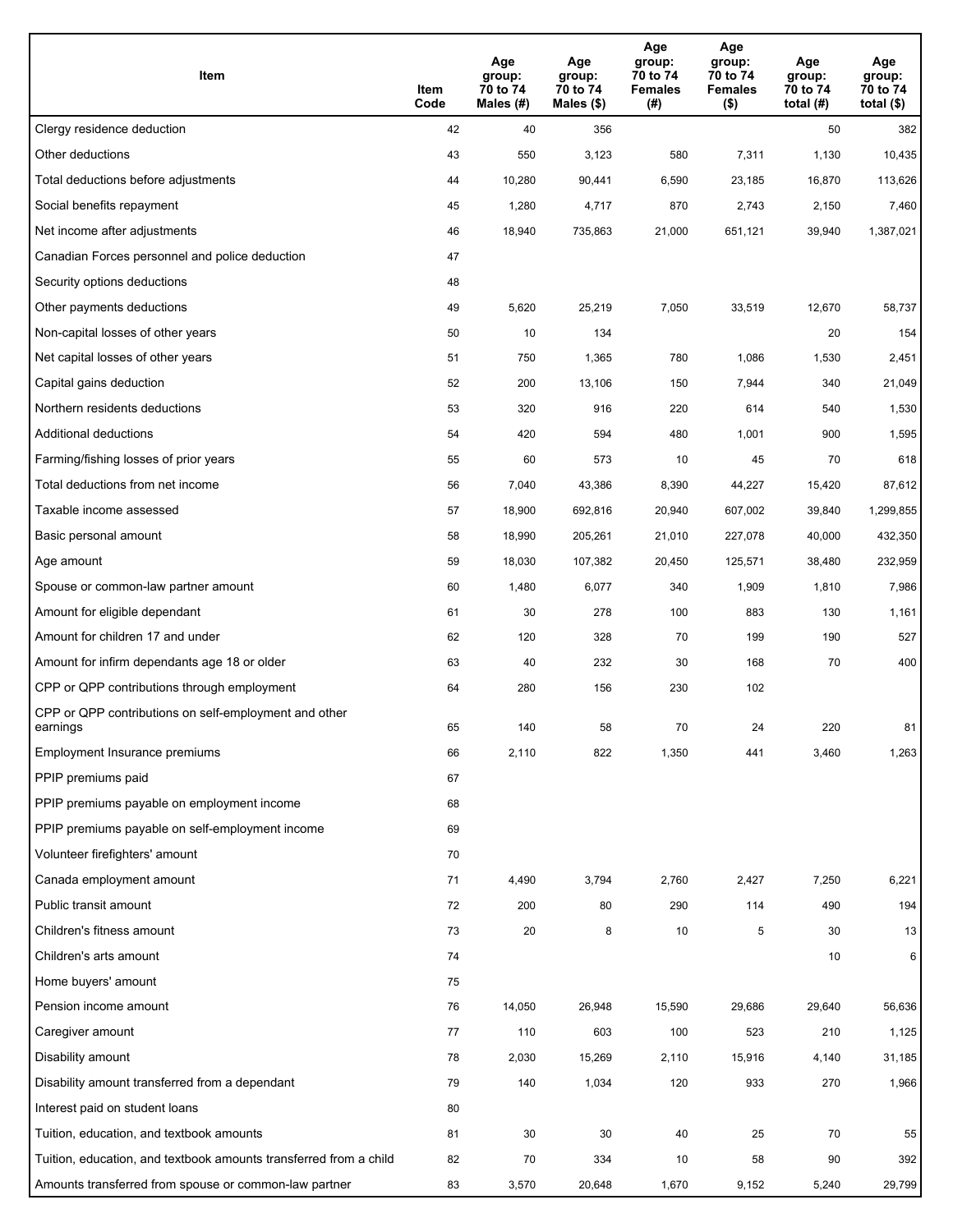| Item | Item Code | Age group: 70 to 74 Males (#) | Age group: 70 to 74 Males ($) | Age group: 70 to 74 Females (#) | Age group: 70 to 74 Females ($) | Age group: 70 to 74 total (#) | Age group: 70 to 74 total ($) |
|---|---|---|---|---|---|---|---|
| Clergy residence deduction | 42 | 40 | 356 | | | 50 | 382 |
| Other deductions | 43 | 550 | 3,123 | 580 | 7,311 | 1,130 | 10,435 |
| Total deductions before adjustments | 44 | 10,280 | 90,441 | 6,590 | 23,185 | 16,870 | 113,626 |
| Social benefits repayment | 45 | 1,280 | 4,717 | 870 | 2,743 | 2,150 | 7,460 |
| Net income after adjustments | 46 | 18,940 | 735,863 | 21,000 | 651,121 | 39,940 | 1,387,021 |
| Canadian Forces personnel and police deduction | 47 | | | | | | |
| Security options deductions | 48 | | | | | | |
| Other payments deductions | 49 | 5,620 | 25,219 | 7,050 | 33,519 | 12,670 | 58,737 |
| Non-capital losses of other years | 50 | 10 | 134 | | | 20 | 154 |
| Net capital losses of other years | 51 | 750 | 1,365 | 780 | 1,086 | 1,530 | 2,451 |
| Capital gains deduction | 52 | 200 | 13,106 | 150 | 7,944 | 340 | 21,049 |
| Northern residents deductions | 53 | 320 | 916 | 220 | 614 | 540 | 1,530 |
| Additional deductions | 54 | 420 | 594 | 480 | 1,001 | 900 | 1,595 |
| Farming/fishing losses of prior years | 55 | 60 | 573 | 10 | 45 | 70 | 618 |
| Total deductions from net income | 56 | 7,040 | 43,386 | 8,390 | 44,227 | 15,420 | 87,612 |
| Taxable income assessed | 57 | 18,900 | 692,816 | 20,940 | 607,002 | 39,840 | 1,299,855 |
| Basic personal amount | 58 | 18,990 | 205,261 | 21,010 | 227,078 | 40,000 | 432,350 |
| Age amount | 59 | 18,030 | 107,382 | 20,450 | 125,571 | 38,480 | 232,959 |
| Spouse or common-law partner amount | 60 | 1,480 | 6,077 | 340 | 1,909 | 1,810 | 7,986 |
| Amount for eligible dependant | 61 | 30 | 278 | 100 | 883 | 130 | 1,161 |
| Amount for children 17 and under | 62 | 120 | 328 | 70 | 199 | 190 | 527 |
| Amount for infirm dependants age 18 or older | 63 | 40 | 232 | 30 | 168 | 70 | 400 |
| CPP or QPP contributions through employment | 64 | 280 | 156 | 230 | 102 | | |
| CPP or QPP contributions on self-employment and other earnings | 65 | 140 | 58 | 70 | 24 | 220 | 81 |
| Employment Insurance premiums | 66 | 2,110 | 822 | 1,350 | 441 | 3,460 | 1,263 |
| PPIP premiums paid | 67 | | | | | | |
| PPIP premiums payable on employment income | 68 | | | | | | |
| PPIP premiums payable on self-employment income | 69 | | | | | | |
| Volunteer firefighters' amount | 70 | | | | | | |
| Canada employment amount | 71 | 4,490 | 3,794 | 2,760 | 2,427 | 7,250 | 6,221 |
| Public transit amount | 72 | 200 | 80 | 290 | 114 | 490 | 194 |
| Children's fitness amount | 73 | 20 | 8 | 10 | 5 | 30 | 13 |
| Children's arts amount | 74 | | | | | 10 | 6 |
| Home buyers' amount | 75 | | | | | | |
| Pension income amount | 76 | 14,050 | 26,948 | 15,590 | 29,686 | 29,640 | 56,636 |
| Caregiver amount | 77 | 110 | 603 | 100 | 523 | 210 | 1,125 |
| Disability amount | 78 | 2,030 | 15,269 | 2,110 | 15,916 | 4,140 | 31,185 |
| Disability amount transferred from a dependant | 79 | 140 | 1,034 | 120 | 933 | 270 | 1,966 |
| Interest paid on student loans | 80 | | | | | | |
| Tuition, education, and textbook amounts | 81 | 30 | 30 | 40 | 25 | 70 | 55 |
| Tuition, education, and textbook amounts transferred from a child | 82 | 70 | 334 | 10 | 58 | 90 | 392 |
| Amounts transferred from spouse or common-law partner | 83 | 3,570 | 20,648 | 1,670 | 9,152 | 5,240 | 29,799 |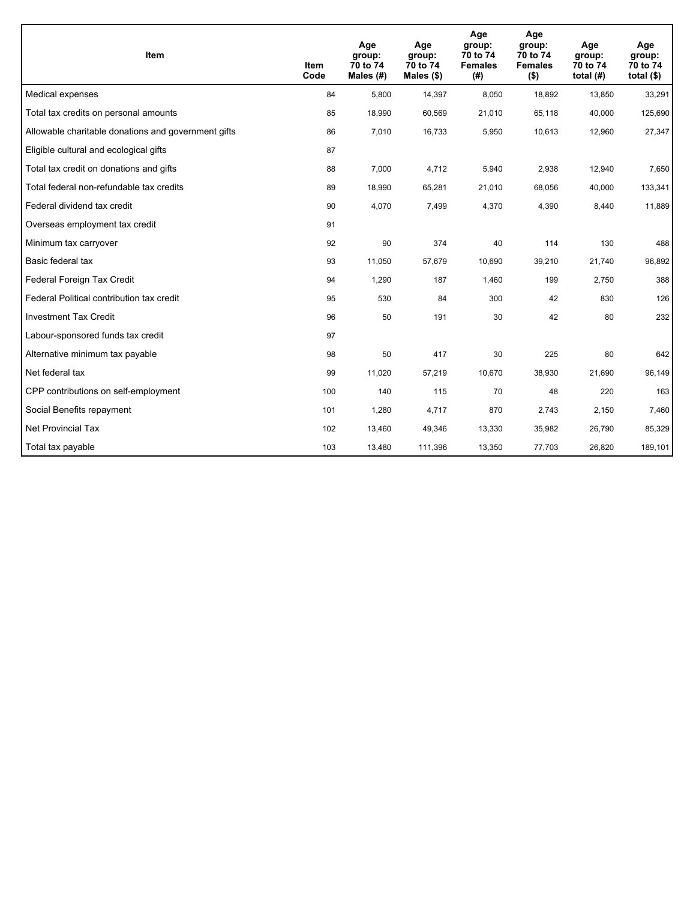| Item | Item Code | Age group: 70 to 74 Males (#) | Age group: 70 to 74 Males ($) | Age group: 70 to 74 Females (#) | Age group: 70 to 74 Females ($) | Age group: 70 to 74 total (#) | Age group: 70 to 74 total ($) |
|---|---|---|---|---|---|---|---|
| Medical expenses | 84 | 5,800 | 14,397 | 8,050 | 18,892 | 13,850 | 33,291 |
| Total tax credits on personal amounts | 85 | 18,990 | 60,569 | 21,010 | 65,118 | 40,000 | 125,690 |
| Allowable charitable donations and government gifts | 86 | 7,010 | 16,733 | 5,950 | 10,613 | 12,960 | 27,347 |
| Eligible cultural and ecological gifts | 87 | | | | | | |
| Total tax credit on donations and gifts | 88 | 7,000 | 4,712 | 5,940 | 2,938 | 12,940 | 7,650 |
| Total federal non-refundable tax credits | 89 | 18,990 | 65,281 | 21,010 | 68,056 | 40,000 | 133,341 |
| Federal dividend tax credit | 90 | 4,070 | 7,499 | 4,370 | 4,390 | 8,440 | 11,889 |
| Overseas employment tax credit | 91 | | | | | | |
| Minimum tax carryover | 92 | 90 | 374 | 40 | 114 | 130 | 488 |
| Basic federal tax | 93 | 11,050 | 57,679 | 10,690 | 39,210 | 21,740 | 96,892 |
| Federal Foreign Tax Credit | 94 | 1,290 | 187 | 1,460 | 199 | 2,750 | 388 |
| Federal Political contribution tax credit | 95 | 530 | 84 | 300 | 42 | 830 | 126 |
| Investment Tax Credit | 96 | 50 | 191 | 30 | 42 | 80 | 232 |
| Labour-sponsored funds tax credit | 97 | | | | | | |
| Alternative minimum tax payable | 98 | 50 | 417 | 30 | 225 | 80 | 642 |
| Net federal tax | 99 | 11,020 | 57,219 | 10,670 | 38,930 | 21,690 | 96,149 |
| CPP contributions on self-employment | 100 | 140 | 115 | 70 | 48 | 220 | 163 |
| Social Benefits repayment | 101 | 1,280 | 4,717 | 870 | 2,743 | 2,150 | 7,460 |
| Net Provincial Tax | 102 | 13,460 | 49,346 | 13,330 | 35,982 | 26,790 | 85,329 |
| Total tax payable | 103 | 13,480 | 111,396 | 13,350 | 77,703 | 26,820 | 189,101 |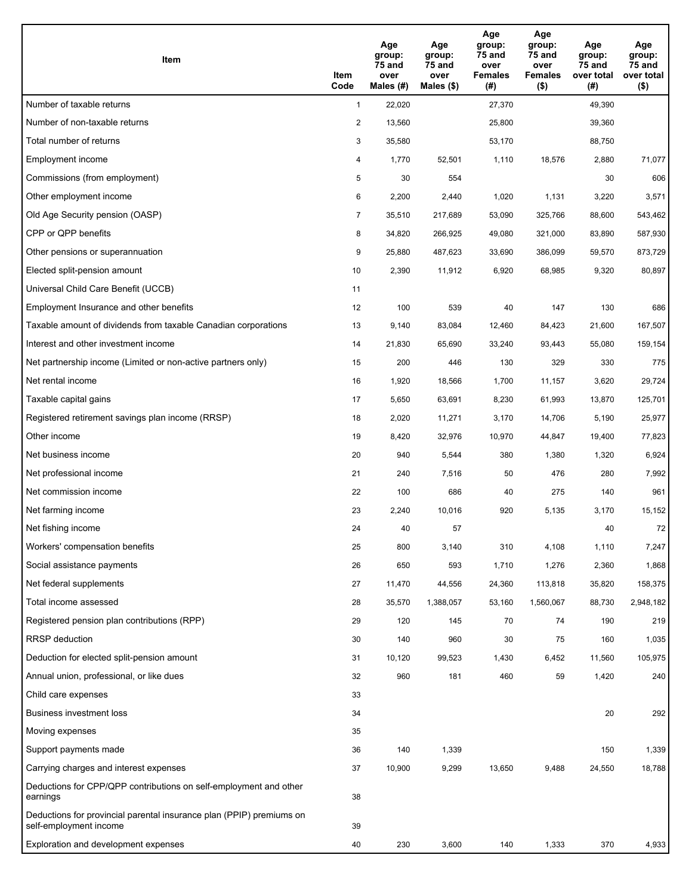| Item | Item Code | Age group: 75 and over Males (#) | Age group: 75 and over Males ($) | Age group: 75 and over Females (#) | Age group: 75 and over Females ($) | Age group: 75 and over total (#) | Age group: 75 and over total ($) |
|---|---|---|---|---|---|---|---|
| Number of taxable returns | 1 | 22,020 | | 27,370 | | 49,390 | |
| Number of non-taxable returns | 2 | 13,560 | | 25,800 | | 39,360 | |
| Total number of returns | 3 | 35,580 | | 53,170 | | 88,750 | |
| Employment income | 4 | 1,770 | 52,501 | 1,110 | 18,576 | 2,880 | 71,077 |
| Commissions (from employment) | 5 | 30 | 554 | | | 30 | 606 |
| Other employment income | 6 | 2,200 | 2,440 | 1,020 | 1,131 | 3,220 | 3,571 |
| Old Age Security pension (OASP) | 7 | 35,510 | 217,689 | 53,090 | 325,766 | 88,600 | 543,462 |
| CPP or QPP benefits | 8 | 34,820 | 266,925 | 49,080 | 321,000 | 83,890 | 587,930 |
| Other pensions or superannuation | 9 | 25,880 | 487,623 | 33,690 | 386,099 | 59,570 | 873,729 |
| Elected split-pension amount | 10 | 2,390 | 11,912 | 6,920 | 68,985 | 9,320 | 80,897 |
| Universal Child Care Benefit (UCCB) | 11 | | | | | | |
| Employment Insurance and other benefits | 12 | 100 | 539 | 40 | 147 | 130 | 686 |
| Taxable amount of dividends from taxable Canadian corporations | 13 | 9,140 | 83,084 | 12,460 | 84,423 | 21,600 | 167,507 |
| Interest and other investment income | 14 | 21,830 | 65,690 | 33,240 | 93,443 | 55,080 | 159,154 |
| Net partnership income (Limited or non-active partners only) | 15 | 200 | 446 | 130 | 329 | 330 | 775 |
| Net rental income | 16 | 1,920 | 18,566 | 1,700 | 11,157 | 3,620 | 29,724 |
| Taxable capital gains | 17 | 5,650 | 63,691 | 8,230 | 61,993 | 13,870 | 125,701 |
| Registered retirement savings plan income (RRSP) | 18 | 2,020 | 11,271 | 3,170 | 14,706 | 5,190 | 25,977 |
| Other income | 19 | 8,420 | 32,976 | 10,970 | 44,847 | 19,400 | 77,823 |
| Net business income | 20 | 940 | 5,544 | 380 | 1,380 | 1,320 | 6,924 |
| Net professional income | 21 | 240 | 7,516 | 50 | 476 | 280 | 7,992 |
| Net commission income | 22 | 100 | 686 | 40 | 275 | 140 | 961 |
| Net farming income | 23 | 2,240 | 10,016 | 920 | 5,135 | 3,170 | 15,152 |
| Net fishing income | 24 | 40 | 57 | | | 40 | 72 |
| Workers' compensation benefits | 25 | 800 | 3,140 | 310 | 4,108 | 1,110 | 7,247 |
| Social assistance payments | 26 | 650 | 593 | 1,710 | 1,276 | 2,360 | 1,868 |
| Net federal supplements | 27 | 11,470 | 44,556 | 24,360 | 113,818 | 35,820 | 158,375 |
| Total income assessed | 28 | 35,570 | 1,388,057 | 53,160 | 1,560,067 | 88,730 | 2,948,182 |
| Registered pension plan contributions (RPP) | 29 | 120 | 145 | 70 | 74 | 190 | 219 |
| RRSP deduction | 30 | 140 | 960 | 30 | 75 | 160 | 1,035 |
| Deduction for elected split-pension amount | 31 | 10,120 | 99,523 | 1,430 | 6,452 | 11,560 | 105,975 |
| Annual union, professional, or like dues | 32 | 960 | 181 | 460 | 59 | 1,420 | 240 |
| Child care expenses | 33 | | | | | | |
| Business investment loss | 34 | | | | | 20 | 292 |
| Moving expenses | 35 | | | | | | |
| Support payments made | 36 | 140 | 1,339 | | | 150 | 1,339 |
| Carrying charges and interest expenses | 37 | 10,900 | 9,299 | 13,650 | 9,488 | 24,550 | 18,788 |
| Deductions for CPP/QPP contributions on self-employment and other earnings | 38 | | | | | | |
| Deductions for provincial parental insurance plan (PPIP) premiums on self-employment income | 39 | | | | | | |
| Exploration and development expenses | 40 | 230 | 3,600 | 140 | 1,333 | 370 | 4,933 |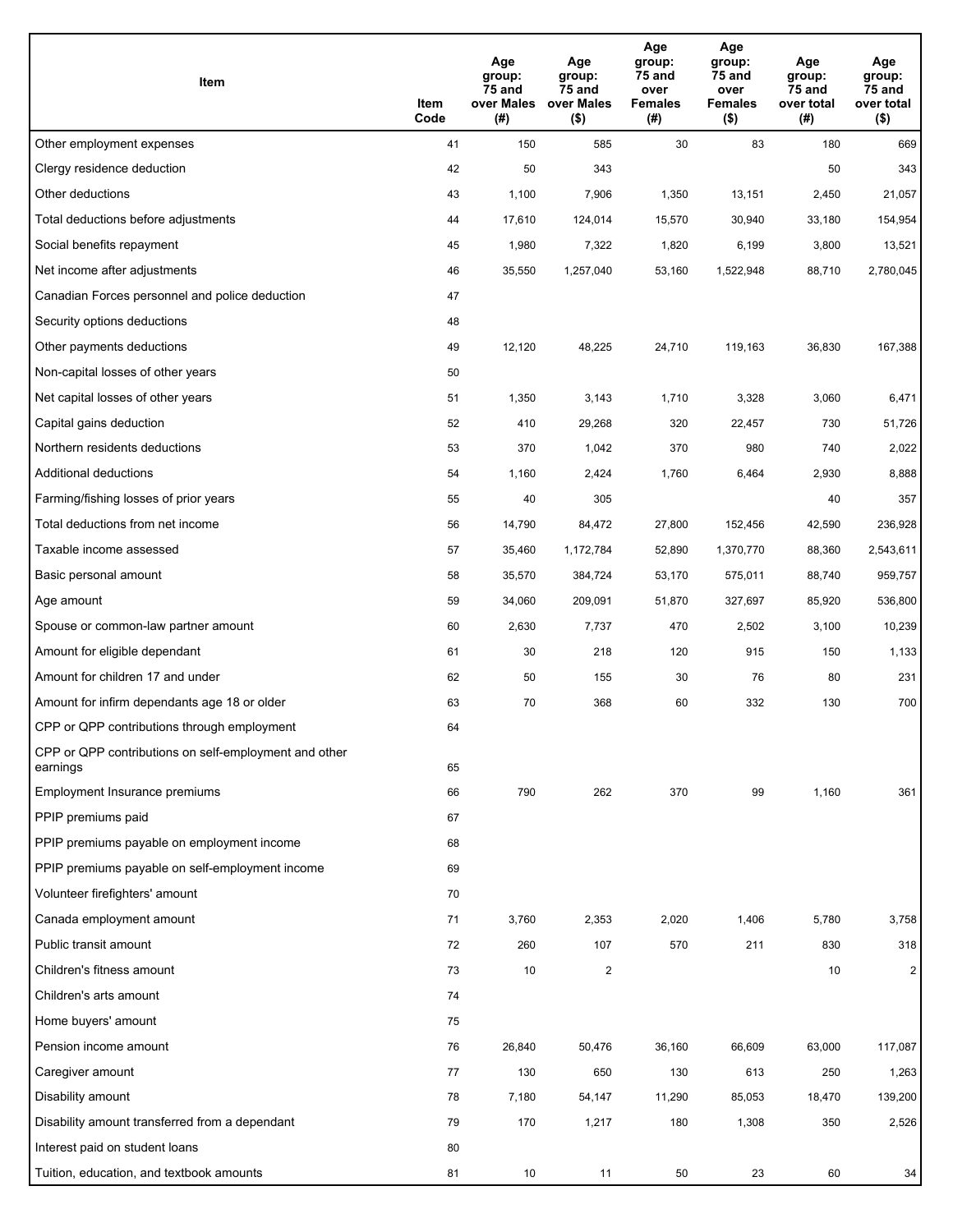| Item | Item Code | Age group: 75 and over Males (#) | Age group: 75 and over Males ($) | Age group: 75 and over Females (#) | Age group: 75 and over Females ($) | Age group: 75 and over total (#) | Age group: 75 and over total ($) |
|---|---|---|---|---|---|---|---|
| Other employment expenses | 41 | 150 | 585 | 30 | 83 | 180 | 669 |
| Clergy residence deduction | 42 | 50 | 343 | | | 50 | 343 |
| Other deductions | 43 | 1,100 | 7,906 | 1,350 | 13,151 | 2,450 | 21,057 |
| Total deductions before adjustments | 44 | 17,610 | 124,014 | 15,570 | 30,940 | 33,180 | 154,954 |
| Social benefits repayment | 45 | 1,980 | 7,322 | 1,820 | 6,199 | 3,800 | 13,521 |
| Net income after adjustments | 46 | 35,550 | 1,257,040 | 53,160 | 1,522,948 | 88,710 | 2,780,045 |
| Canadian Forces personnel and police deduction | 47 | | | | | | |
| Security options deductions | 48 | | | | | | |
| Other payments deductions | 49 | 12,120 | 48,225 | 24,710 | 119,163 | 36,830 | 167,388 |
| Non-capital losses of other years | 50 | | | | | | |
| Net capital losses of other years | 51 | 1,350 | 3,143 | 1,710 | 3,328 | 3,060 | 6,471 |
| Capital gains deduction | 52 | 410 | 29,268 | 320 | 22,457 | 730 | 51,726 |
| Northern residents deductions | 53 | 370 | 1,042 | 370 | 980 | 740 | 2,022 |
| Additional deductions | 54 | 1,160 | 2,424 | 1,760 | 6,464 | 2,930 | 8,888 |
| Farming/fishing losses of prior years | 55 | 40 | 305 | | | 40 | 357 |
| Total deductions from net income | 56 | 14,790 | 84,472 | 27,800 | 152,456 | 42,590 | 236,928 |
| Taxable income assessed | 57 | 35,460 | 1,172,784 | 52,890 | 1,370,770 | 88,360 | 2,543,611 |
| Basic personal amount | 58 | 35,570 | 384,724 | 53,170 | 575,011 | 88,740 | 959,757 |
| Age amount | 59 | 34,060 | 209,091 | 51,870 | 327,697 | 85,920 | 536,800 |
| Spouse or common-law partner amount | 60 | 2,630 | 7,737 | 470 | 2,502 | 3,100 | 10,239 |
| Amount for eligible dependant | 61 | 30 | 218 | 120 | 915 | 150 | 1,133 |
| Amount for children 17 and under | 62 | 50 | 155 | 30 | 76 | 80 | 231 |
| Amount for infirm dependants age 18 or older | 63 | 70 | 368 | 60 | 332 | 130 | 700 |
| CPP or QPP contributions through employment | 64 | | | | | | |
| CPP or QPP contributions on self-employment and other earnings | 65 | | | | | | |
| Employment Insurance premiums | 66 | 790 | 262 | 370 | 99 | 1,160 | 361 |
| PPIP premiums paid | 67 | | | | | | |
| PPIP premiums payable on employment income | 68 | | | | | | |
| PPIP premiums payable on self-employment income | 69 | | | | | | |
| Volunteer firefighters' amount | 70 | | | | | | |
| Canada employment amount | 71 | 3,760 | 2,353 | 2,020 | 1,406 | 5,780 | 3,758 |
| Public transit amount | 72 | 260 | 107 | 570 | 211 | 830 | 318 |
| Children's fitness amount | 73 | 10 | 2 | | | 10 | 2 |
| Children's arts amount | 74 | | | | | | |
| Home buyers' amount | 75 | | | | | | |
| Pension income amount | 76 | 26,840 | 50,476 | 36,160 | 66,609 | 63,000 | 117,087 |
| Caregiver amount | 77 | 130 | 650 | 130 | 613 | 250 | 1,263 |
| Disability amount | 78 | 7,180 | 54,147 | 11,290 | 85,053 | 18,470 | 139,200 |
| Disability amount transferred from a dependant | 79 | 170 | 1,217 | 180 | 1,308 | 350 | 2,526 |
| Interest paid on student loans | 80 | | | | | | |
| Tuition, education, and textbook amounts | 81 | 10 | 11 | 50 | 23 | 60 | 34 |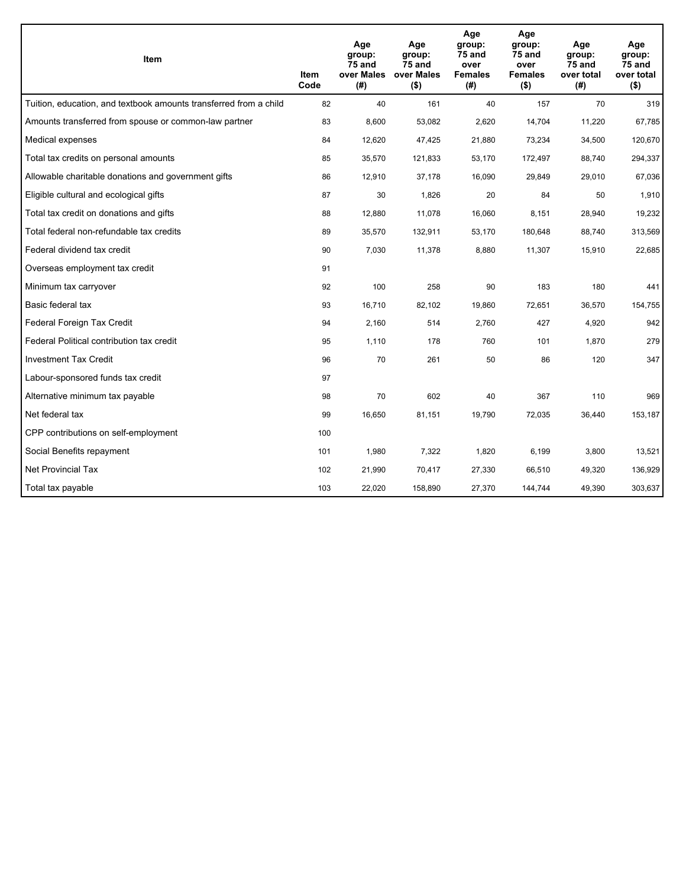| Item | Item Code | Age group: 75 and over Males (#) | Age group: 75 and over Males ($) | Age group: 75 and over Females (#) | Age group: 75 and over Females ($) | Age group: 75 and over total (#) | Age group: 75 and over total ($) |
|---|---|---|---|---|---|---|---|
| Tuition, education, and textbook amounts transferred from a child | 82 | 40 | 161 | 40 | 157 | 70 | 319 |
| Amounts transferred from spouse or common-law partner | 83 | 8,600 | 53,082 | 2,620 | 14,704 | 11,220 | 67,785 |
| Medical expenses | 84 | 12,620 | 47,425 | 21,880 | 73,234 | 34,500 | 120,670 |
| Total tax credits on personal amounts | 85 | 35,570 | 121,833 | 53,170 | 172,497 | 88,740 | 294,337 |
| Allowable charitable donations and government gifts | 86 | 12,910 | 37,178 | 16,090 | 29,849 | 29,010 | 67,036 |
| Eligible cultural and ecological gifts | 87 | 30 | 1,826 | 20 | 84 | 50 | 1,910 |
| Total tax credit on donations and gifts | 88 | 12,880 | 11,078 | 16,060 | 8,151 | 28,940 | 19,232 |
| Total federal non-refundable tax credits | 89 | 35,570 | 132,911 | 53,170 | 180,648 | 88,740 | 313,569 |
| Federal dividend tax credit | 90 | 7,030 | 11,378 | 8,880 | 11,307 | 15,910 | 22,685 |
| Overseas employment tax credit | 91 | | | | | | |
| Minimum tax carryover | 92 | 100 | 258 | 90 | 183 | 180 | 441 |
| Basic federal tax | 93 | 16,710 | 82,102 | 19,860 | 72,651 | 36,570 | 154,755 |
| Federal Foreign Tax Credit | 94 | 2,160 | 514 | 2,760 | 427 | 4,920 | 942 |
| Federal Political contribution tax credit | 95 | 1,110 | 178 | 760 | 101 | 1,870 | 279 |
| Investment Tax Credit | 96 | 70 | 261 | 50 | 86 | 120 | 347 |
| Labour-sponsored funds tax credit | 97 | | | | | | |
| Alternative minimum tax payable | 98 | 70 | 602 | 40 | 367 | 110 | 969 |
| Net federal tax | 99 | 16,650 | 81,151 | 19,790 | 72,035 | 36,440 | 153,187 |
| CPP contributions on self-employment | 100 | | | | | | |
| Social Benefits repayment | 101 | 1,980 | 7,322 | 1,820 | 6,199 | 3,800 | 13,521 |
| Net Provincial Tax | 102 | 21,990 | 70,417 | 27,330 | 66,510 | 49,320 | 136,929 |
| Total tax payable | 103 | 22,020 | 158,890 | 27,370 | 144,744 | 49,390 | 303,637 |